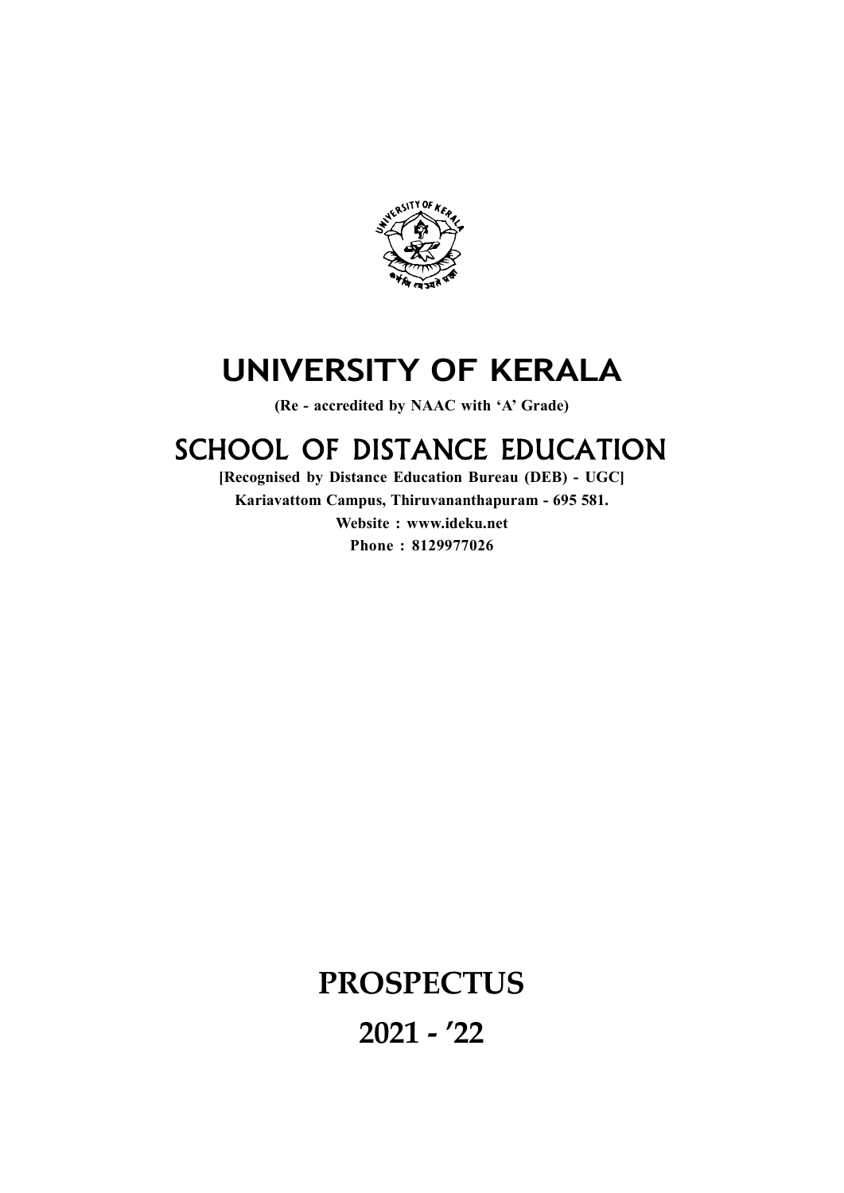# UNIVERSITY OF KERALA

**(Re - accredited by NAAC with 'A' Grade)**

## SCHOOL OF DISTANCE EDUCATION

**[Recognised by Distance Education Bureau (DEB) - UGC]**

**Kariavattom Campus, Thiruvananthapuram - 695 581.**

**Website : www.ideku.net**

**Phone : 8129977026**

# PROSPECTUS

# 2021 - '22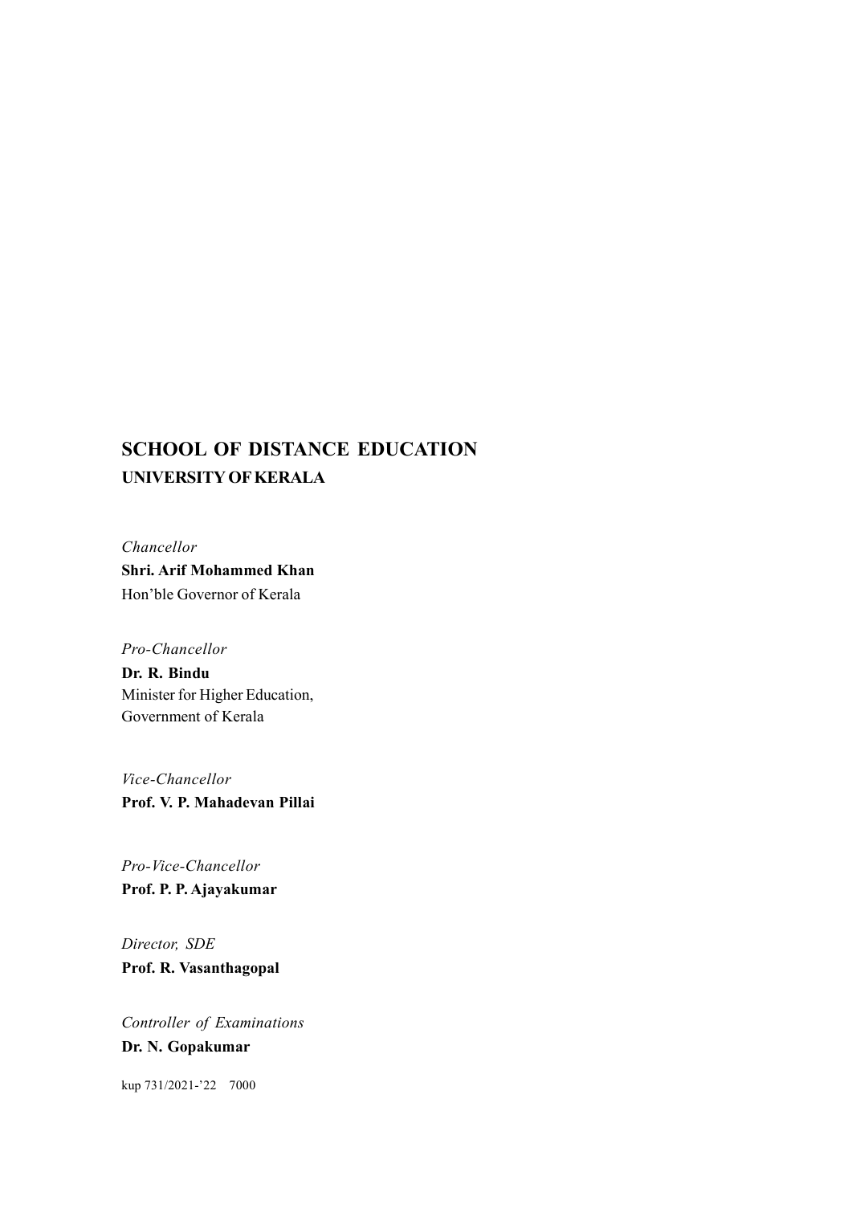## SCHOOL OF DISTANCE EDUCATION

### UNIVERSITY OF KERALA

*Chancellor*

**Shri. Arif Mohammed Khan**

Hon'ble Governor of Kerala

*Pro-Chancellor*

**Dr. R. Bindu**

Minister for Higher Education,
Government of Kerala

*Vice-Chancellor*

**Prof. V. P. Mahadevan Pillai**

*Pro-Vice-Chancellor*

**Prof. P. P. Ajayakumar**

*Director, SDE*

**Prof. R. Vasanthagopal**

*Controller of Examinations*

**Dr. N. Gopakumar**

kup 731/2021-'22 7000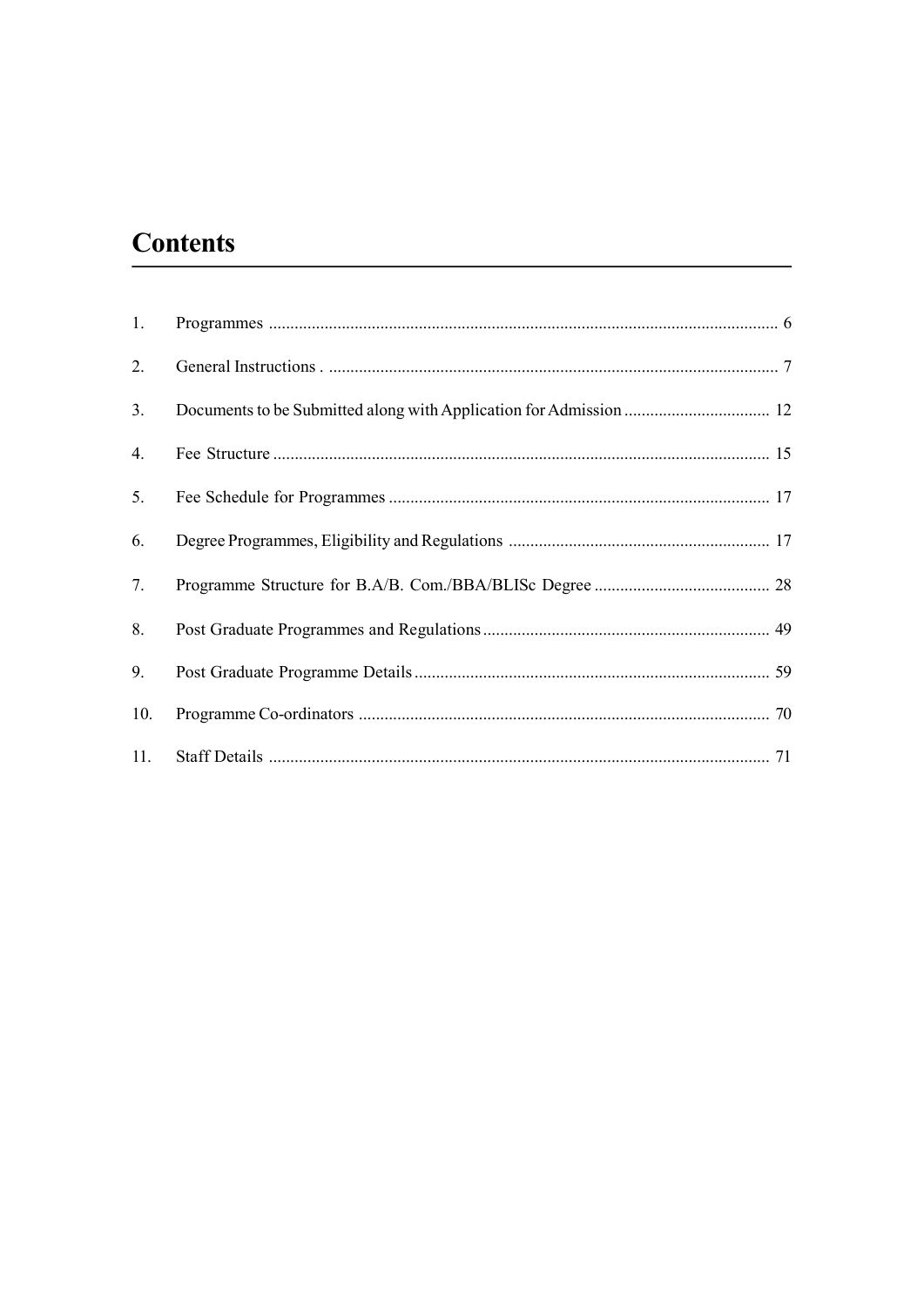# Contents

1. Programmes ........................................................................................................................ 6
2. General Instructions . .......................................................................................................... 7
3. Documents to be Submitted along with Application for Admission .................................. 12
4. Fee Structure .................................................................................................................... 15
5. Fee Schedule for Programmes ......................................................................................... 17
6. Degree Programmes, Eligibility and Regulations ............................................................. 17
7. Programme Structure for B.A/B. Com./BBA/BLISc Degree .......................................... 28
8. Post Graduate Programmes and Regulations ................................................................... 49
9. Post Graduate Programme Details ................................................................................... 59
10. Programme Co-ordinators ................................................................................................ 70
11. Staff Details ..................................................................................................................... 71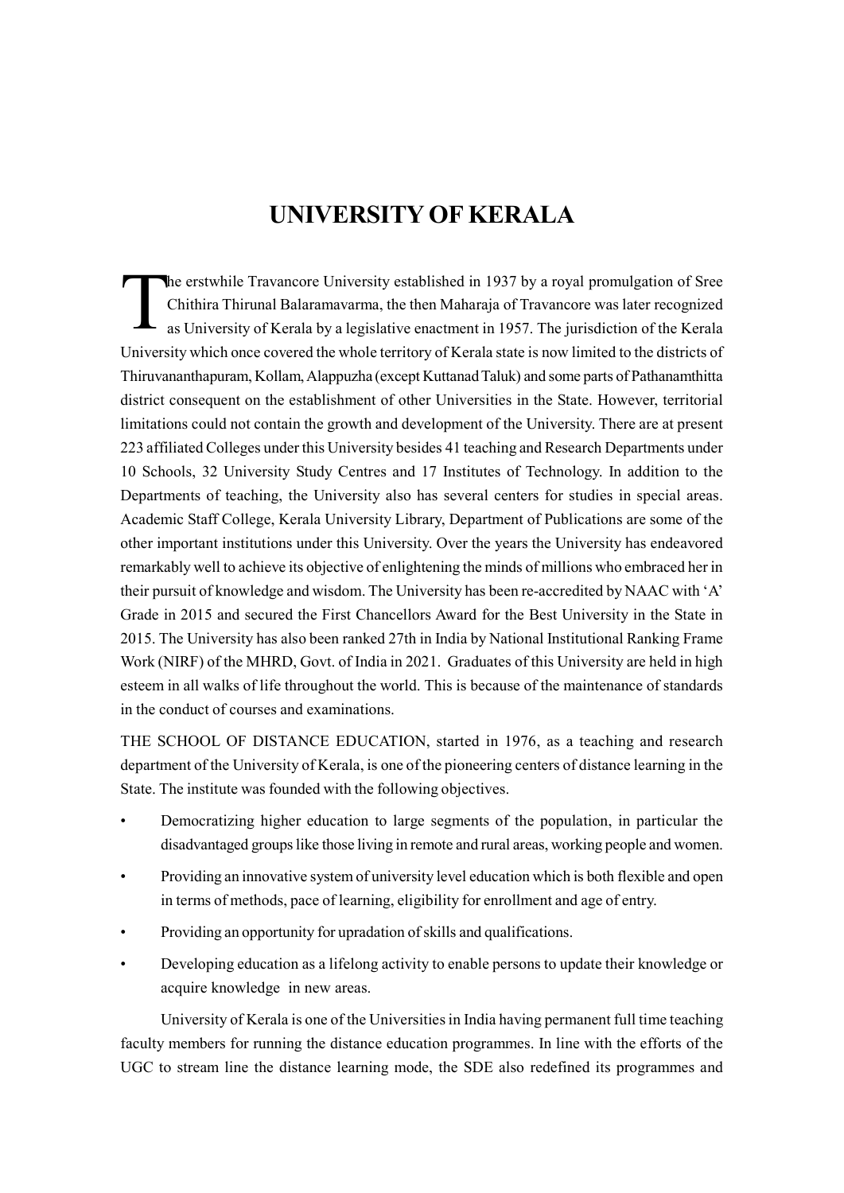# UNIVERSITY OF KERALA

The erstwhile Travancore University established in 1937 by a royal promulgation of Sree Chithira Thirunal Balaramavarma, the then Maharaja of Travancore was later recognized as University of Kerala by a legislative enactment in 1957. The jurisdiction of the Kerala University which once covered the whole territory of Kerala state is now limited to the districts of Thiruvananthapuram, Kollam, Alappuzha (except Kuttanad Taluk) and some parts of Pathanamthitta district consequent on the establishment of other Universities in the State. However, territorial limitations could not contain the growth and development of the University. There are at present 223 affiliated Colleges under this University besides 41 teaching and Research Departments under 10 Schools, 32 University Study Centres and 17 Institutes of Technology. In addition to the Departments of teaching, the University also has several centers for studies in special areas. Academic Staff College, Kerala University Library, Department of Publications are some of the other important institutions under this University. Over the years the University has endeavored remarkably well to achieve its objective of enlightening the minds of millions who embraced her in their pursuit of knowledge and wisdom. The University has been re-accredited by NAAC with 'A' Grade in 2015 and secured the First Chancellors Award for the Best University in the State in 2015. The University has also been ranked 27th in India by National Institutional Ranking Frame Work (NIRF) of the MHRD, Govt. of India in 2021. Graduates of this University are held in high esteem in all walks of life throughout the world. This is because of the maintenance of standards in the conduct of courses and examinations.

THE SCHOOL OF DISTANCE EDUCATION, started in 1976, as a teaching and research department of the University of Kerala, is one of the pioneering centers of distance learning in the State. The institute was founded with the following objectives.

- Democratizing higher education to large segments of the population, in particular the disadvantaged groups like those living in remote and rural areas, working people and women.
- Providing an innovative system of university level education which is both flexible and open in terms of methods, pace of learning, eligibility for enrollment and age of entry.
- Providing an opportunity for upradation of skills and qualifications.
- Developing education as a lifelong activity to enable persons to update their knowledge or acquire knowledge in new areas.

University of Kerala is one of the Universities in India having permanent full time teaching faculty members for running the distance education programmes. In line with the efforts of the UGC to stream line the distance learning mode, the SDE also redefined its programmes and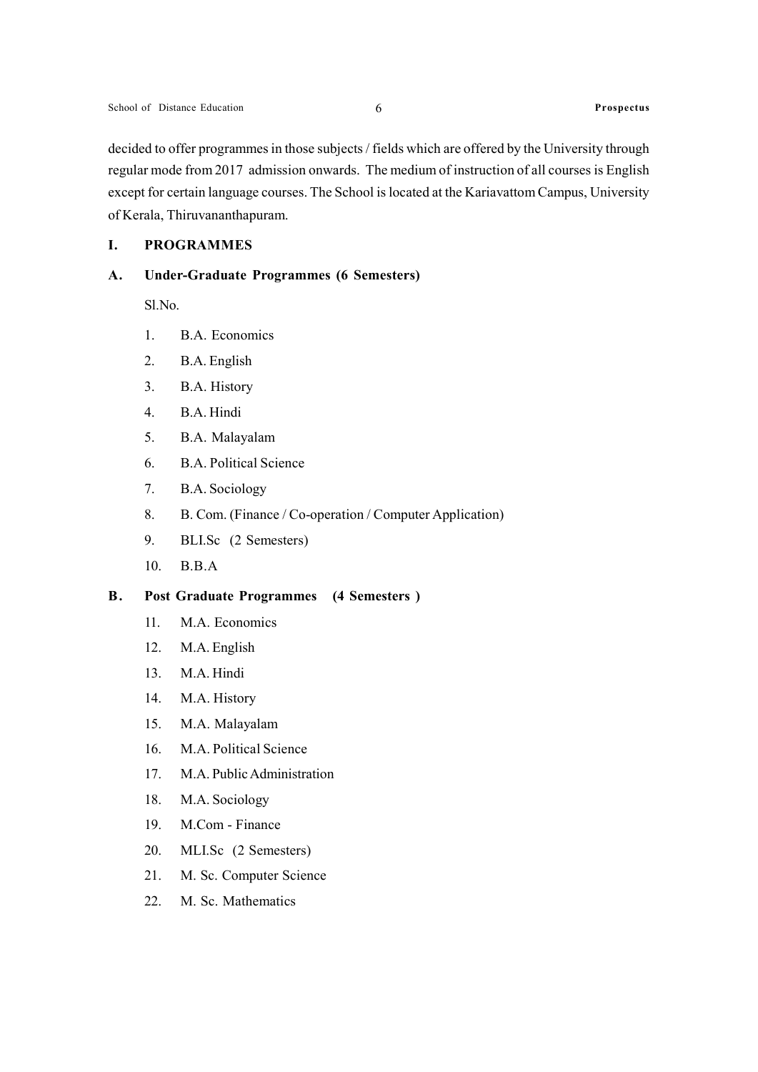decided to offer programmes in those subjects / fields which are offered by the University through regular mode from 2017 admission onwards. The medium of instruction of all courses is English except for certain language courses. The School is located at the Kariavattom Campus, University of Kerala, Thiruvananthapuram.

## I. PROGRAMMES

### A. Under-Graduate Programmes (6 Semesters)

Sl.No.

1. B.A. Economics
2. B.A. English
3. B.A. History
4. B.A. Hindi
5. B.A. Malayalam
6. B.A. Political Science
7. B.A. Sociology
8. B. Com. (Finance / Co-operation / Computer Application)
9. BLI.Sc (2 Semesters)
10. B.B.A

### B. Post Graduate Programmes (4 Semesters )

11. M.A. Economics
12. M.A. English
13. M.A. Hindi
14. M.A. History
15. M.A. Malayalam
16. M.A. Political Science
17. M.A. Public Administration
18. M.A. Sociology
19. M.Com - Finance
20. MLI.Sc (2 Semesters)
21. M. Sc. Computer Science
22. M. Sc. Mathematics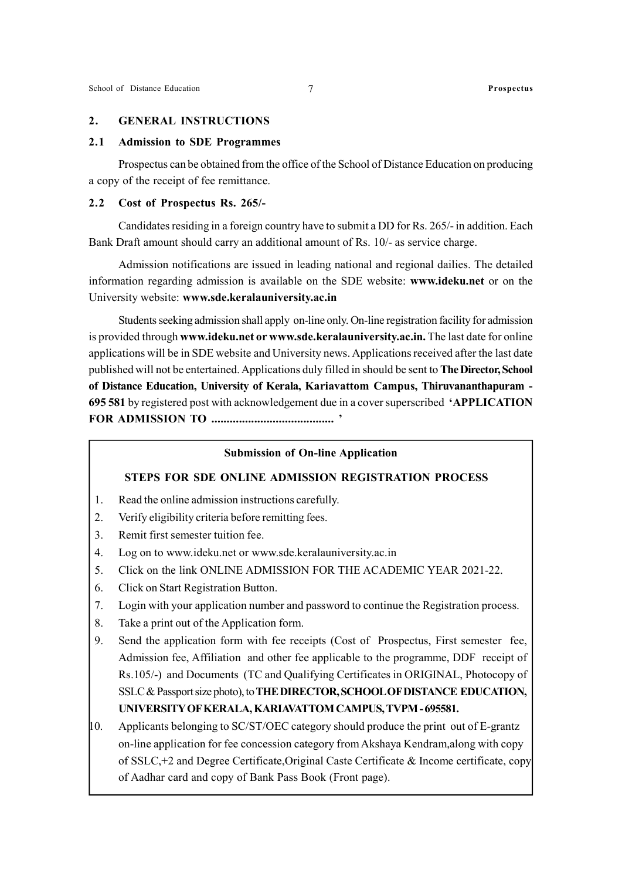## 2. GENERAL INSTRUCTIONS

### 2.1 Admission to SDE Programmes

Prospectus can be obtained from the office of the School of Distance Education on producing a copy of the receipt of fee remittance.

### 2.2 Cost of Prospectus Rs. 265/-

Candidates residing in a foreign country have to submit a DD for Rs. 265/- in addition. Each Bank Draft amount should carry an additional amount of Rs. 10/- as service charge.

Admission notifications are issued in leading national and regional dailies. The detailed information regarding admission is available on the SDE website: **www.ideku.net** or on the University website: **www.sde.keralauniversity.ac.in**

Students seeking admission shall apply on-line only. On-line registration facility for admission is provided through **www.ideku.net or www.sde.keralauniversity.ac.in.** The last date for online applications will be in SDE website and University news. Applications received after the last date published will not be entertained. Applications duly filled in should be sent to **The Director, School of Distance Education, University of Kerala, Kariavattom Campus, Thiruvananthapuram - 695 581** by registered post with acknowledgement due in a cover superscribed **'APPLICATION FOR ADMISSION TO ........................................ '**

**Submission of On-line Application**

**STEPS FOR SDE ONLINE ADMISSION REGISTRATION PROCESS**

1. Read the online admission instructions carefully.
2. Verify eligibility criteria before remitting fees.
3. Remit first semester tuition fee.
4. Log on to www.ideku.net or www.sde.keralauniversity.ac.in
5. Click on the link ONLINE ADMISSION FOR THE ACADEMIC YEAR 2021-22.
6. Click on Start Registration Button.
7. Login with your application number and password to continue the Registration process.
8. Take a print out of the Application form.
9. Send the application form with fee receipts (Cost of Prospectus, First semester fee, Admission fee, Affiliation and other fee applicable to the programme, DDF receipt of Rs.105/-) and Documents (TC and Qualifying Certificates in ORIGINAL, Photocopy of SSLC & Passport size photo), to **THE DIRECTOR, SCHOOL OF DISTANCE EDUCATION, UNIVERSITY OF KERALA, KARIAVATTOM CAMPUS, TVPM - 695581.**
10. Applicants belonging to SC/ST/OEC category should produce the print out of E-grantz on-line application for fee concession category from Akshaya Kendram,along with copy of SSLC,+2 and Degree Certificate,Original Caste Certificate & Income certificate, copy of Aadhar card and copy of Bank Pass Book (Front page).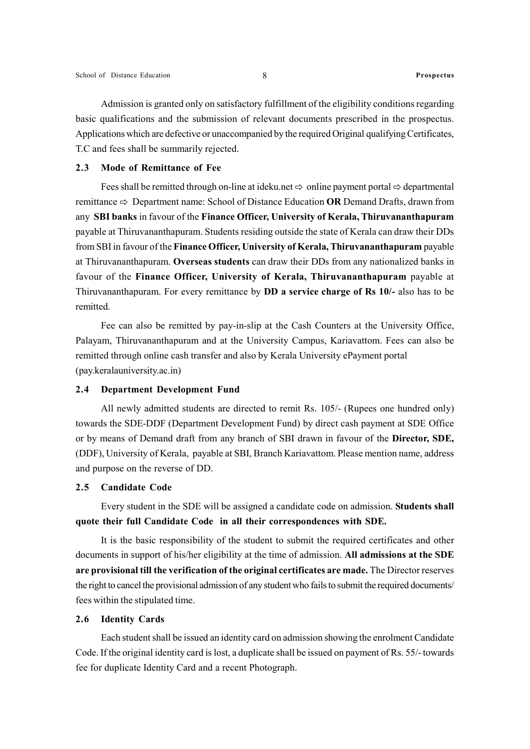Admission is granted only on satisfactory fulfillment of the eligibility conditions regarding basic qualifications and the submission of relevant documents prescribed in the prospectus. Applications which are defective or unaccompanied by the required Original qualifying Certificates, T.C and fees shall be summarily rejected.

### 2.3 Mode of Remittance of Fee

Fees shall be remitted through on-line at ideku.net ⇨ online payment portal ⇨ departmental remittance ⇨ Department name: School of Distance Education **OR** Demand Drafts, drawn from any **SBI banks** in favour of the **Finance Officer, University of Kerala, Thiruvananthapuram** payable at Thiruvananthapuram. Students residing outside the state of Kerala can draw their DDs from SBI in favour of the **Finance Officer, University of Kerala, Thiruvananthapuram** payable at Thiruvananthapuram. **Overseas students** can draw their DDs from any nationalized banks in favour of the **Finance Officer, University of Kerala, Thiruvananthapuram** payable at Thiruvananthapuram. For every remittance by **DD a service charge of Rs 10/-** also has to be remitted.

Fee can also be remitted by pay-in-slip at the Cash Counters at the University Office, Palayam, Thiruvananthapuram and at the University Campus, Kariavattom. Fees can also be remitted through online cash transfer and also by Kerala University ePayment portal (pay.keralauniversity.ac.in)

### 2.4 Department Development Fund

All newly admitted students are directed to remit Rs. 105/- (Rupees one hundred only) towards the SDE-DDF (Department Development Fund) by direct cash payment at SDE Office or by means of Demand draft from any branch of SBI drawn in favour of the **Director, SDE,** (DDF), University of Kerala, payable at SBI, Branch Kariavattom. Please mention name, address and purpose on the reverse of DD.

### 2.5 Candidate Code

Every student in the SDE will be assigned a candidate code on admission. **Students shall quote their full Candidate Code in all their correspondences with SDE.**

It is the basic responsibility of the student to submit the required certificates and other documents in support of his/her eligibility at the time of admission. **All admissions at the SDE are provisional till the verification of the original certificates are made.** The Director reserves the right to cancel the provisional admission of any student who fails to submit the required documents/ fees within the stipulated time.

### 2.6 Identity Cards

Each student shall be issued an identity card on admission showing the enrolment Candidate Code. If the original identity card is lost, a duplicate shall be issued on payment of Rs. 55/- towards fee for duplicate Identity Card and a recent Photograph.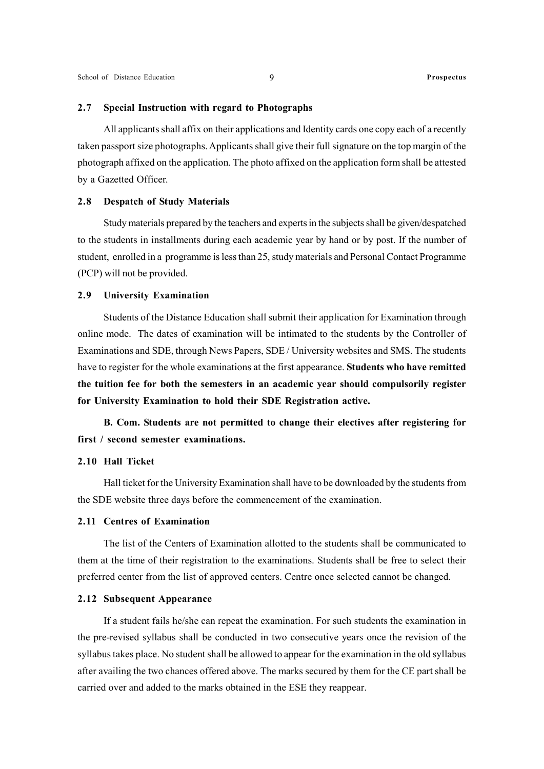### 2.7 Special Instruction with regard to Photographs

All applicants shall affix on their applications and Identity cards one copy each of a recently taken passport size photographs. Applicants shall give their full signature on the top margin of the photograph affixed on the application. The photo affixed on the application form shall be attested by a Gazetted Officer.

### 2.8 Despatch of Study Materials

Study materials prepared by the teachers and experts in the subjects shall be given/despatched to the students in installments during each academic year by hand or by post. If the number of student, enrolled in a programme is less than 25, study materials and Personal Contact Programme (PCP) will not be provided.

### 2.9 University Examination

Students of the Distance Education shall submit their application for Examination through online mode. The dates of examination will be intimated to the students by the Controller of Examinations and SDE, through News Papers, SDE / University websites and SMS. The students have to register for the whole examinations at the first appearance. **Students who have remitted the tuition fee for both the semesters in an academic year should compulsorily register for University Examination to hold their SDE Registration active.**

**B. Com. Students are not permitted to change their electives after registering for first / second semester examinations.**

### 2.10 Hall Ticket

Hall ticket for the University Examination shall have to be downloaded by the students from the SDE website three days before the commencement of the examination.

### 2.11 Centres of Examination

The list of the Centers of Examination allotted to the students shall be communicated to them at the time of their registration to the examinations. Students shall be free to select their preferred center from the list of approved centers. Centre once selected cannot be changed.

### 2.12 Subsequent Appearance

If a student fails he/she can repeat the examination. For such students the examination in the pre-revised syllabus shall be conducted in two consecutive years once the revision of the syllabus takes place. No student shall be allowed to appear for the examination in the old syllabus after availing the two chances offered above. The marks secured by them for the CE part shall be carried over and added to the marks obtained in the ESE they reappear.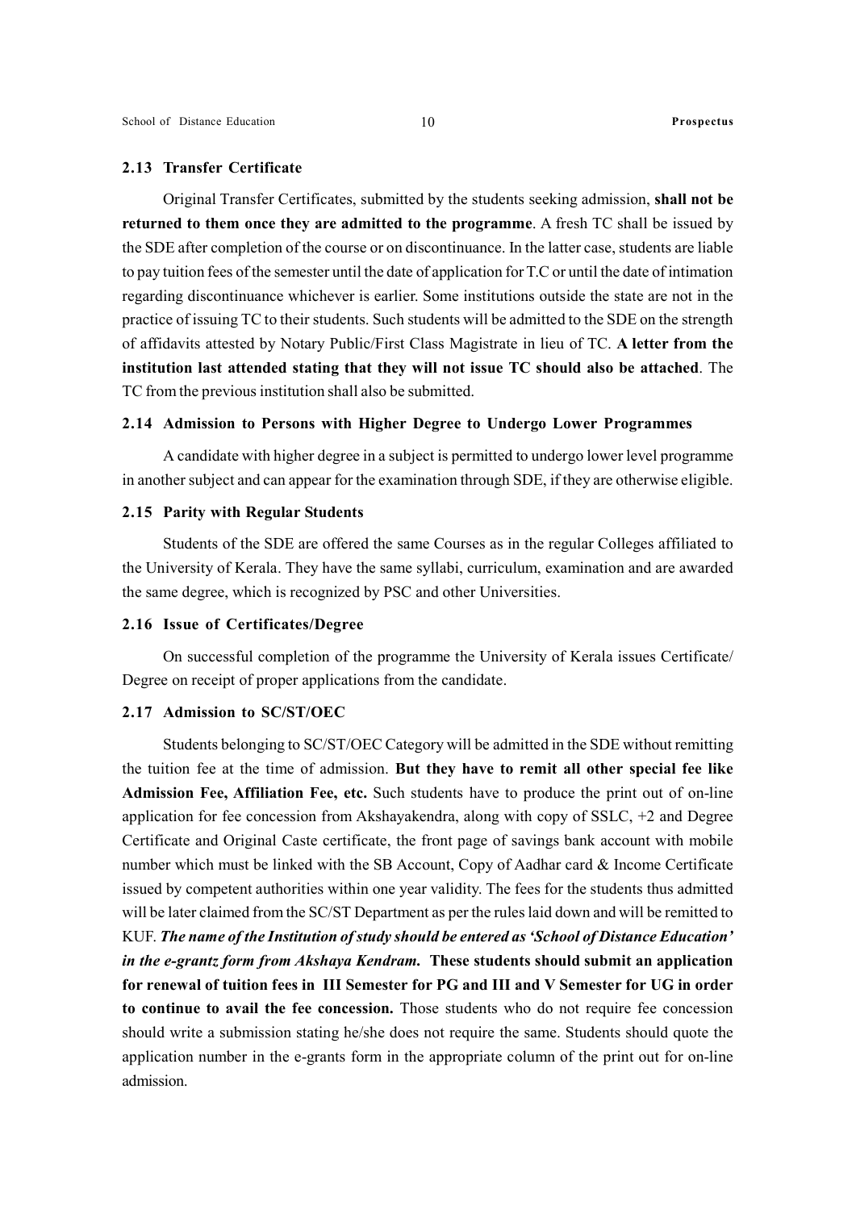### 2.13 Transfer Certificate

Original Transfer Certificates, submitted by the students seeking admission, **shall not be returned to them once they are admitted to the programme**. A fresh TC shall be issued by the SDE after completion of the course or on discontinuance. In the latter case, students are liable to pay tuition fees of the semester until the date of application for T.C or until the date of intimation regarding discontinuance whichever is earlier. Some institutions outside the state are not in the practice of issuing TC to their students. Such students will be admitted to the SDE on the strength of affidavits attested by Notary Public/First Class Magistrate in lieu of TC. **A letter from the institution last attended stating that they will not issue TC should also be attached**. The TC from the previous institution shall also be submitted.

### 2.14 Admission to Persons with Higher Degree to Undergo Lower Programmes

A candidate with higher degree in a subject is permitted to undergo lower level programme in another subject and can appear for the examination through SDE, if they are otherwise eligible.

### 2.15 Parity with Regular Students

Students of the SDE are offered the same Courses as in the regular Colleges affiliated to the University of Kerala. They have the same syllabi, curriculum, examination and are awarded the same degree, which is recognized by PSC and other Universities.

### 2.16 Issue of Certificates/Degree

On successful completion of the programme the University of Kerala issues Certificate/ Degree on receipt of proper applications from the candidate.

### 2.17 Admission to SC/ST/OEC

Students belonging to SC/ST/OEC Category will be admitted in the SDE without remitting the tuition fee at the time of admission. **But they have to remit all other special fee like Admission Fee, Affiliation Fee, etc.** Such students have to produce the print out of on-line application for fee concession from Akshayakendra, along with copy of SSLC, +2 and Degree Certificate and Original Caste certificate, the front page of savings bank account with mobile number which must be linked with the SB Account, Copy of Aadhar card & Income Certificate issued by competent authorities within one year validity. The fees for the students thus admitted will be later claimed from the SC/ST Department as per the rules laid down and will be remitted to KUF. ***The name of the Institution of study should be entered as 'School of Distance Education' in the e-grantz form from Akshaya Kendram.*** **These students should submit an application for renewal of tuition fees in III Semester for PG and III and V Semester for UG in order to continue to avail the fee concession.** Those students who do not require fee concession should write a submission stating he/she does not require the same. Students should quote the application number in the e-grants form in the appropriate column of the print out for on-line admission.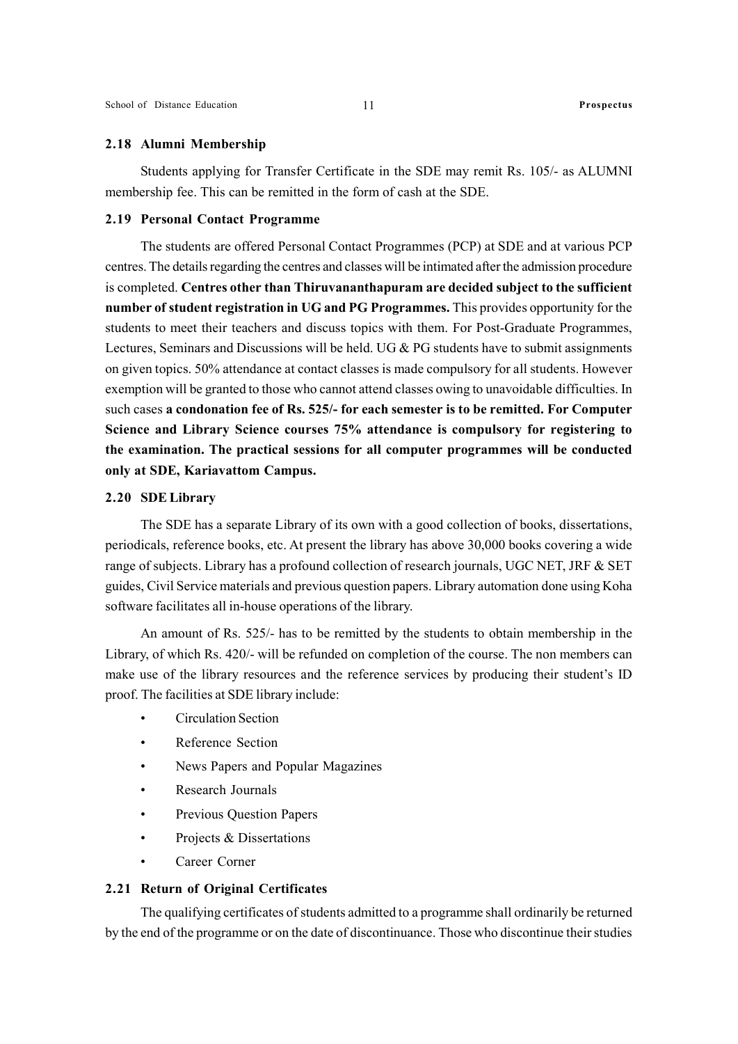### 2.18 Alumni Membership

Students applying for Transfer Certificate in the SDE may remit Rs. 105/- as ALUMNI membership fee. This can be remitted in the form of cash at the SDE.

### 2.19 Personal Contact Programme

The students are offered Personal Contact Programmes (PCP) at SDE and at various PCP centres. The details regarding the centres and classes will be intimated after the admission procedure is completed. **Centres other than Thiruvananthapuram are decided subject to the sufficient number of student registration in UG and PG Programmes.** This provides opportunity for the students to meet their teachers and discuss topics with them. For Post-Graduate Programmes, Lectures, Seminars and Discussions will be held. UG & PG students have to submit assignments on given topics. 50% attendance at contact classes is made compulsory for all students. However exemption will be granted to those who cannot attend classes owing to unavoidable difficulties. In such cases **a condonation fee of Rs. 525/- for each semester is to be remitted. For Computer Science and Library Science courses 75% attendance is compulsory for registering to the examination. The practical sessions for all computer programmes will be conducted only at SDE, Kariavattom Campus.**

### 2.20 SDE Library

The SDE has a separate Library of its own with a good collection of books, dissertations, periodicals, reference books, etc. At present the library has above 30,000 books covering a wide range of subjects. Library has a profound collection of research journals, UGC NET, JRF & SET guides, Civil Service materials and previous question papers. Library automation done using Koha software facilitates all in-house operations of the library.

An amount of Rs. 525/- has to be remitted by the students to obtain membership in the Library, of which Rs. 420/- will be refunded on completion of the course. The non members can make use of the library resources and the reference services by producing their student's ID proof. The facilities at SDE library include:

- Circulation Section
- Reference Section
- News Papers and Popular Magazines
- Research Journals
- Previous Question Papers
- Projects & Dissertations
- Career Corner

### 2.21 Return of Original Certificates

The qualifying certificates of students admitted to a programme shall ordinarily be returned by the end of the programme or on the date of discontinuance. Those who discontinue their studies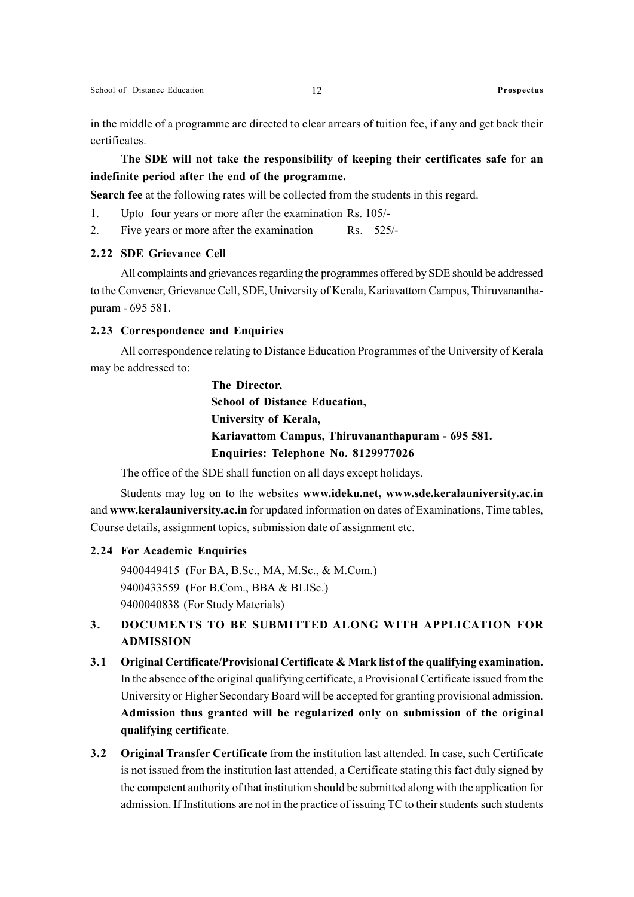in the middle of a programme are directed to clear arrears of tuition fee, if any and get back their certificates.

**The SDE will not take the responsibility of keeping their certificates safe for an indefinite period after the end of the programme.**

**Search fee** at the following rates will be collected from the students in this regard.

1. Upto four years or more after the examination Rs. 105/-
2. Five years or more after the examination Rs. 525/-

### 2.22 SDE Grievance Cell

All complaints and grievances regarding the programmes offered by SDE should be addressed to the Convener, Grievance Cell, SDE, University of Kerala, Kariavattom Campus, Thiruvananthapuram - 695 581.

### 2.23 Correspondence and Enquiries

All correspondence relating to Distance Education Programmes of the University of Kerala may be addressed to:

**The Director,**
**School of Distance Education,**
**University of Kerala,**
**Kariavattom Campus, Thiruvananthapuram - 695 581.**
**Enquiries: Telephone No. 8129977026**

The office of the SDE shall function on all days except holidays.

Students may log on to the websites **www.ideku.net, www.sde.keralauniversity.ac.in** and **www.keralauniversity.ac.in** for updated information on dates of Examinations, Time tables, Course details, assignment topics, submission date of assignment etc.

### 2.24 For Academic Enquiries

9400449415 (For BA, B.Sc., MA, M.Sc., & M.Com.)
9400433559 (For B.Com., BBA & BLISc.)
9400040838 (For Study Materials)

## 3. DOCUMENTS TO BE SUBMITTED ALONG WITH APPLICATION FOR ADMISSION

**3.1 Original Certificate/Provisional Certificate & Mark list of the qualifying examination.** In the absence of the original qualifying certificate, a Provisional Certificate issued from the University or Higher Secondary Board will be accepted for granting provisional admission. **Admission thus granted will be regularized only on submission of the original qualifying certificate**.

**3.2 Original Transfer Certificate** from the institution last attended. In case, such Certificate is not issued from the institution last attended, a Certificate stating this fact duly signed by the competent authority of that institution should be submitted along with the application for admission. If Institutions are not in the practice of issuing TC to their students such students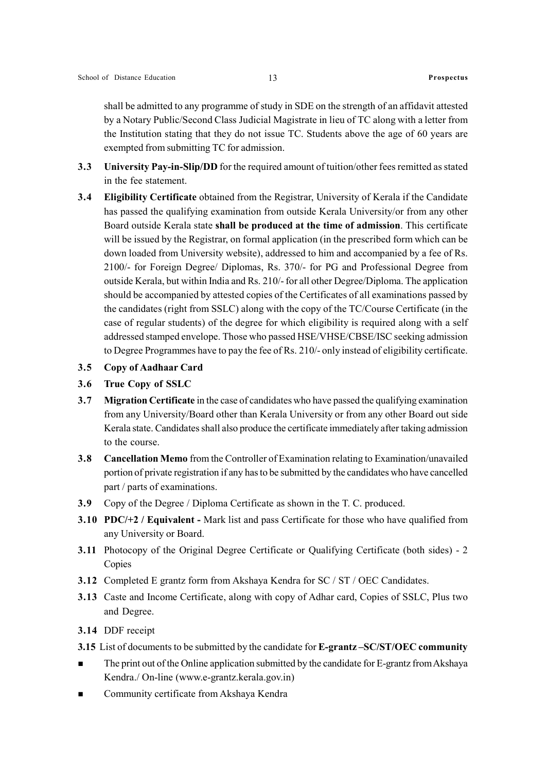shall be admitted to any programme of study in SDE on the strength of an affidavit attested by a Notary Public/Second Class Judicial Magistrate in lieu of TC along with a letter from the Institution stating that they do not issue TC. Students above the age of 60 years are exempted from submitting TC for admission.

**3.3** **University Pay-in-Slip/DD** for the required amount of tuition/other fees remitted as stated in the fee statement.

**3.4** **Eligibility Certificate** obtained from the Registrar, University of Kerala if the Candidate has passed the qualifying examination from outside Kerala University/or from any other Board outside Kerala state **shall be produced at the time of admission**. This certificate will be issued by the Registrar, on formal application (in the prescribed form which can be down loaded from University website), addressed to him and accompanied by a fee of Rs. 2100/- for Foreign Degree/ Diplomas, Rs. 370/- for PG and Professional Degree from outside Kerala, but within India and Rs. 210/- for all other Degree/Diploma. The application should be accompanied by attested copies of the Certificates of all examinations passed by the candidates (right from SSLC) along with the copy of the TC/Course Certificate (in the case of regular students) of the degree for which eligibility is required along with a self addressed stamped envelope. Those who passed HSE/VHSE/CBSE/ISC seeking admission to Degree Programmes have to pay the fee of Rs. 210/- only instead of eligibility certificate.

**3.5** **Copy of Aadhaar Card**

**3.6** **True Copy of SSLC**

**3.7** **Migration Certificate** in the case of candidates who have passed the qualifying examination from any University/Board other than Kerala University or from any other Board out side Kerala state. Candidates shall also produce the certificate immediately after taking admission to the course.

**3.8** **Cancellation Memo** from the Controller of Examination relating to Examination/unavailed portion of private registration if any has to be submitted by the candidates who have cancelled part / parts of examinations.

**3.9** Copy of the Degree / Diploma Certificate as shown in the T. C. produced.

**3.10** **PDC/+2 / Equivalent -** Mark list and pass Certificate for those who have qualified from any University or Board.

**3.11** Photocopy of the Original Degree Certificate or Qualifying Certificate (both sides) - 2 Copies

**3.12** Completed E grantz form from Akshaya Kendra for SC / ST / OEC Candidates.

**3.13** Caste and Income Certificate, along with copy of Adhar card, Copies of SSLC, Plus two and Degree.

**3.14** DDF receipt

**3.15** List of documents to be submitted by the candidate for **E-grantz –SC/ST/OEC community**

- The print out of the Online application submitted by the candidate for E-grantz from Akshaya Kendra./ On-line (www.e-grantz.kerala.gov.in)
- Community certificate from Akshaya Kendra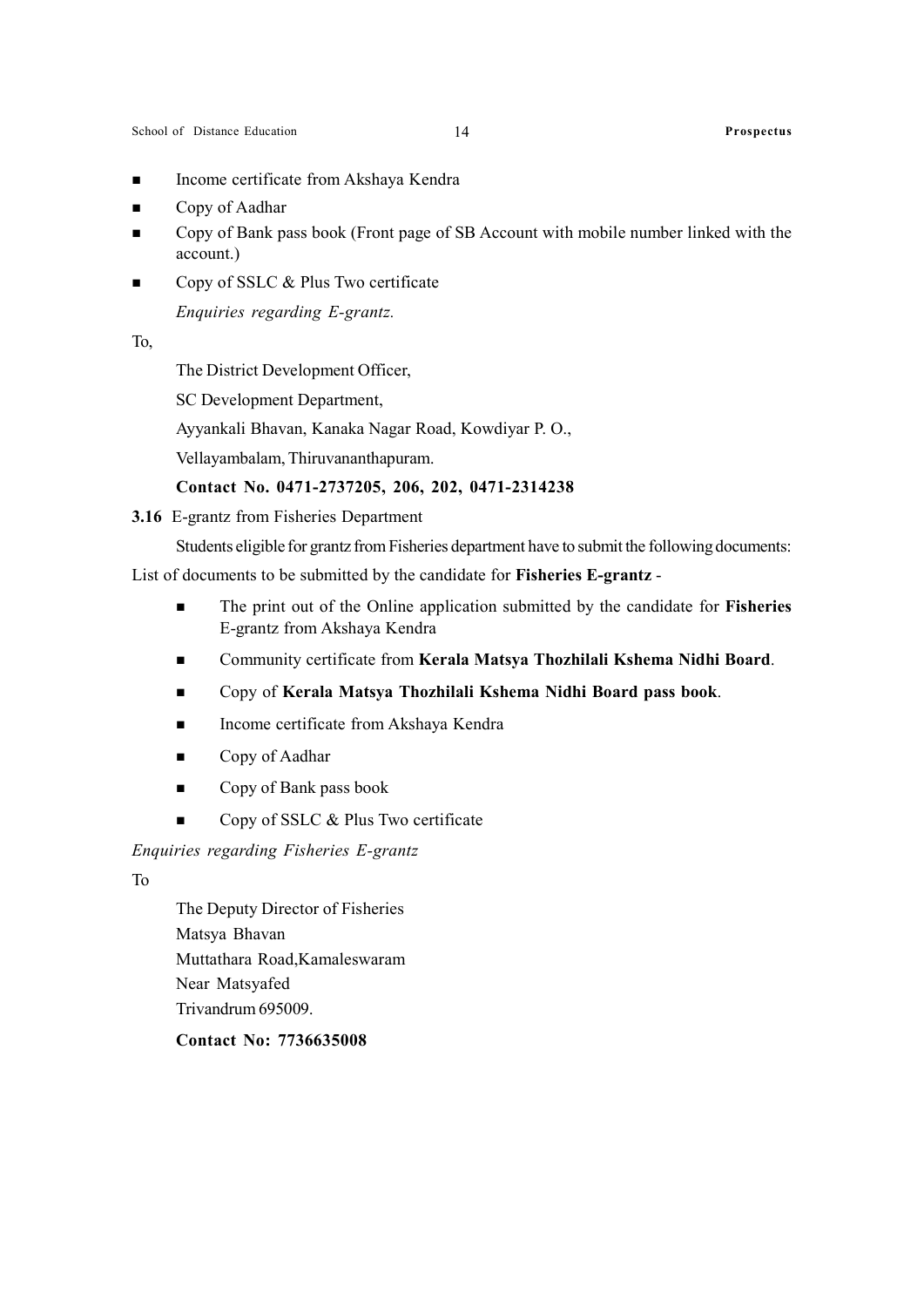- Income certificate from Akshaya Kendra
- Copy of Aadhar
- Copy of Bank pass book (Front page of SB Account with mobile number linked with the account.)
- Copy of SSLC & Plus Two certificate

*Enquiries regarding E-grantz.*

To,

The District Development Officer,

SC Development Department,

Ayyankali Bhavan, Kanaka Nagar Road, Kowdiyar P. O.,

Vellayambalam, Thiruvananthapuram.

**Contact No. 0471-2737205, 206, 202, 0471-2314238**

**3.16** E-grantz from Fisheries Department

Students eligible for grantz from Fisheries department have to submit the following documents:

List of documents to be submitted by the candidate for **Fisheries E-grantz** -

- The print out of the Online application submitted by the candidate for **Fisheries** E-grantz from Akshaya Kendra
- Community certificate from **Kerala Matsya Thozhilali Kshema Nidhi Board**.
- Copy of **Kerala Matsya Thozhilali Kshema Nidhi Board pass book**.
- Income certificate from Akshaya Kendra
- Copy of Aadhar
- Copy of Bank pass book
- Copy of SSLC & Plus Two certificate

*Enquiries regarding Fisheries E-grantz*

To

The Deputy Director of Fisheries
Matsya Bhavan
Muttathara Road,Kamaleswaram
Near Matsyafed
Trivandrum 695009.

**Contact No: 7736635008**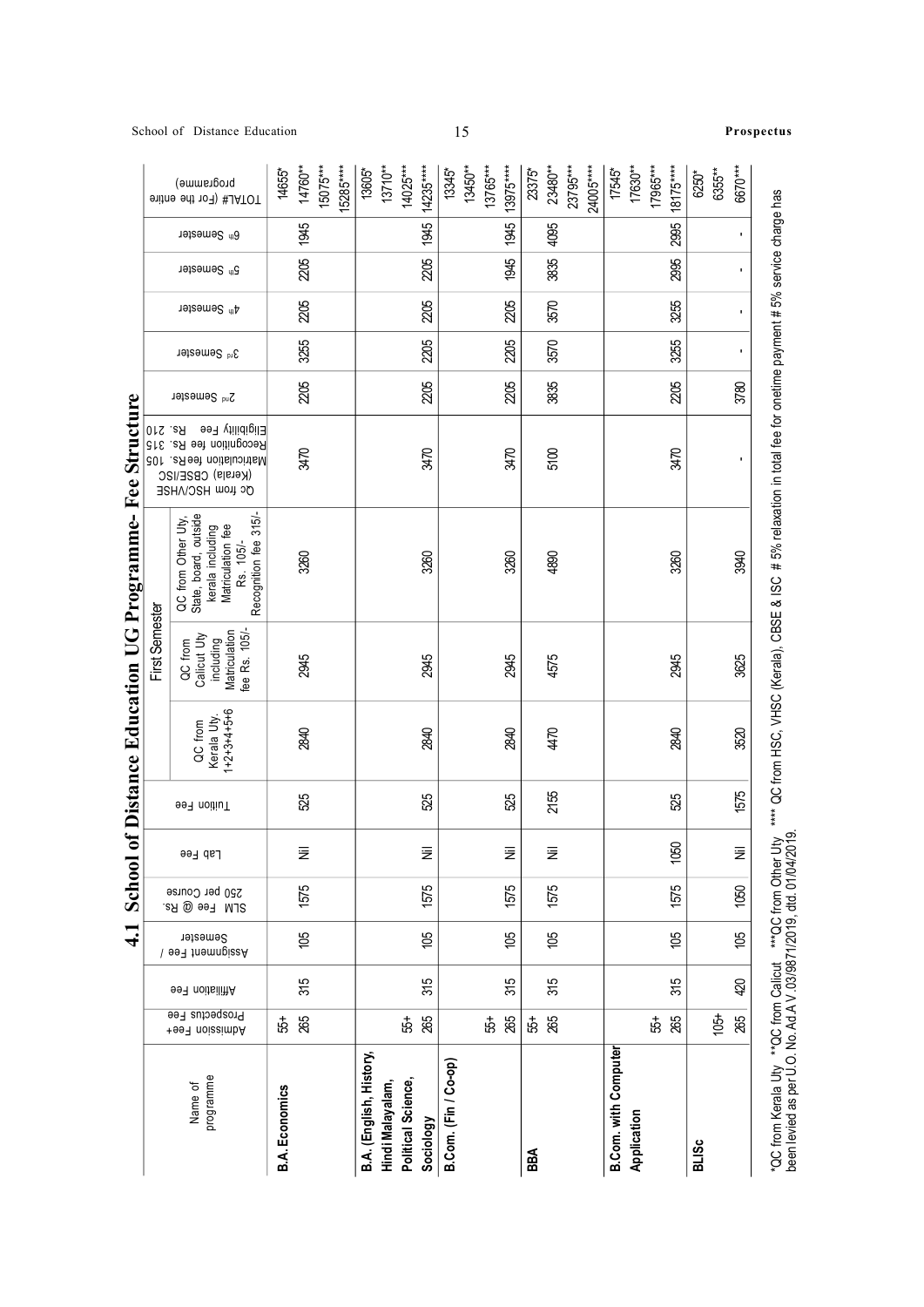## 4.1 School of Distance Education UG Programme- Fee Structure

| Name of programme | Admission Fee+ Prospectus Fee | Affiliation Fee | Assignment Fee / Semester | SLM Fee @ Rs. 250 per Course | Lab Fee | Tuition Fee | First Semester: QC from Kerala Uty. 1+2+3+4+5+6 | First Semester: QC from Calicut Uty including Matriculation fee Rs. 105/- | First Semester: QC from Other Uty, State, board, outside kerala including Matriculation fee Rs. 105/- Recognition fee 315/- | First Semester: Qc from HSC/VHSE (Kerala) CBSE/ISC Matriculation fee Rs. 105 Recognition fee Rs. 315 Eligibility Fee Rs. 210 | 2nd Semester | 3rd Semester | 4th Semester | 5th Semester | 6th Semester | TOTAL# (For the entire programme) |
|---|---|---|---|---|---|---|---|---|---|---|---|---|---|---|---|---|
| **B.A. Economics** | 55+ 265 | 315 | 105 | 1575 | Nil | 525 | 2840 | 2945 | 3260 | 3470 | 2205 | 3255 | 2205 | 2205 | 1945 | 14655* 14760** 15075*** 15285**** |
| **B.A. (English, History, Hindi Malayalam, Political Science, Sociology** | 55+ 265 | 315 | 105 | 1575 | Nil | 525 | 2840 | 2945 | 3260 | 3470 | 2205 | 2205 | 2205 | 2205 | 1945 | 13605* 13710** 14025*** 14235**** |
| **B.Com. (Fin / Co-op)** | 55+ 265 | 315 | 105 | 1575 | Nil | 525 | 2840 | 2945 | 3260 | 3470 | 2205 | 2205 | 2205 | 1945 | 1945 | 13345* 13450** 13765*** 13975**** |
| **BBA** | 55+ 265 | 315 | 105 | 1575 | Nil | 2155 | 4470 | 4575 | 4890 | 5100 | 3835 | 3570 | 3570 | 3835 | 4095 | 23375* 23480** 23795*** 24005**** |
| **B.Com. with Computer Application** | 55+ 265 | 315 | 105 | 1575 | 1050 | 525 | 2840 | 2945 | 3260 | 3470 | 2205 | 3255 | 3255 | 2995 | 2995 | 17545* 17630** 17965*** 18175**** |
| **BLISc** | 105+ 265 | 420 | 105 | 1050 | Nil | 1575 | 3520 | 3625 | 3940 | - | 3780 | - | - | - | - | 6250* 6355** 6670*** |

*QC from Kerala Uty **QC from Calicut ***QC from Other Uty ****QC from HSC, VHSC (Kerala), CBSE & ISC # 5% relaxation in total fee for onetime payment # 5% service charge has been levied as per U.O. No. Ad A V .03/9871/2019, dtd. 01/04/2019.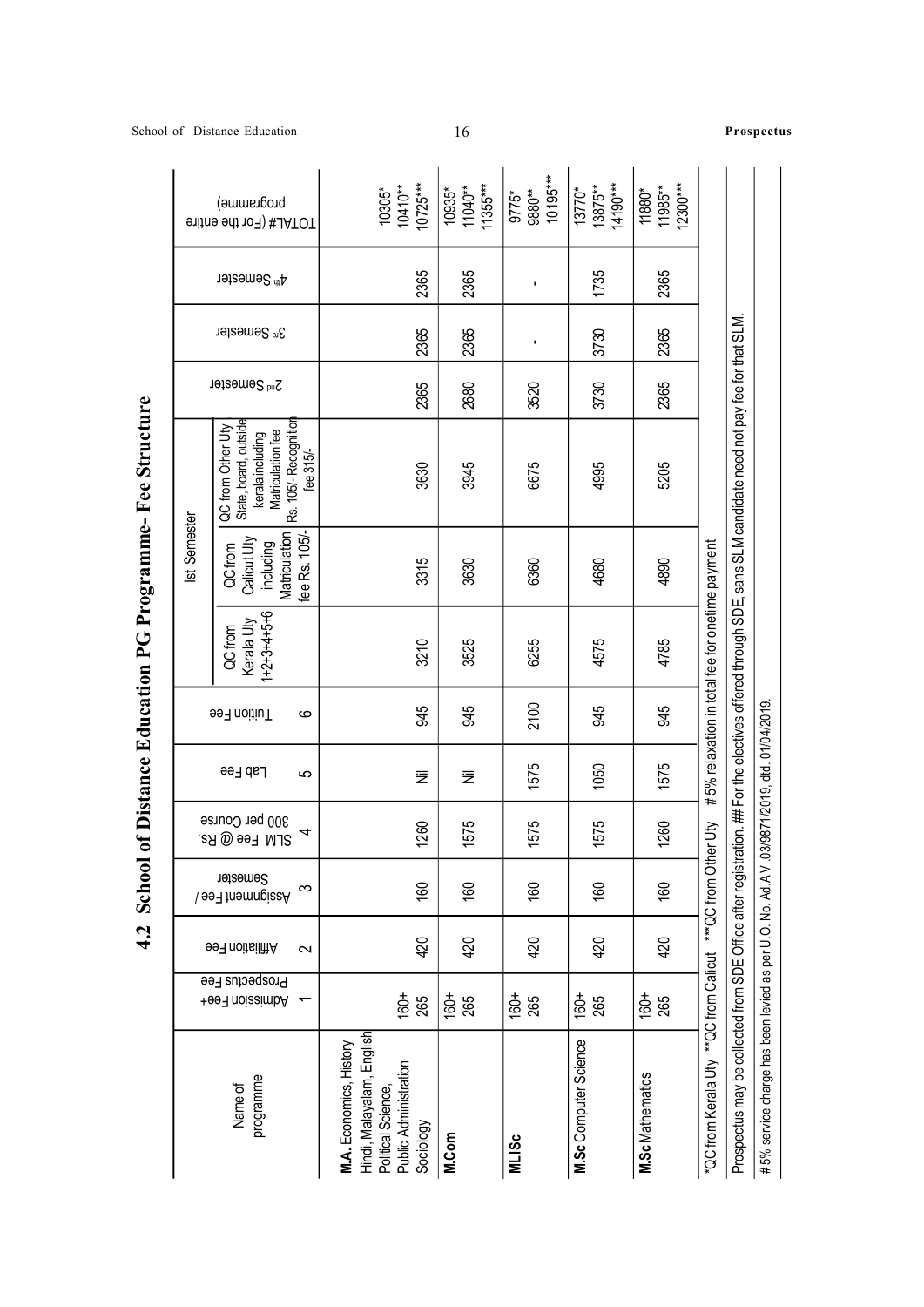## 4.2 School of Distance Education PG Programme- Fee Structure

| Name of programme | Admission Fee+ Prospectus Fee | Affiliation Fee | Assignment Fee / Semester | SLM Fee @ Rs. 300 per Course | Lab Fee | Tuition Fee | Ist Semester | | | 2nd Semester | 3rd Semester | 4th Semester | TOTAL# (For the entire programme) |
|---|---|---|---|---|---|---|---|---|---|---|---|---|---|
| | 1 | 2 | 3 | 4 | 5 | 6 | QC from Kerala Uty 1+2+3+4+5+6 | QC from Calicut Uty including Matriculation fee Rs. 105/- | QC from Other Uty State, board, outside kerala including Matriculation fee Rs. 105/- Recognition fee 315/- | | | | |
| **M.A.** Economics, History Hindi, Malayalam, English Political Science, Public Administration Sociology | 160+ 265 | 420 | 160 | 1260 | Nil | 945 | 3210 | 3315 | 3630 | 2365 | 2365 | 2365 | 10305* 10410** 10725*** |
| **M.Com** | 160+ 265 | 420 | 160 | 1575 | Nil | 945 | 3525 | 3630 | 3945 | 2680 | 2365 | 2365 | 10935* 11040** 11355*** |
| **MLISc** | 160+ 265 | 420 | 160 | 1575 | 1575 | 2100 | 6255 | 6360 | 6675 | 3520 | - | - | 9775* 9880** 10195*** |
| **M.Sc** Computer Science | 160+ 265 | 420 | 160 | 1575 | 1050 | 945 | 4575 | 4680 | 4995 | 3730 | 3730 | 1735 | 13770* 13875** 14190*** |
| **M.Sc** Mathematics | 160+ 265 | 420 | 160 | 1260 | 1575 | 945 | 4785 | 4890 | 5205 | 2365 | 2365 | 2365 | 11880* 11985** 12300*** |

*QC from Kerala Uty **QC from Calicut ***QC from Other Uty # 5% relaxation in total fee for onetime payment

Prospectus may be collected from SDE Office after registration. ## For the electives offered through SDE, sans SLM candidate need not pay fee for that SLM.

# 5% service charge has been levied as per U.O. No. Ad.A.V .03/9871/2019, dtd. 01/04/2019.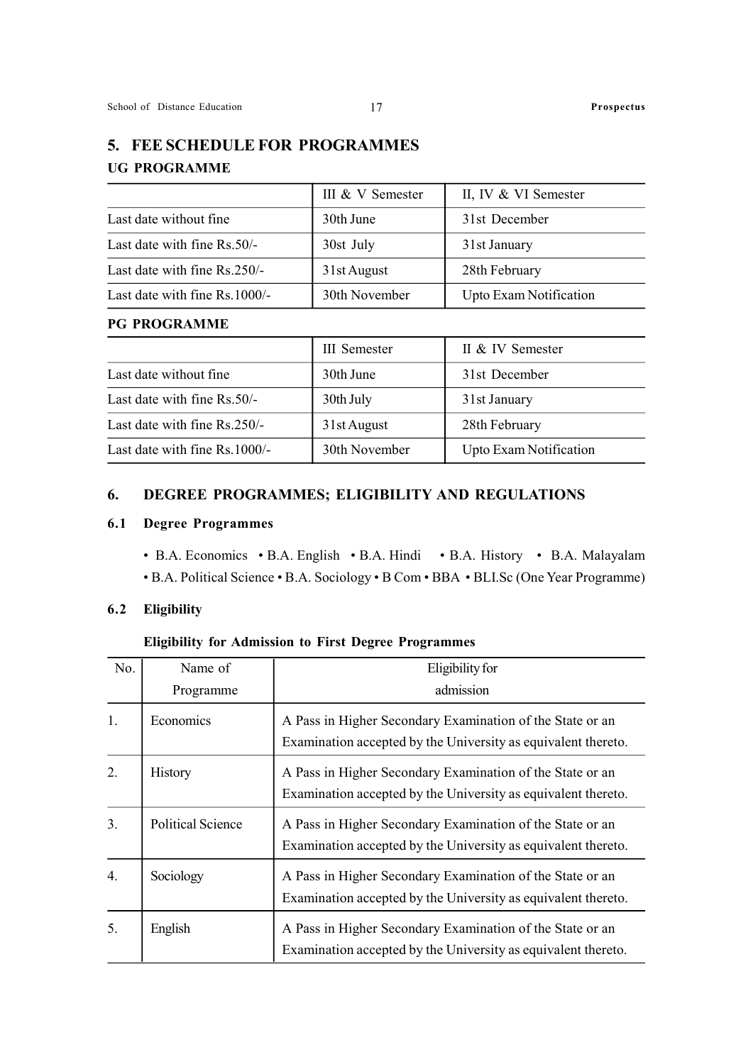## 5. FEE SCHEDULE FOR PROGRAMMES

### UG PROGRAMME

| | III & V Semester | II, IV & VI Semester |
|---|---|---|
| Last date without fine | 30th June | 31st December |
| Last date with fine Rs.50/- | 30st July | 31st January |
| Last date with fine Rs.250/- | 31st August | 28th February |
| Last date with fine Rs.1000/- | 30th November | Upto Exam Notification |

### PG PROGRAMME

| | III Semester | II & IV Semester |
|---|---|---|
| Last date without fine | 30th June | 31st December |
| Last date with fine Rs.50/- | 30th July | 31st January |
| Last date with fine Rs.250/- | 31st August | 28th February |
| Last date with fine Rs.1000/- | 30th November | Upto Exam Notification |

## 6. DEGREE PROGRAMMES; ELIGIBILITY AND REGULATIONS

### 6.1 Degree Programmes

• B.A. Economics • B.A. English • B.A. Hindi • B.A. History • B.A. Malayalam • B.A. Political Science • B.A. Sociology • B Com • BBA • BLI.Sc (One Year Programme)

### 6.2 Eligibility

**Eligibility for Admission to First Degree Programmes**

| No. | Name of Programme | Eligibility for admission |
|---|---|---|
| 1. | Economics | A Pass in Higher Secondary Examination of the State or an Examination accepted by the University as equivalent thereto. |
| 2. | History | A Pass in Higher Secondary Examination of the State or an Examination accepted by the University as equivalent thereto. |
| 3. | Political Science | A Pass in Higher Secondary Examination of the State or an Examination accepted by the University as equivalent thereto. |
| 4. | Sociology | A Pass in Higher Secondary Examination of the State or an Examination accepted by the University as equivalent thereto. |
| 5. | English | A Pass in Higher Secondary Examination of the State or an Examination accepted by the University as equivalent thereto. |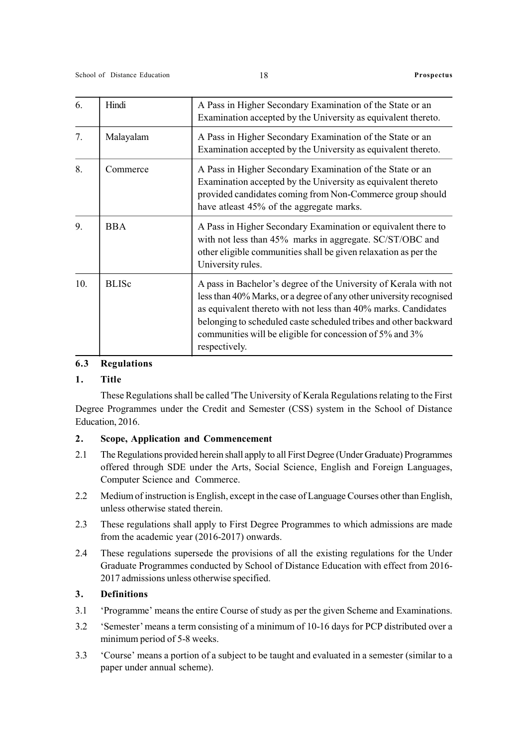| 6. | Hindi | A Pass in Higher Secondary Examination of the State or an Examination accepted by the University as equivalent thereto. |
|---|---|---|
| 7. | Malayalam | A Pass in Higher Secondary Examination of the State or an Examination accepted by the University as equivalent thereto. |
| 8. | Commerce | A Pass in Higher Secondary Examination of the State or an Examination accepted by the University as equivalent thereto provided candidates coming from Non-Commerce group should have atleast 45% of the aggregate marks. |
| 9. | BBA | A Pass in Higher Secondary Examination or equivalent there to with not less than 45% marks in aggregate. SC/ST/OBC and other eligible communities shall be given relaxation as per the University rules. |
| 10. | BLISc | A pass in Bachelor's degree of the University of Kerala with not less than 40% Marks, or a degree of any other university recognised as equivalent thereto with not less than 40% marks. Candidates belonging to scheduled caste scheduled tribes and other backward communities will be eligible for concession of 5% and 3% respectively. |

### 6.3 Regulations

#### 1. Title

These Regulations shall be called 'The University of Kerala Regulations relating to the First Degree Programmes under the Credit and Semester (CSS) system in the School of Distance Education, 2016.

#### 2. Scope, Application and Commencement

2.1 The Regulations provided herein shall apply to all First Degree (Under Graduate) Programmes offered through SDE under the Arts, Social Science, English and Foreign Languages, Computer Science and Commerce.

2.2 Medium of instruction is English, except in the case of Language Courses other than English, unless otherwise stated therein.

2.3 These regulations shall apply to First Degree Programmes to which admissions are made from the academic year (2016-2017) onwards.

2.4 These regulations supersede the provisions of all the existing regulations for the Under Graduate Programmes conducted by School of Distance Education with effect from 2016-2017 admissions unless otherwise specified.

#### 3. Definitions

3.1 'Programme' means the entire Course of study as per the given Scheme and Examinations.

3.2 'Semester' means a term consisting of a minimum of 10-16 days for PCP distributed over a minimum period of 5-8 weeks.

3.3 'Course' means a portion of a subject to be taught and evaluated in a semester (similar to a paper under annual scheme).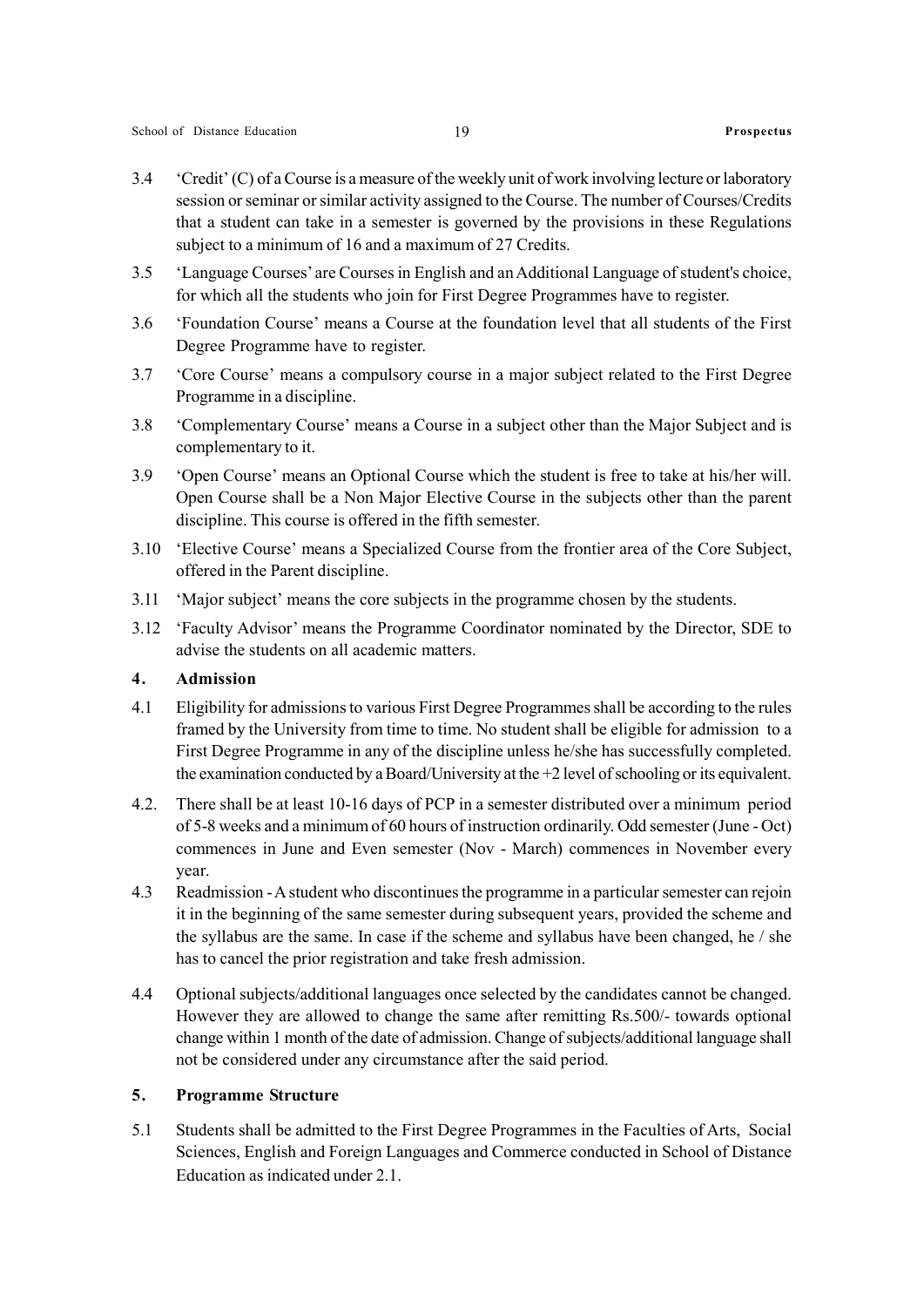3.4 'Credit' (C) of a Course is a measure of the weekly unit of work involving lecture or laboratory session or seminar or similar activity assigned to the Course. The number of Courses/Credits that a student can take in a semester is governed by the provisions in these Regulations subject to a minimum of 16 and a maximum of 27 Credits.

3.5 'Language Courses' are Courses in English and an Additional Language of student's choice, for which all the students who join for First Degree Programmes have to register.

3.6 'Foundation Course' means a Course at the foundation level that all students of the First Degree Programme have to register.

3.7 'Core Course' means a compulsory course in a major subject related to the First Degree Programme in a discipline.

3.8 'Complementary Course' means a Course in a subject other than the Major Subject and is complementary to it.

3.9 'Open Course' means an Optional Course which the student is free to take at his/her will. Open Course shall be a Non Major Elective Course in the subjects other than the parent discipline. This course is offered in the fifth semester.

3.10 'Elective Course' means a Specialized Course from the frontier area of the Core Subject, offered in the Parent discipline.

3.11 'Major subject' means the core subjects in the programme chosen by the students.

3.12 'Faculty Advisor' means the Programme Coordinator nominated by the Director, SDE to advise the students on all academic matters.

## 4. Admission

4.1 Eligibility for admissions to various First Degree Programmes shall be according to the rules framed by the University from time to time. No student shall be eligible for admission to a First Degree Programme in any of the discipline unless he/she has successfully completed. the examination conducted by a Board/University at the +2 level of schooling or its equivalent.

4.2. There shall be at least 10-16 days of PCP in a semester distributed over a minimum period of 5-8 weeks and a minimum of 60 hours of instruction ordinarily. Odd semester (June - Oct) commences in June and Even semester (Nov - March) commences in November every year.

4.3 Readmission - A student who discontinues the programme in a particular semester can rejoin it in the beginning of the same semester during subsequent years, provided the scheme and the syllabus are the same. In case if the scheme and syllabus have been changed, he / she has to cancel the prior registration and take fresh admission.

4.4 Optional subjects/additional languages once selected by the candidates cannot be changed. However they are allowed to change the same after remitting Rs.500/- towards optional change within 1 month of the date of admission. Change of subjects/additional language shall not be considered under any circumstance after the said period.

## 5. Programme Structure

5.1 Students shall be admitted to the First Degree Programmes in the Faculties of Arts, Social Sciences, English and Foreign Languages and Commerce conducted in School of Distance Education as indicated under 2.1.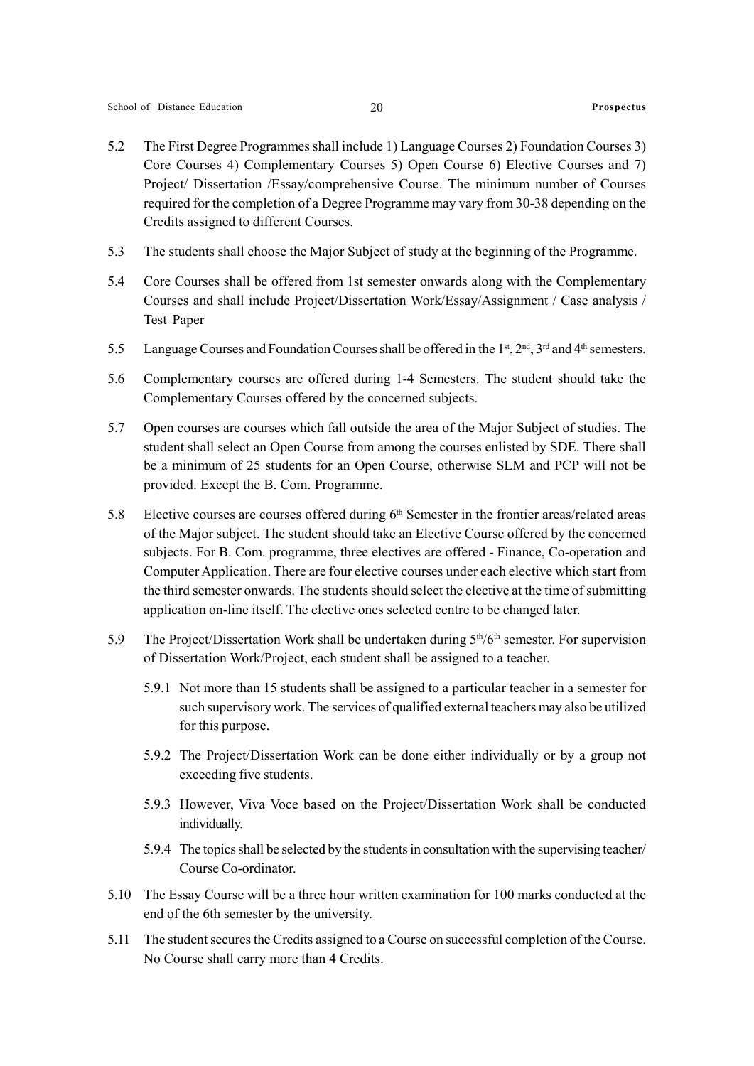5.2 The First Degree Programmes shall include 1) Language Courses 2) Foundation Courses 3) Core Courses 4) Complementary Courses 5) Open Course 6) Elective Courses and 7) Project/ Dissertation /Essay/comprehensive Course. The minimum number of Courses required for the completion of a Degree Programme may vary from 30-38 depending on the Credits assigned to different Courses.

5.3 The students shall choose the Major Subject of study at the beginning of the Programme.

5.4 Core Courses shall be offered from 1st semester onwards along with the Complementary Courses and shall include Project/Dissertation Work/Essay/Assignment / Case analysis / Test Paper

5.5 Language Courses and Foundation Courses shall be offered in the 1st, 2nd, 3rd and 4th semesters.

5.6 Complementary courses are offered during 1-4 Semesters. The student should take the Complementary Courses offered by the concerned subjects.

5.7 Open courses are courses which fall outside the area of the Major Subject of studies. The student shall select an Open Course from among the courses enlisted by SDE. There shall be a minimum of 25 students for an Open Course, otherwise SLM and PCP will not be provided. Except the B. Com. Programme.

5.8 Elective courses are courses offered during 6th Semester in the frontier areas/related areas of the Major subject. The student should take an Elective Course offered by the concerned subjects. For B. Com. programme, three electives are offered - Finance, Co-operation and Computer Application. There are four elective courses under each elective which start from the third semester onwards. The students should select the elective at the time of submitting application on-line itself. The elective ones selected centre to be changed later.

5.9 The Project/Dissertation Work shall be undertaken during 5th/6th semester. For supervision of Dissertation Work/Project, each student shall be assigned to a teacher.

5.9.1 Not more than 15 students shall be assigned to a particular teacher in a semester for such supervisory work. The services of qualified external teachers may also be utilized for this purpose.

5.9.2 The Project/Dissertation Work can be done either individually or by a group not exceeding five students.

5.9.3 However, Viva Voce based on the Project/Dissertation Work shall be conducted individually.

5.9.4 The topics shall be selected by the students in consultation with the supervising teacher/ Course Co-ordinator.

5.10 The Essay Course will be a three hour written examination for 100 marks conducted at the end of the 6th semester by the university.

5.11 The student secures the Credits assigned to a Course on successful completion of the Course. No Course shall carry more than 4 Credits.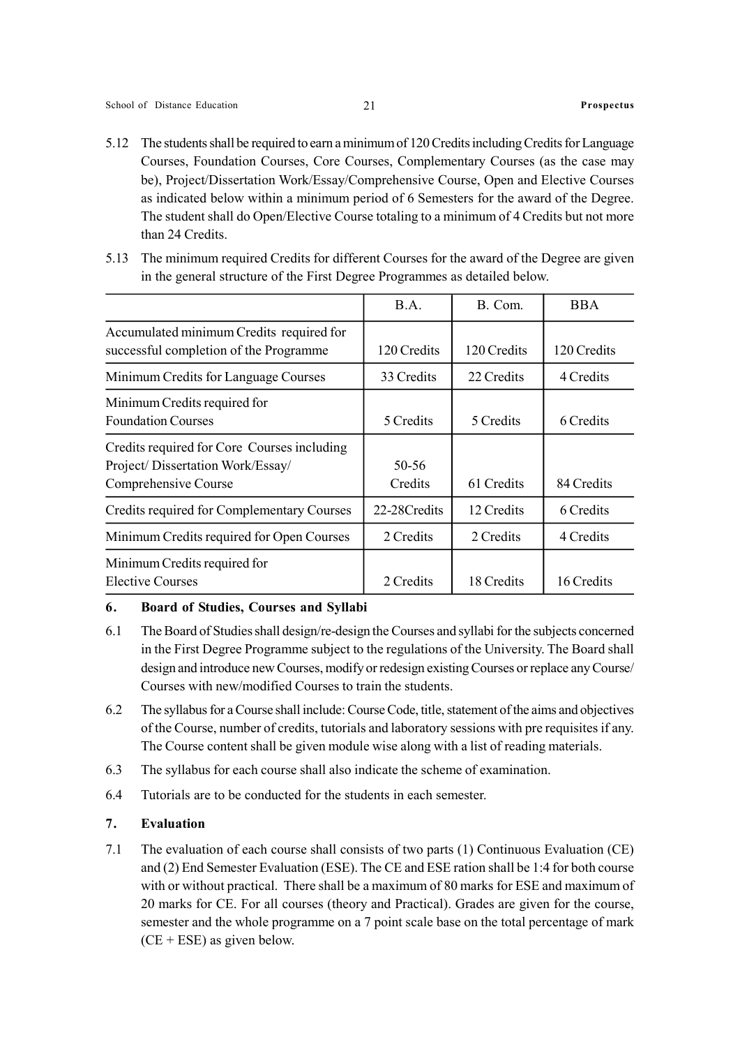5.12 The students shall be required to earn a minimum of 120 Credits including Credits for Language Courses, Foundation Courses, Core Courses, Complementary Courses (as the case may be), Project/Dissertation Work/Essay/Comprehensive Course, Open and Elective Courses as indicated below within a minimum period of 6 Semesters for the award of the Degree. The student shall do Open/Elective Course totaling to a minimum of 4 Credits but not more than 24 Credits.

5.13 The minimum required Credits for different Courses for the award of the Degree are given in the general structure of the First Degree Programmes as detailed below.

| | B.A. | B. Com. | BBA |
|---|---|---|---|
| Accumulated minimum Credits required for successful completion of the Programme | 120 Credits | 120 Credits | 120 Credits |
| Minimum Credits for Language Courses | 33 Credits | 22 Credits | 4 Credits |
| Minimum Credits required for Foundation Courses | 5 Credits | 5 Credits | 6 Credits |
| Credits required for Core Courses including Project/ Dissertation Work/Essay/ Comprehensive Course | 50-56 Credits | 61 Credits | 84 Credits |
| Credits required for Complementary Courses | 22-28Credits | 12 Credits | 6 Credits |
| Minimum Credits required for Open Courses | 2 Credits | 2 Credits | 4 Credits |
| Minimum Credits required for Elective Courses | 2 Credits | 18 Credits | 16 Credits |

## 6. Board of Studies, Courses and Syllabi

6.1 The Board of Studies shall design/re-design the Courses and syllabi for the subjects concerned in the First Degree Programme subject to the regulations of the University. The Board shall design and introduce new Courses, modify or redesign existing Courses or replace any Course/ Courses with new/modified Courses to train the students.

6.2 The syllabus for a Course shall include: Course Code, title, statement of the aims and objectives of the Course, number of credits, tutorials and laboratory sessions with pre requisites if any. The Course content shall be given module wise along with a list of reading materials.

6.3 The syllabus for each course shall also indicate the scheme of examination.

6.4 Tutorials are to be conducted for the students in each semester.

## 7. Evaluation

7.1 The evaluation of each course shall consists of two parts (1) Continuous Evaluation (CE) and (2) End Semester Evaluation (ESE). The CE and ESE ration shall be 1:4 for both course with or without practical. There shall be a maximum of 80 marks for ESE and maximum of 20 marks for CE. For all courses (theory and Practical). Grades are given for the course, semester and the whole programme on a 7 point scale base on the total percentage of mark (CE + ESE) as given below.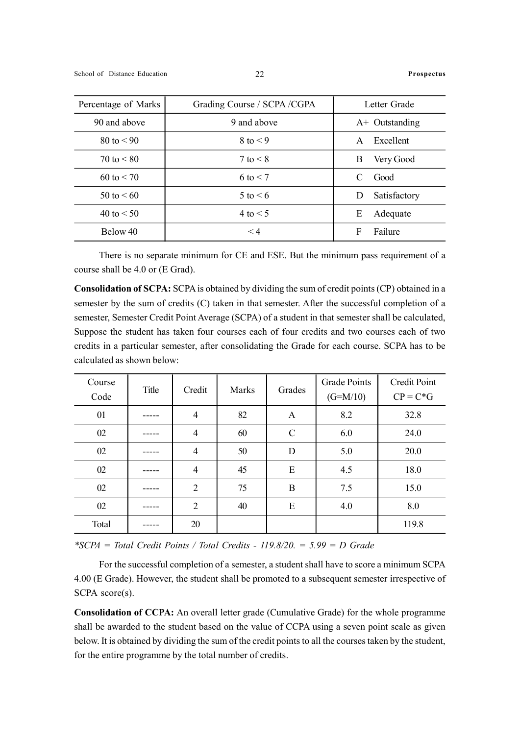| Percentage of Marks | Grading Course / SCPA /CGPA | Letter Grade |
|---|---|---|
| 90 and above | 9 and above | A+ Outstanding |
| 80 to < 90 | 8 to < 9 | A Excellent |
| 70 to < 80 | 7 to < 8 | B Very Good |
| 60 to < 70 | 6 to < 7 | C Good |
| 50 to < 60 | 5 to < 6 | D Satisfactory |
| 40 to < 50 | 4 to < 5 | E Adequate |
| Below 40 | < 4 | F Failure |

There is no separate minimum for CE and ESE. But the minimum pass requirement of a course shall be 4.0 or (E Grad).

**Consolidation of SCPA:** SCPA is obtained by dividing the sum of credit points (CP) obtained in a semester by the sum of credits (C) taken in that semester. After the successful completion of a semester, Semester Credit Point Average (SCPA) of a student in that semester shall be calculated, Suppose the student has taken four courses each of four credits and two courses each of two credits in a particular semester, after consolidating the Grade for each course. SCPA has to be calculated as shown below:

| Course Code | Title | Credit | Marks | Grades | Grade Points (G=M/10) | Credit Point CP = C*G |
|---|---|---|---|---|---|---|
| 01 | ----- | 4 | 82 | A | 8.2 | 32.8 |
| 02 | ----- | 4 | 60 | C | 6.0 | 24.0 |
| 02 | ----- | 4 | 50 | D | 5.0 | 20.0 |
| 02 | ----- | 4 | 45 | E | 4.5 | 18.0 |
| 02 | ----- | 2 | 75 | B | 7.5 | 15.0 |
| 02 | ----- | 2 | 40 | E | 4.0 | 8.0 |
| Total | ----- | 20 | | | | 119.8 |

*\*SCPA = Total Credit Points / Total Credits - 119.8/20. = 5.99 = D Grade*

For the successful completion of a semester, a student shall have to score a minimum SCPA 4.00 (E Grade). However, the student shall be promoted to a subsequent semester irrespective of SCPA score(s).

**Consolidation of CCPA:** An overall letter grade (Cumulative Grade) for the whole programme shall be awarded to the student based on the value of CCPA using a seven point scale as given below. It is obtained by dividing the sum of the credit points to all the courses taken by the student, for the entire programme by the total number of credits.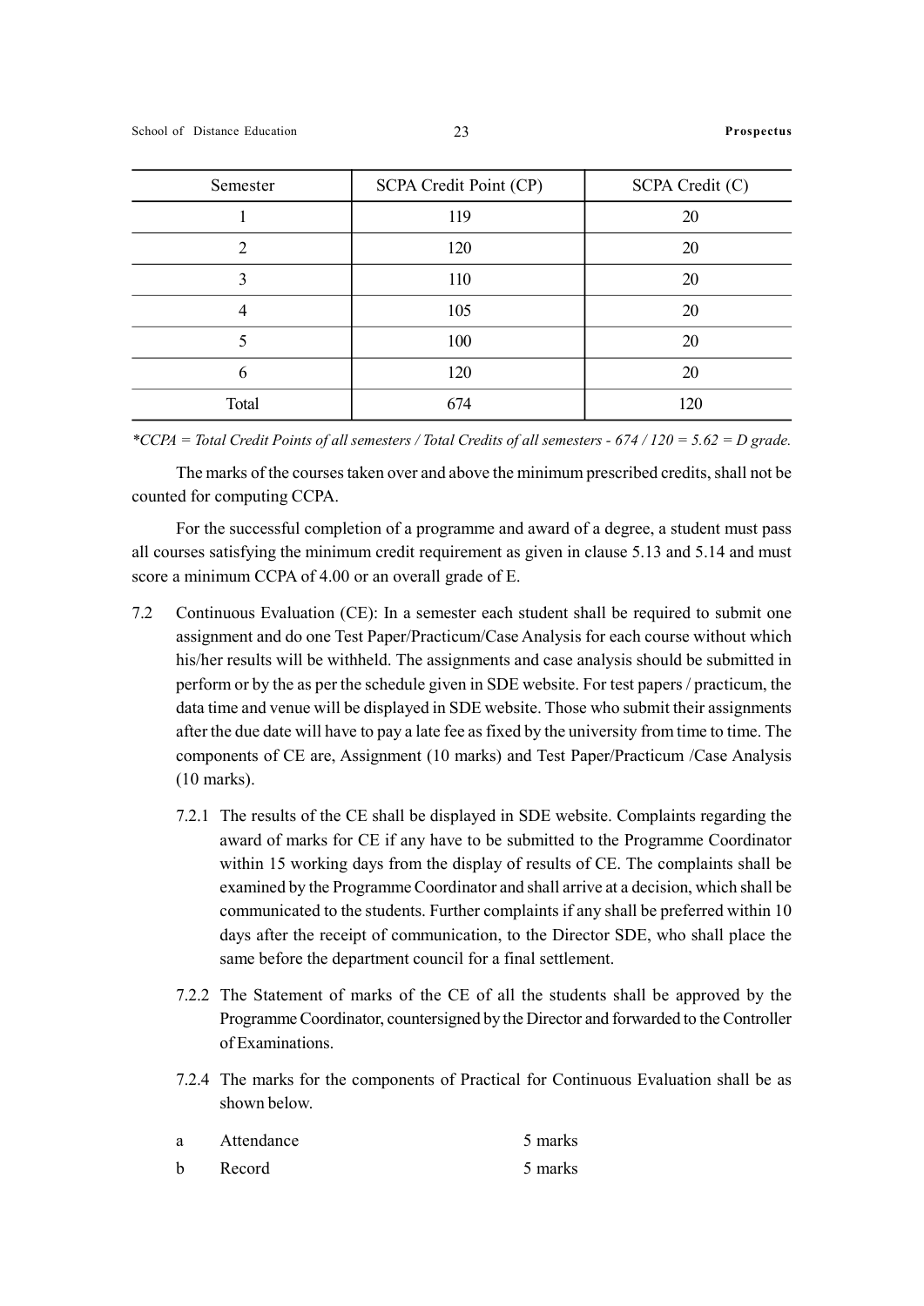| Semester | SCPA Credit Point (CP) | SCPA Credit (C) |
|---|---|---|
| 1 | 119 | 20 |
| 2 | 120 | 20 |
| 3 | 110 | 20 |
| 4 | 105 | 20 |
| 5 | 100 | 20 |
| 6 | 120 | 20 |
| Total | 674 | 120 |

*\*CCPA = Total Credit Points of all semesters / Total Credits of all semesters - 674 / 120 = 5.62 = D grade.*

The marks of the courses taken over and above the minimum prescribed credits, shall not be counted for computing CCPA.

For the successful completion of a programme and award of a degree, a student must pass all courses satisfying the minimum credit requirement as given in clause 5.13 and 5.14 and must score a minimum CCPA of 4.00 or an overall grade of E.

7.2 Continuous Evaluation (CE): In a semester each student shall be required to submit one assignment and do one Test Paper/Practicum/Case Analysis for each course without which his/her results will be withheld. The assignments and case analysis should be submitted in perform or by the as per the schedule given in SDE website. For test papers / practicum, the data time and venue will be displayed in SDE website. Those who submit their assignments after the due date will have to pay a late fee as fixed by the university from time to time. The components of CE are, Assignment (10 marks) and Test Paper/Practicum /Case Analysis (10 marks).

7.2.1 The results of the CE shall be displayed in SDE website. Complaints regarding the award of marks for CE if any have to be submitted to the Programme Coordinator within 15 working days from the display of results of CE. The complaints shall be examined by the Programme Coordinator and shall arrive at a decision, which shall be communicated to the students. Further complaints if any shall be preferred within 10 days after the receipt of communication, to the Director SDE, who shall place the same before the department council for a final settlement.

7.2.2 The Statement of marks of the CE of all the students shall be approved by the Programme Coordinator, countersigned by the Director and forwarded to the Controller of Examinations.

7.2.4 The marks for the components of Practical for Continuous Evaluation shall be as shown below.

| | | |
|---|---|---|
| a | Attendance | 5 marks |
| b | Record | 5 marks |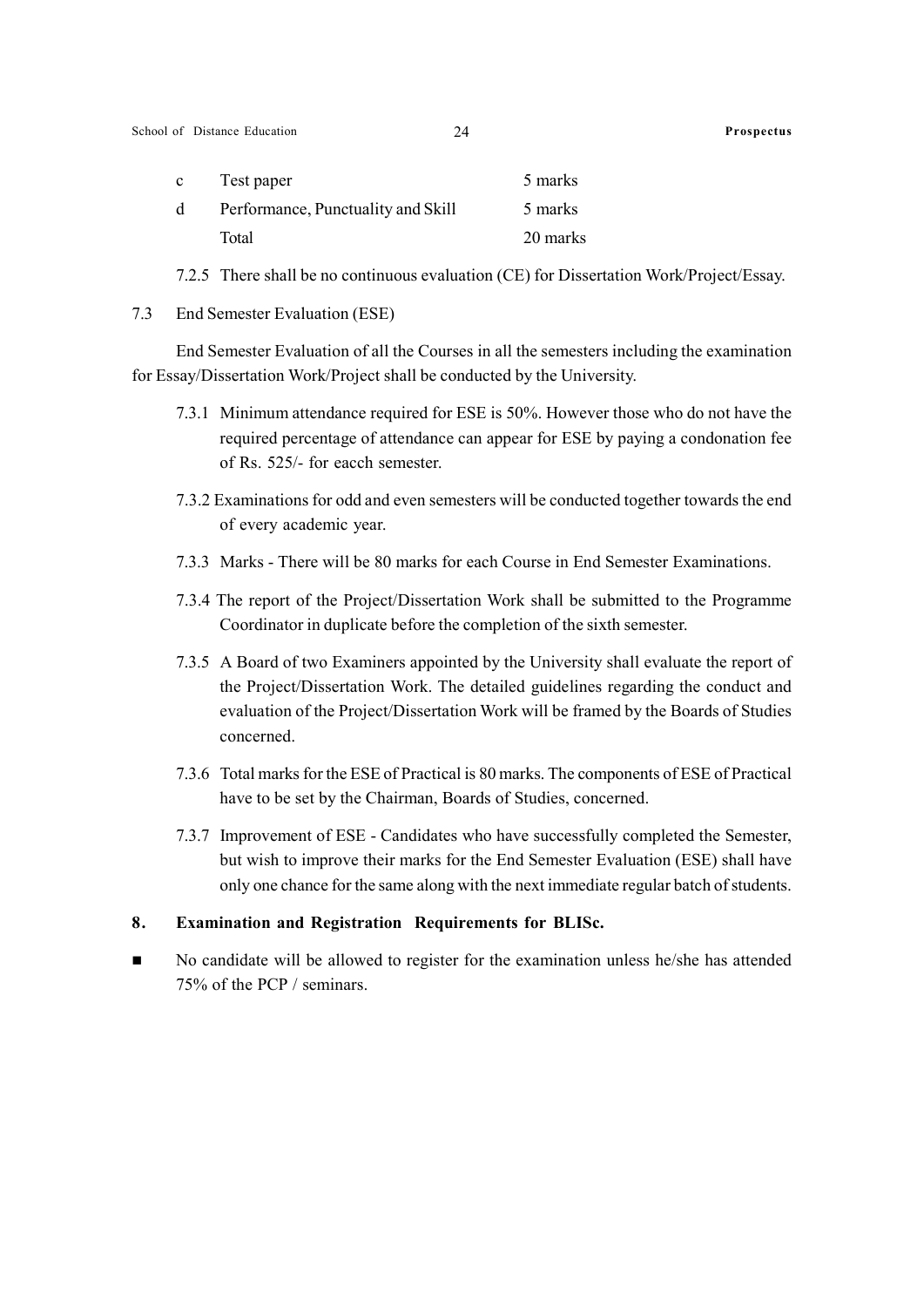| | | |
|---|---|---|
| c | Test paper | 5 marks |
| d | Performance, Punctuality and Skill | 5 marks |
| | Total | 20 marks |

7.2.5 There shall be no continuous evaluation (CE) for Dissertation Work/Project/Essay.

7.3 End Semester Evaluation (ESE)

End Semester Evaluation of all the Courses in all the semesters including the examination for Essay/Dissertation Work/Project shall be conducted by the University.

7.3.1 Minimum attendance required for ESE is 50%. However those who do not have the required percentage of attendance can appear for ESE by paying a condonation fee of Rs. 525/- for eacch semester.

7.3.2 Examinations for odd and even semesters will be conducted together towards the end of every academic year.

7.3.3 Marks - There will be 80 marks for each Course in End Semester Examinations.

7.3.4 The report of the Project/Dissertation Work shall be submitted to the Programme Coordinator in duplicate before the completion of the sixth semester.

7.3.5 A Board of two Examiners appointed by the University shall evaluate the report of the Project/Dissertation Work. The detailed guidelines regarding the conduct and evaluation of the Project/Dissertation Work will be framed by the Boards of Studies concerned.

7.3.6 Total marks for the ESE of Practical is 80 marks. The components of ESE of Practical have to be set by the Chairman, Boards of Studies, concerned.

7.3.7 Improvement of ESE - Candidates who have successfully completed the Semester, but wish to improve their marks for the End Semester Evaluation (ESE) shall have only one chance for the same along with the next immediate regular batch of students.

## 8. Examination and Registration Requirements for BLISc.

- No candidate will be allowed to register for the examination unless he/she has attended 75% of the PCP / seminars.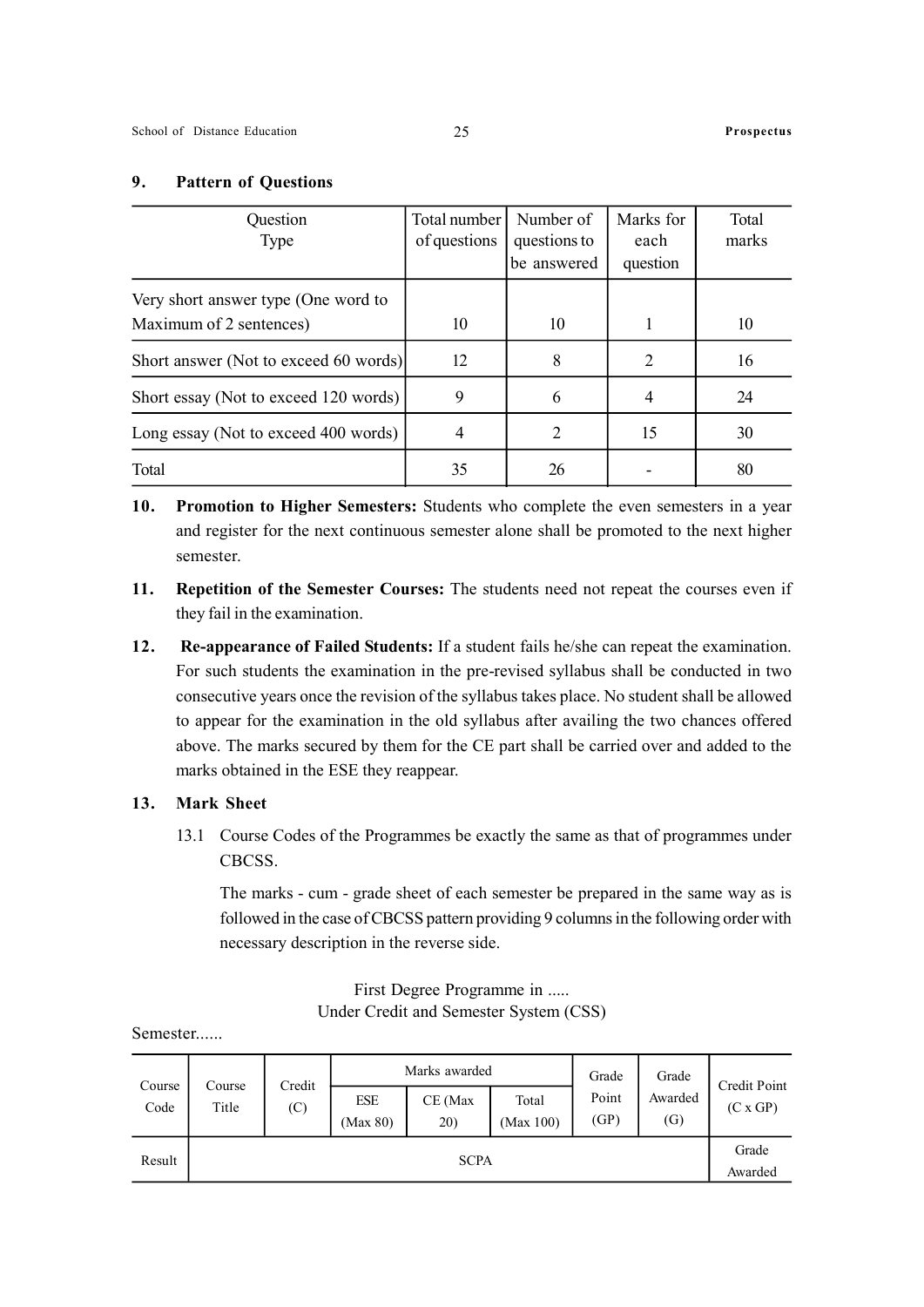## 9. Pattern of Questions

| Question Type | Total number of questions | Number of questions to be answered | Marks for each question | Total marks |
|---|---|---|---|---|
| Very short answer type (One word to Maximum of 2 sentences) | 10 | 10 | 1 | 10 |
| Short answer (Not to exceed 60 words) | 12 | 8 | 2 | 16 |
| Short essay (Not to exceed 120 words) | 9 | 6 | 4 | 24 |
| Long essay (Not to exceed 400 words) | 4 | 2 | 15 | 30 |
| Total | 35 | 26 | - | 80 |

**10. Promotion to Higher Semesters:** Students who complete the even semesters in a year and register for the next continuous semester alone shall be promoted to the next higher semester.

**11. Repetition of the Semester Courses:** The students need not repeat the courses even if they fail in the examination.

**12. Re-appearance of Failed Students:** If a student fails he/she can repeat the examination. For such students the examination in the pre-revised syllabus shall be conducted in two consecutive years once the revision of the syllabus takes place. No student shall be allowed to appear for the examination in the old syllabus after availing the two chances offered above. The marks secured by them for the CE part shall be carried over and added to the marks obtained in the ESE they reappear.

## 13. Mark Sheet

13.1 Course Codes of the Programmes be exactly the same as that of programmes under CBCSS.

The marks - cum - grade sheet of each semester be prepared in the same way as is followed in the case of CBCSS pattern providing 9 columns in the following order with necessary description in the reverse side.

First Degree Programme in .....
Under Credit and Semester System (CSS)

Semester......

| Course Code | Course Title | Credit (C) | Marks awarded | | | Grade Point (GP) | Grade Awarded (G) | Credit Point (C x GP) |
|---|---|---|---|---|---|---|---|---|
| | | | ESE (Max 80) | CE (Max 20) | Total (Max 100) | | | |
| Result | SCPA | | | | | | | Grade Awarded |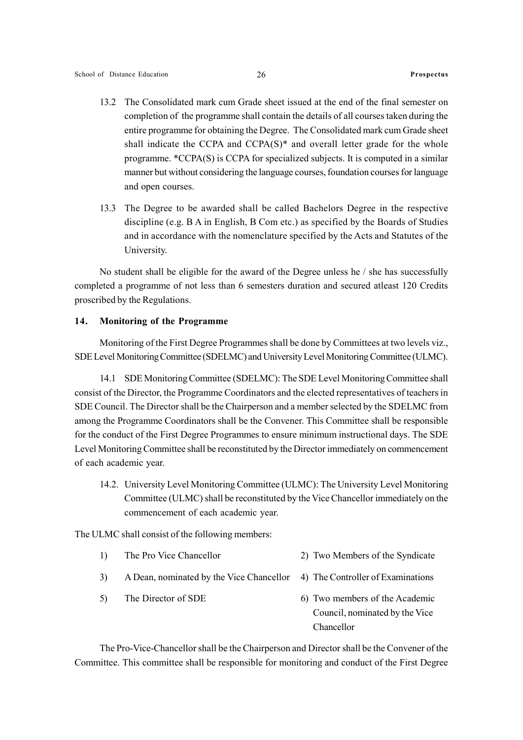13.2 The Consolidated mark cum Grade sheet issued at the end of the final semester on completion of the programme shall contain the details of all courses taken during the entire programme for obtaining the Degree. The Consolidated mark cum Grade sheet shall indicate the CCPA and CCPA(S)* and overall letter grade for the whole programme. *CCPA(S) is CCPA for specialized subjects. It is computed in a similar manner but without considering the language courses, foundation courses for language and open courses.

13.3 The Degree to be awarded shall be called Bachelors Degree in the respective discipline (e.g. B A in English, B Com etc.) as specified by the Boards of Studies and in accordance with the nomenclature specified by the Acts and Statutes of the University.

No student shall be eligible for the award of the Degree unless he / she has successfully completed a programme of not less than 6 semesters duration and secured atleast 120 Credits proscribed by the Regulations.

## 14. Monitoring of the Programme

Monitoring of the First Degree Programmes shall be done by Committees at two levels viz., SDE Level Monitoring Committee (SDELMC) and University Level Monitoring Committee (ULMC).

14.1 SDE Monitoring Committee (SDELMC): The SDE Level Monitoring Committee shall consist of the Director, the Programme Coordinators and the elected representatives of teachers in SDE Council. The Director shall be the Chairperson and a member selected by the SDELMC from among the Programme Coordinators shall be the Convener. This Committee shall be responsible for the conduct of the First Degree Programmes to ensure minimum instructional days. The SDE Level Monitoring Committee shall be reconstituted by the Director immediately on commencement of each academic year.

14.2. University Level Monitoring Committee (ULMC): The University Level Monitoring Committee (ULMC) shall be reconstituted by the Vice Chancellor immediately on the commencement of each academic year.

The ULMC shall consist of the following members:

1) The Pro Vice Chancellor
2) Two Members of the Syndicate
3) A Dean, nominated by the Vice Chancellor
4) The Controller of Examinations
5) The Director of SDE
6) Two members of the Academic Council, nominated by the Vice Chancellor

The Pro-Vice-Chancellor shall be the Chairperson and Director shall be the Convener of the Committee. This committee shall be responsible for monitoring and conduct of the First Degree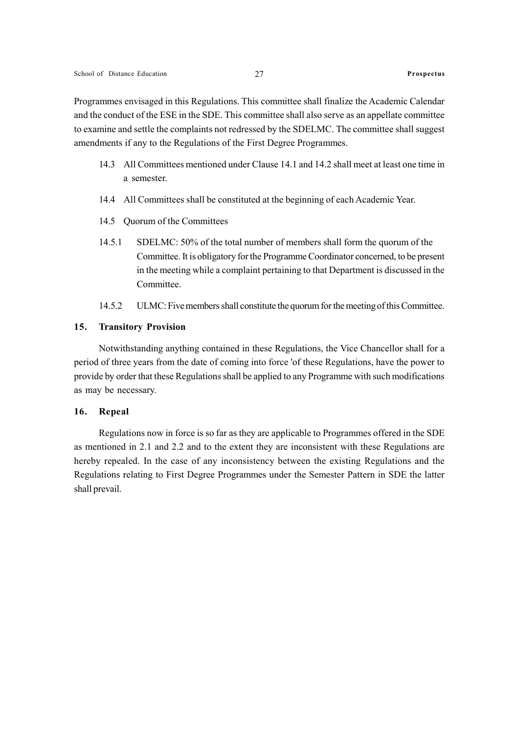Programmes envisaged in this Regulations. This committee shall finalize the Academic Calendar and the conduct of the ESE in the SDE. This committee shall also serve as an appellate committee to examine and settle the complaints not redressed by the SDELMC. The committee shall suggest amendments if any to the Regulations of the First Degree Programmes.

14.3 All Committees mentioned under Clause 14.1 and 14.2 shall meet at least one time in a semester.

14.4 All Committees shall be constituted at the beginning of each Academic Year.

14.5 Quorum of the Committees

14.5.1 SDELMC: 50% of the total number of members shall form the quorum of the Committee. It is obligatory for the Programme Coordinator concerned, to be present in the meeting while a complaint pertaining to that Department is discussed in the Committee.

14.5.2 ULMC: Five members shall constitute the quorum for the meeting of this Committee.

## 15. Transitory Provision

Notwithstanding anything contained in these Regulations, the Vice Chancellor shall for a period of three years from the date of coming into force 'of these Regulations, have the power to provide by order that these Regulations shall be applied to any Programme with such modifications as may be necessary.

## 16. Repeal

Regulations now in force is so far as they are applicable to Programmes offered in the SDE as mentioned in 2.1 and 2.2 and to the extent they are inconsistent with these Regulations are hereby repealed. In the case of any inconsistency between the existing Regulations and the Regulations relating to First Degree Programmes under the Semester Pattern in SDE the latter shall prevail.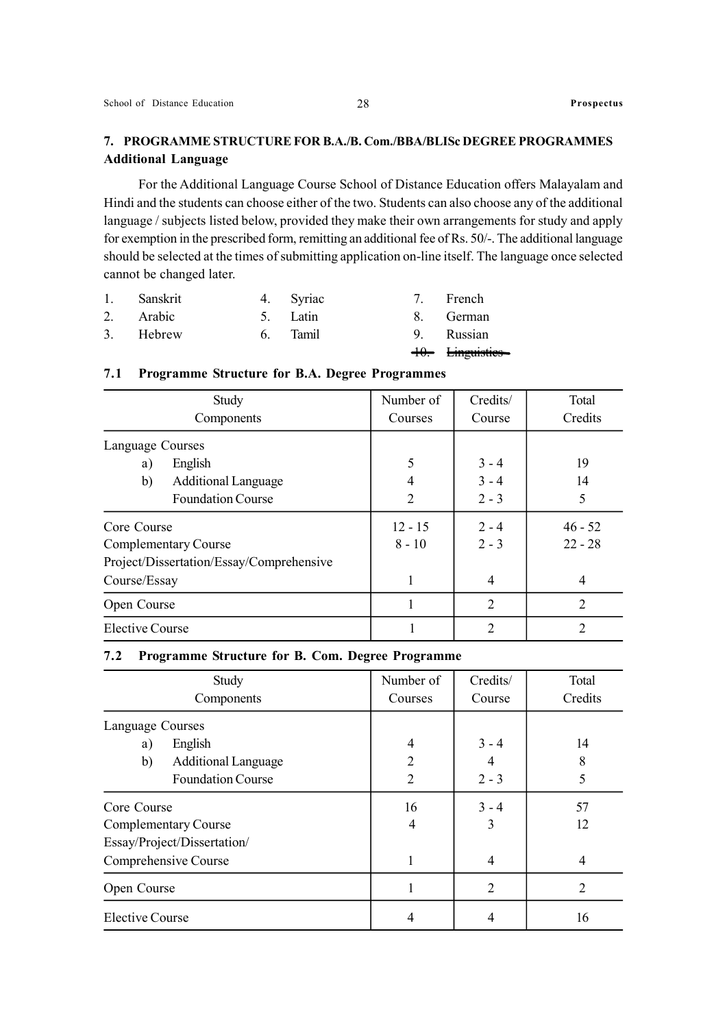## 7. PROGRAMME STRUCTURE FOR B.A./B. Com./BBA/BLISc DEGREE PROGRAMMES

### Additional Language

For the Additional Language Course School of Distance Education offers Malayalam and Hindi and the students can choose either of the two. Students can also choose any of the additional language / subjects listed below, provided they make their own arrangements for study and apply for exemption in the prescribed form, remitting an additional fee of Rs. 50/-. The additional language should be selected at the times of submitting application on-line itself. The language once selected cannot be changed later.

1. Sanskrit
2. Arabic
3. Hebrew
4. Syriac
5. Latin
6. Tamil
7. French
8. German
9. Russian
10. ~~Linguistics~~

### 7.1 Programme Structure for B.A. Degree Programmes

| Study Components | Number of Courses | Credits/ Course | Total Credits |
|---|---|---|---|
| Language Courses | | | |
| a) English | 5 | 3 - 4 | 19 |
| b) Additional Language | 4 | 3 - 4 | 14 |
| Foundation Course | 2 | 2 - 3 | 5 |
| Core Course | 12 - 15 | 2 - 4 | 46 - 52 |
| Complementary Course | 8 - 10 | 2 - 3 | 22 - 28 |
| Project/Dissertation/Essay/Comprehensive Course/Essay | 1 | 4 | 4 |
| Open Course | 1 | 2 | 2 |
| Elective Course | 1 | 2 | 2 |

### 7.2 Programme Structure for B. Com. Degree Programme

| Study Components | Number of Courses | Credits/ Course | Total Credits |
|---|---|---|---|
| Language Courses | | | |
| a) English | 4 | 3 - 4 | 14 |
| b) Additional Language | 2 | 4 | 8 |
| Foundation Course | 2 | 2 - 3 | 5 |
| Core Course | 16 | 3 - 4 | 57 |
| Complementary Course | 4 | 3 | 12 |
| Essay/Project/Dissertation/ Comprehensive Course | 1 | 4 | 4 |
| Open Course | 1 | 2 | 2 |
| Elective Course | 4 | 4 | 16 |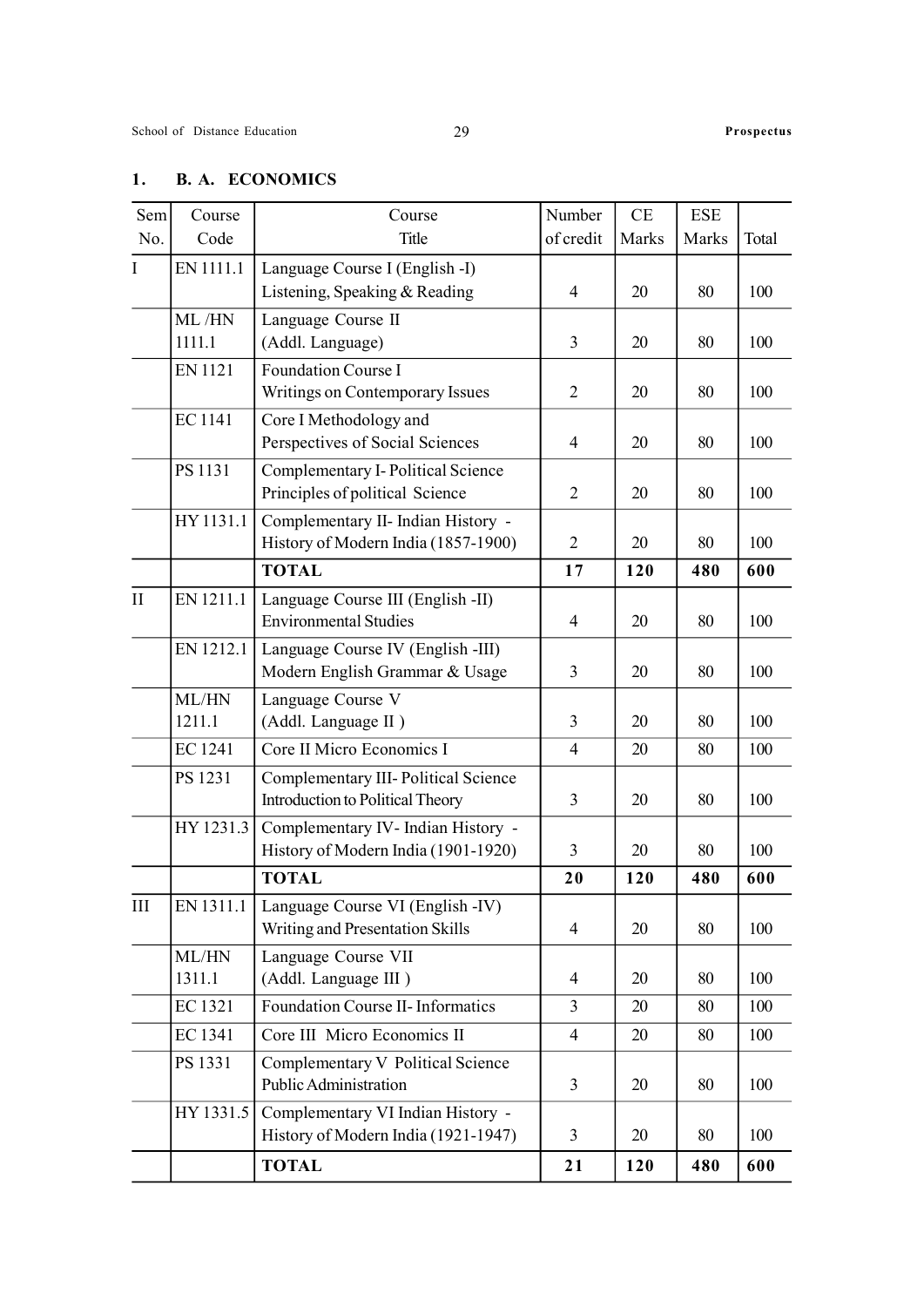## 1. B. A. ECONOMICS

| Sem No. | Course Code | Course Title | Number of credit | CE Marks | ESE Marks | Total |
|---|---|---|---|---|---|---|
| I | EN 1111.1 | Language Course I (English -I) Listening, Speaking & Reading | 4 | 20 | 80 | 100 |
| | ML /HN 1111.1 | Language Course II (Addl. Language) | 3 | 20 | 80 | 100 |
| | EN 1121 | Foundation Course I Writings on Contemporary Issues | 2 | 20 | 80 | 100 |
| | EC 1141 | Core I Methodology and Perspectives of Social Sciences | 4 | 20 | 80 | 100 |
| | PS 1131 | Complementary I- Political Science Principles of political Science | 2 | 20 | 80 | 100 |
| | HY 1131.1 | Complementary II- Indian History - History of Modern India (1857-1900) | 2 | 20 | 80 | 100 |
| | | **TOTAL** | **17** | **120** | **480** | **600** |
| II | EN 1211.1 | Language Course III (English -II) Environmental Studies | 4 | 20 | 80 | 100 |
| | EN 1212.1 | Language Course IV (English -III) Modern English Grammar & Usage | 3 | 20 | 80 | 100 |
| | ML/HN 1211.1 | Language Course V (Addl. Language II ) | 3 | 20 | 80 | 100 |
| | EC 1241 | Core II Micro Economics I | 4 | 20 | 80 | 100 |
| | PS 1231 | Complementary III- Political Science Introduction to Political Theory | 3 | 20 | 80 | 100 |
| | HY 1231.3 | Complementary IV- Indian History - History of Modern India (1901-1920) | 3 | 20 | 80 | 100 |
| | | **TOTAL** | **20** | **120** | **480** | **600** |
| III | EN 1311.1 | Language Course VI (English -IV) Writing and Presentation Skills | 4 | 20 | 80 | 100 |
| | ML/HN 1311.1 | Language Course VII (Addl. Language III ) | 4 | 20 | 80 | 100 |
| | EC 1321 | Foundation Course II- Informatics | 3 | 20 | 80 | 100 |
| | EC 1341 | Core III Micro Economics II | 4 | 20 | 80 | 100 |
| | PS 1331 | Complementary V Political Science Public Administration | 3 | 20 | 80 | 100 |
| | HY 1331.5 | Complementary VI Indian History - History of Modern India (1921-1947) | 3 | 20 | 80 | 100 |
| | | **TOTAL** | **21** | **120** | **480** | **600** |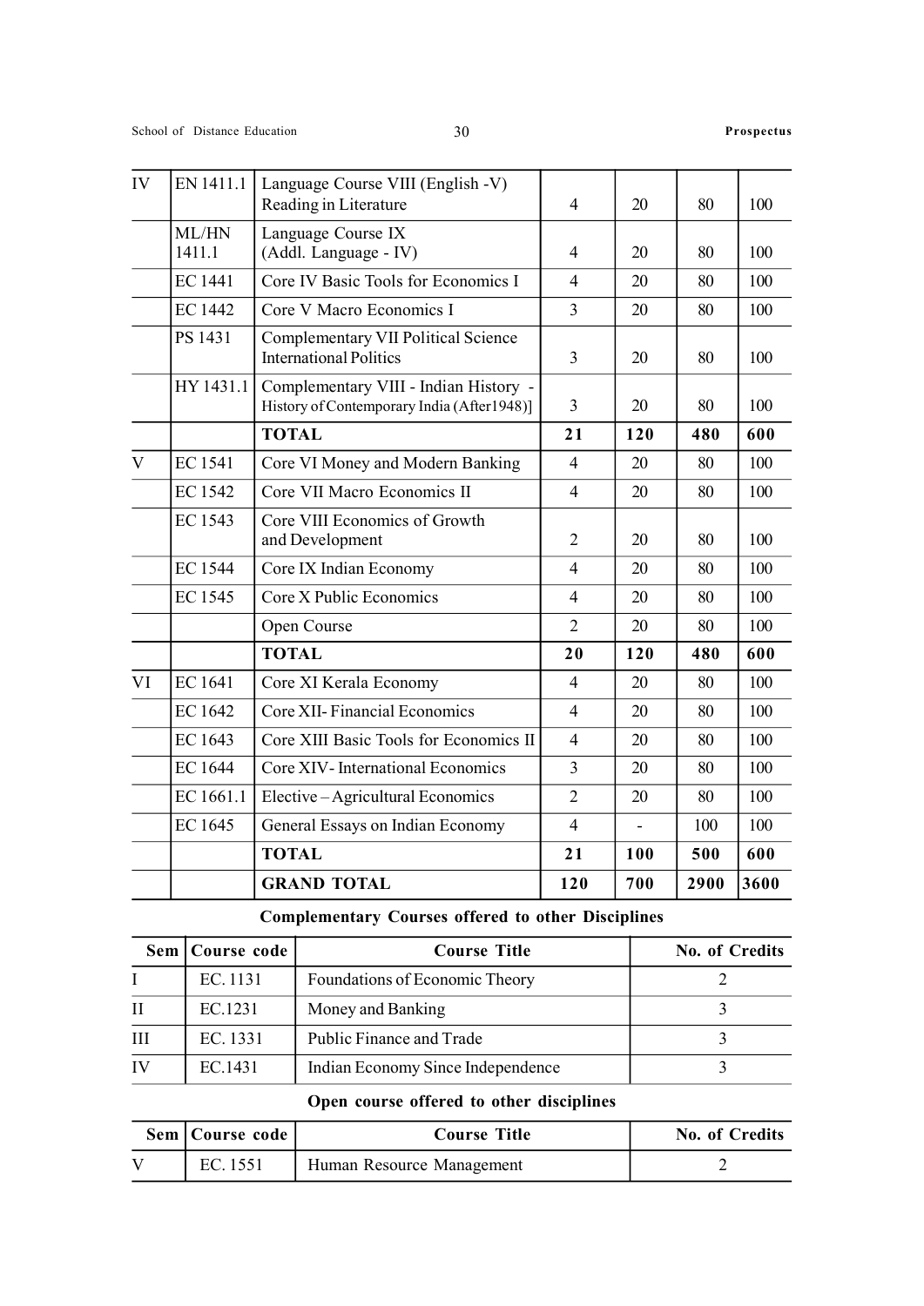| IV | EN 1411.1 | Language Course VIII (English -V) Reading in Literature | 4 | 20 | 80 | 100 |
|---|---|---|---|---|---|---|
| | ML/HN 1411.1 | Language Course IX (Addl. Language - IV) | 4 | 20 | 80 | 100 |
| | EC 1441 | Core IV Basic Tools for Economics I | 4 | 20 | 80 | 100 |
| | EC 1442 | Core V Macro Economics I | 3 | 20 | 80 | 100 |
| | PS 1431 | Complementary VII Political Science International Politics | 3 | 20 | 80 | 100 |
| | HY 1431.1 | Complementary VIII - Indian History - History of Contemporary India (After1948)] | 3 | 20 | 80 | 100 |
| | | **TOTAL** | **21** | **120** | **480** | **600** |
| V | EC 1541 | Core VI Money and Modern Banking | 4 | 20 | 80 | 100 |
| | EC 1542 | Core VII Macro Economics II | 4 | 20 | 80 | 100 |
| | EC 1543 | Core VIII Economics of Growth and Development | 2 | 20 | 80 | 100 |
| | EC 1544 | Core IX Indian Economy | 4 | 20 | 80 | 100 |
| | EC 1545 | Core X Public Economics | 4 | 20 | 80 | 100 |
| | | Open Course | 2 | 20 | 80 | 100 |
| | | **TOTAL** | **20** | **120** | **480** | **600** |
| VI | EC 1641 | Core XI Kerala Economy | 4 | 20 | 80 | 100 |
| | EC 1642 | Core XII- Financial Economics | 4 | 20 | 80 | 100 |
| | EC 1643 | Core XIII Basic Tools for Economics II | 4 | 20 | 80 | 100 |
| | EC 1644 | Core XIV- International Economics | 3 | 20 | 80 | 100 |
| | EC 1661.1 | Elective – Agricultural Economics | 2 | 20 | 80 | 100 |
| | EC 1645 | General Essays on Indian Economy | 4 | - | 100 | 100 |
| | | **TOTAL** | **21** | **100** | **500** | **600** |
| | | **GRAND TOTAL** | **120** | **700** | **2900** | **3600** |

**Complementary Courses offered to other Disciplines**

| Sem | Course code | Course Title | No. of Credits |
|---|---|---|---|
| I | EC. 1131 | Foundations of Economic Theory | 2 |
| II | EC.1231 | Money and Banking | 3 |
| III | EC. 1331 | Public Finance and Trade | 3 |
| IV | EC.1431 | Indian Economy Since Independence | 3 |

**Open course offered to other disciplines**

| Sem | Course code | Course Title | No. of Credits |
|---|---|---|---|
| V | EC. 1551 | Human Resource Management | 2 |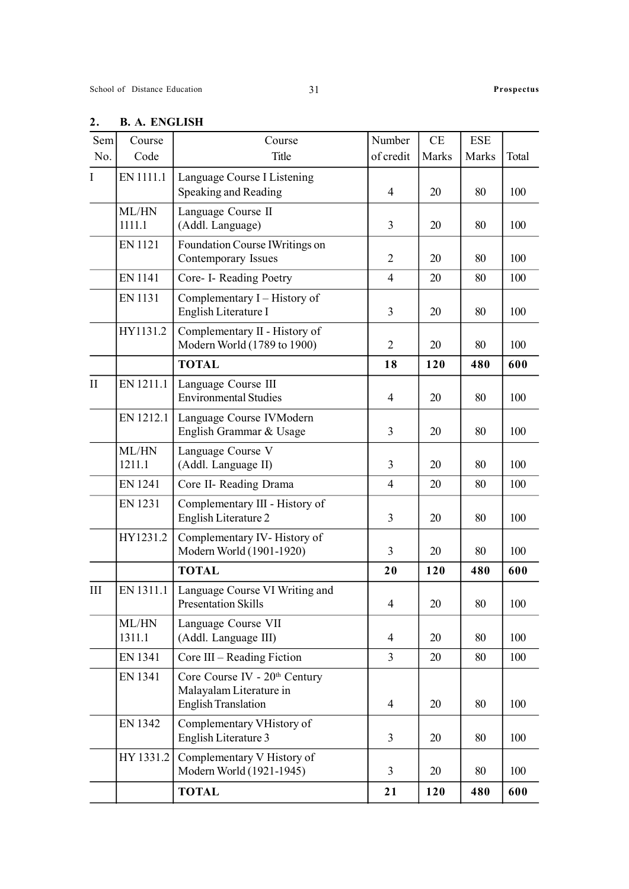## 2. B. A. ENGLISH

| Sem No. | Course Code | Course Title | Number of credit | CE Marks | ESE Marks | Total |
|---|---|---|---|---|---|---|
| I | EN 1111.1 | Language Course I Listening Speaking and Reading | 4 | 20 | 80 | 100 |
| | ML/HN 1111.1 | Language Course II (Addl. Language) | 3 | 20 | 80 | 100 |
| | EN 1121 | Foundation Course IWritings on Contemporary Issues | 2 | 20 | 80 | 100 |
| | EN 1141 | Core- I- Reading Poetry | 4 | 20 | 80 | 100 |
| | EN 1131 | Complementary I – History of English Literature I | 3 | 20 | 80 | 100 |
| | HY1131.2 | Complementary II - History of Modern World (1789 to 1900) | 2 | 20 | 80 | 100 |
| | | **TOTAL** | **18** | **120** | **480** | **600** |
| II | EN 1211.1 | Language Course III Environmental Studies | 4 | 20 | 80 | 100 |
| | EN 1212.1 | Language Course IVModern English Grammar & Usage | 3 | 20 | 80 | 100 |
| | ML/HN 1211.1 | Language Course V (Addl. Language II) | 3 | 20 | 80 | 100 |
| | EN 1241 | Core II- Reading Drama | 4 | 20 | 80 | 100 |
| | EN 1231 | Complementary III - History of English Literature 2 | 3 | 20 | 80 | 100 |
| | HY1231.2 | Complementary IV- History of Modern World (1901-1920) | 3 | 20 | 80 | 100 |
| | | **TOTAL** | **20** | **120** | **480** | **600** |
| III | EN 1311.1 | Language Course VI Writing and Presentation Skills | 4 | 20 | 80 | 100 |
| | ML/HN 1311.1 | Language Course VII (Addl. Language III) | 4 | 20 | 80 | 100 |
| | EN 1341 | Core III – Reading Fiction | 3 | 20 | 80 | 100 |
| | EN 1341 | Core Course IV - 20th Century Malayalam Literature in English Translation | 4 | 20 | 80 | 100 |
| | EN 1342 | Complementary VHistory of English Literature 3 | 3 | 20 | 80 | 100 |
| | HY 1331.2 | Complementary V History of Modern World (1921-1945) | 3 | 20 | 80 | 100 |
| | | **TOTAL** | **21** | **120** | **480** | **600** |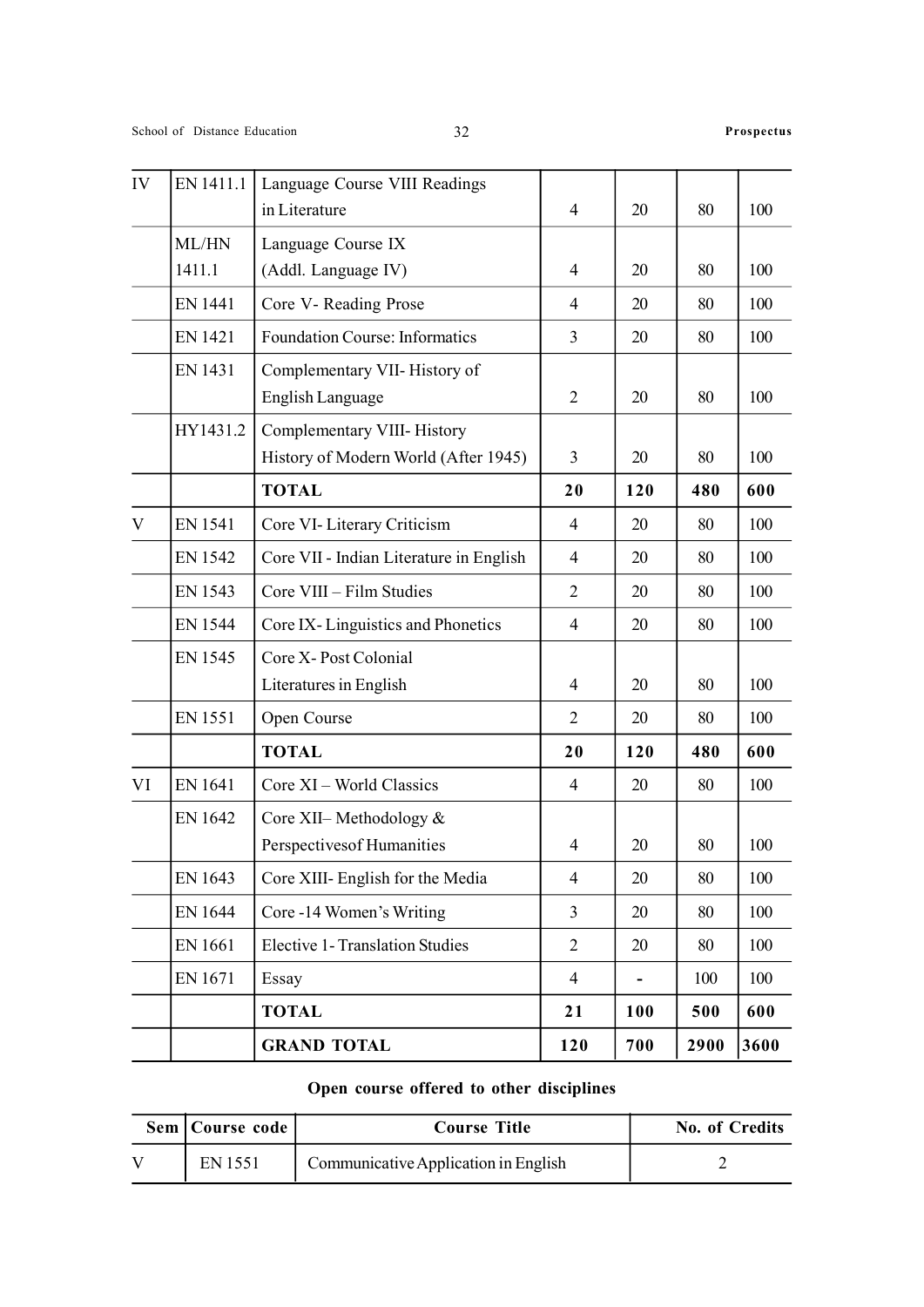| | | | | | | |
|---|---|---|---|---|---|---|
| IV | EN 1411.1 | Language Course VIII Readings in Literature | 4 | 20 | 80 | 100 |
| | ML/HN 1411.1 | Language Course IX (Addl. Language IV) | 4 | 20 | 80 | 100 |
| | EN 1441 | Core V- Reading Prose | 4 | 20 | 80 | 100 |
| | EN 1421 | Foundation Course: Informatics | 3 | 20 | 80 | 100 |
| | EN 1431 | Complementary VII- History of English Language | 2 | 20 | 80 | 100 |
| | HY1431.2 | Complementary VIII- History History of Modern World (After 1945) | 3 | 20 | 80 | 100 |
| | | **TOTAL** | **20** | **120** | **480** | **600** |
| V | EN 1541 | Core VI- Literary Criticism | 4 | 20 | 80 | 100 |
| | EN 1542 | Core VII - Indian Literature in English | 4 | 20 | 80 | 100 |
| | EN 1543 | Core VIII – Film Studies | 2 | 20 | 80 | 100 |
| | EN 1544 | Core IX- Linguistics and Phonetics | 4 | 20 | 80 | 100 |
| | EN 1545 | Core X- Post Colonial Literatures in English | 4 | 20 | 80 | 100 |
| | EN 1551 | Open Course | 2 | 20 | 80 | 100 |
| | | **TOTAL** | **20** | **120** | **480** | **600** |
| VI | EN 1641 | Core XI – World Classics | 4 | 20 | 80 | 100 |
| | EN 1642 | Core XII– Methodology & Perspectivesof Humanities | 4 | 20 | 80 | 100 |
| | EN 1643 | Core XIII- English for the Media | 4 | 20 | 80 | 100 |
| | EN 1644 | Core -14 Women's Writing | 3 | 20 | 80 | 100 |
| | EN 1661 | Elective 1- Translation Studies | 2 | 20 | 80 | 100 |
| | EN 1671 | Essay | 4 | - | 100 | 100 |
| | | **TOTAL** | **21** | **100** | **500** | **600** |
| | | **GRAND TOTAL** | **120** | **700** | **2900** | **3600** |

**Open course offered to other disciplines**

| Sem | Course code | Course Title | No. of Credits |
|---|---|---|---|
| V | EN 1551 | Communicative Application in English | 2 |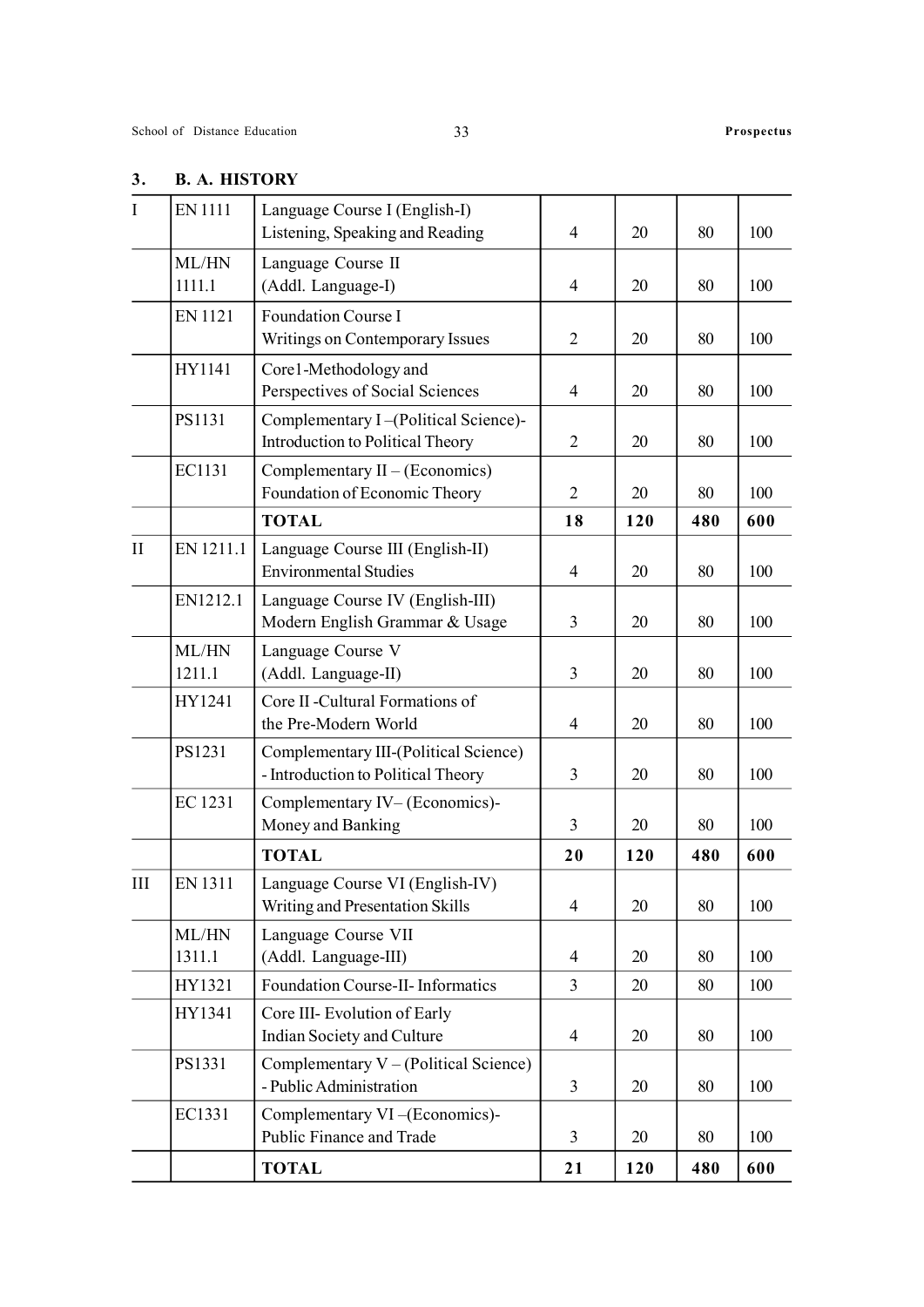### 3. B. A. HISTORY

| | | | | | | |
|---|---|---|---|---|---|---|
| I | EN 1111 | Language Course I (English-I) Listening, Speaking and Reading | 4 | 20 | 80 | 100 |
| | ML/HN 1111.1 | Language Course II (Addl. Language-I) | 4 | 20 | 80 | 100 |
| | EN 1121 | Foundation Course I Writings on Contemporary Issues | 2 | 20 | 80 | 100 |
| | HY1141 | Core1-Methodology and Perspectives of Social Sciences | 4 | 20 | 80 | 100 |
| | PS1131 | Complementary I –(Political Science)- Introduction to Political Theory | 2 | 20 | 80 | 100 |
| | EC1131 | Complementary II – (Economics) Foundation of Economic Theory | 2 | 20 | 80 | 100 |
| | | **TOTAL** | **18** | **120** | **480** | **600** |
| II | EN 1211.1 | Language Course III (English-II) Environmental Studies | 4 | 20 | 80 | 100 |
| | EN1212.1 | Language Course IV (English-III) Modern English Grammar & Usage | 3 | 20 | 80 | 100 |
| | ML/HN 1211.1 | Language Course V (Addl. Language-II) | 3 | 20 | 80 | 100 |
| | HY1241 | Core II -Cultural Formations of the Pre-Modern World | 4 | 20 | 80 | 100 |
| | PS1231 | Complementary III-(Political Science) - Introduction to Political Theory | 3 | 20 | 80 | 100 |
| | EC 1231 | Complementary IV– (Economics)- Money and Banking | 3 | 20 | 80 | 100 |
| | | **TOTAL** | **20** | **120** | **480** | **600** |
| III | EN 1311 | Language Course VI (English-IV) Writing and Presentation Skills | 4 | 20 | 80 | 100 |
| | ML/HN 1311.1 | Language Course VII (Addl. Language-III) | 4 | 20 | 80 | 100 |
| | HY1321 | Foundation Course-II- Informatics | 3 | 20 | 80 | 100 |
| | HY1341 | Core III- Evolution of Early Indian Society and Culture | 4 | 20 | 80 | 100 |
| | PS1331 | Complementary V – (Political Science) - Public Administration | 3 | 20 | 80 | 100 |
| | EC1331 | Complementary VI –(Economics)- Public Finance and Trade | 3 | 20 | 80 | 100 |
| | | **TOTAL** | **21** | **120** | **480** | **600** |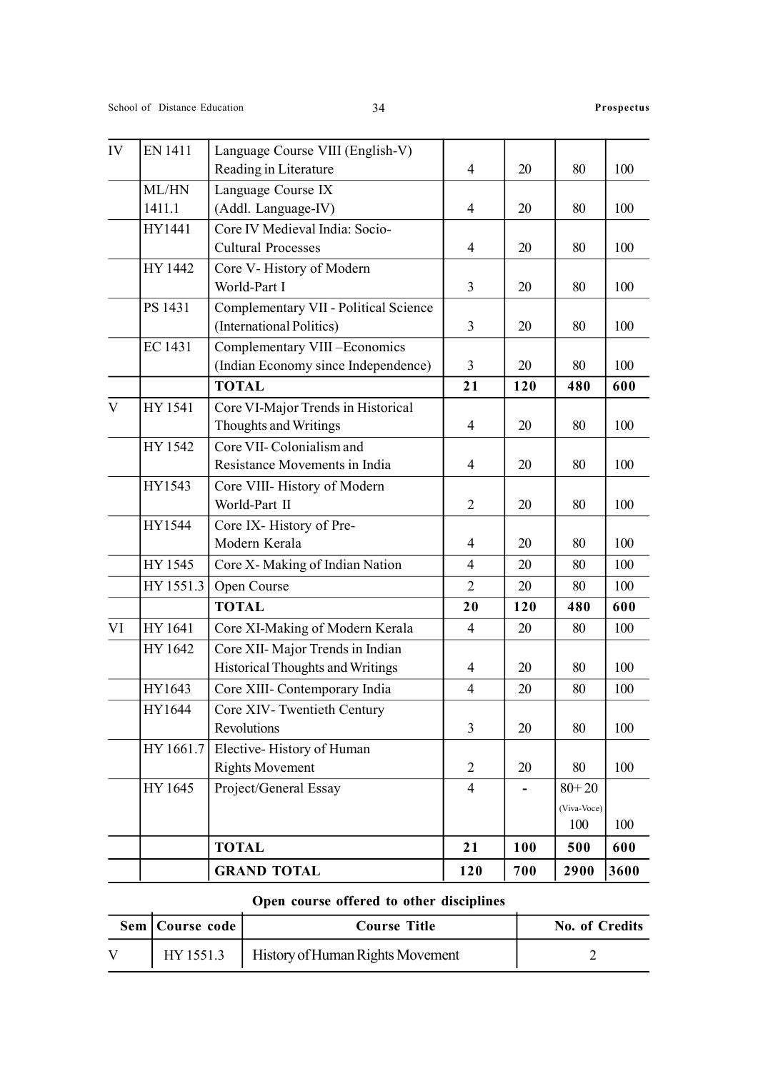| IV | EN 1411 | Language Course VIII (English-V) Reading in Literature | 4 | 20 | 80 | 100 |
|---|---|---|---|---|---|---|
| | ML/HN 1411.1 | Language Course IX (Addl. Language-IV) | 4 | 20 | 80 | 100 |
| | HY1441 | Core IV Medieval India: Socio-Cultural Processes | 4 | 20 | 80 | 100 |
| | HY 1442 | Core V- History of Modern World-Part I | 3 | 20 | 80 | 100 |
| | PS 1431 | Complementary VII - Political Science (International Politics) | 3 | 20 | 80 | 100 |
| | EC 1431 | Complementary VIII –Economics (Indian Economy since Independence) | 3 | 20 | 80 | 100 |
| | | **TOTAL** | **21** | **120** | **480** | **600** |
| V | HY 1541 | Core VI-Major Trends in Historical Thoughts and Writings | 4 | 20 | 80 | 100 |
| | HY 1542 | Core VII- Colonialism and Resistance Movements in India | 4 | 20 | 80 | 100 |
| | HY1543 | Core VIII- History of Modern World-Part II | 2 | 20 | 80 | 100 |
| | HY1544 | Core IX- History of Pre-Modern Kerala | 4 | 20 | 80 | 100 |
| | HY 1545 | Core X- Making of Indian Nation | 4 | 20 | 80 | 100 |
| | HY 1551.3 | Open Course | 2 | 20 | 80 | 100 |
| | | **TOTAL** | **20** | **120** | **480** | **600** |
| VI | HY 1641 | Core XI-Making of Modern Kerala | 4 | 20 | 80 | 100 |
| | HY 1642 | Core XII- Major Trends in Indian Historical Thoughts and Writings | 4 | 20 | 80 | 100 |
| | HY1643 | Core XIII- Contemporary India | 4 | 20 | 80 | 100 |
| | HY1644 | Core XIV- Twentieth Century Revolutions | 3 | 20 | 80 | 100 |
| | HY 1661.7 | Elective- History of Human Rights Movement | 2 | 20 | 80 | 100 |
| | HY 1645 | Project/General Essay | 4 | - | 80+ 20 (Viva-Voce) 100 | 100 |
| | | **TOTAL** | **21** | **100** | **500** | **600** |
| | | **GRAND TOTAL** | **120** | **700** | **2900** | **3600** |

**Open course offered to other disciplines**

| Sem | Course code | Course Title | No. of Credits |
|---|---|---|---|
| V | HY 1551.3 | History of Human Rights Movement | 2 |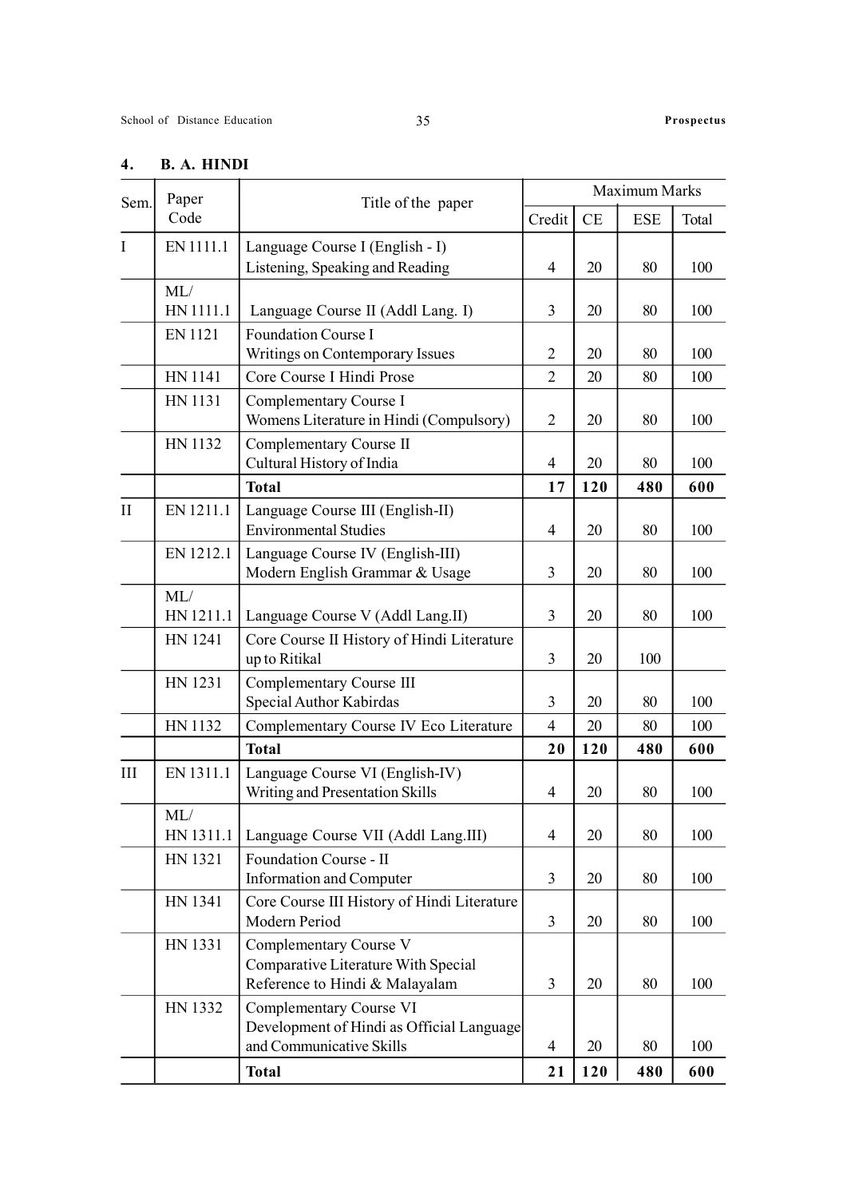## 4. B. A. HINDI

| Sem. | Paper Code | Title of the paper | Maximum Marks | | | |
|---|---|---|---|---|---|---|
| | | | Credit | CE | ESE | Total |
| I | EN 1111.1 | Language Course I (English - I) Listening, Speaking and Reading | 4 | 20 | 80 | 100 |
| | ML/ HN 1111.1 | Language Course II (Addl Lang. I) | 3 | 20 | 80 | 100 |
| | EN 1121 | Foundation Course I Writings on Contemporary Issues | 2 | 20 | 80 | 100 |
| | HN 1141 | Core Course I Hindi Prose | 2 | 20 | 80 | 100 |
| | HN 1131 | Complementary Course I Womens Literature in Hindi (Compulsory) | 2 | 20 | 80 | 100 |
| | HN 1132 | Complementary Course II Cultural History of India | 4 | 20 | 80 | 100 |
| | | **Total** | **17** | **120** | **480** | **600** |
| II | EN 1211.1 | Language Course III (English-II) Environmental Studies | 4 | 20 | 80 | 100 |
| | EN 1212.1 | Language Course IV (English-III) Modern English Grammar & Usage | 3 | 20 | 80 | 100 |
| | ML/ HN 1211.1 | Language Course V (Addl Lang.II) | 3 | 20 | 80 | 100 |
| | HN 1241 | Core Course II History of Hindi Literature up to Ritikal | 3 | 20 | 100 | |
| | HN 1231 | Complementary Course III Special Author Kabirdas | 3 | 20 | 80 | 100 |
| | HN 1132 | Complementary Course IV Eco Literature | 4 | 20 | 80 | 100 |
| | | **Total** | **20** | **120** | **480** | **600** |
| III | EN 1311.1 | Language Course VI (English-IV) Writing and Presentation Skills | 4 | 20 | 80 | 100 |
| | ML/ HN 1311.1 | Language Course VII (Addl Lang.III) | 4 | 20 | 80 | 100 |
| | HN 1321 | Foundation Course - II Information and Computer | 3 | 20 | 80 | 100 |
| | HN 1341 | Core Course III History of Hindi Literature Modern Period | 3 | 20 | 80 | 100 |
| | HN 1331 | Complementary Course V Comparative Literature With Special Reference to Hindi & Malayalam | 3 | 20 | 80 | 100 |
| | HN 1332 | Complementary Course VI Development of Hindi as Official Language and Communicative Skills | 4 | 20 | 80 | 100 |
| | | **Total** | **21** | **120** | **480** | **600** |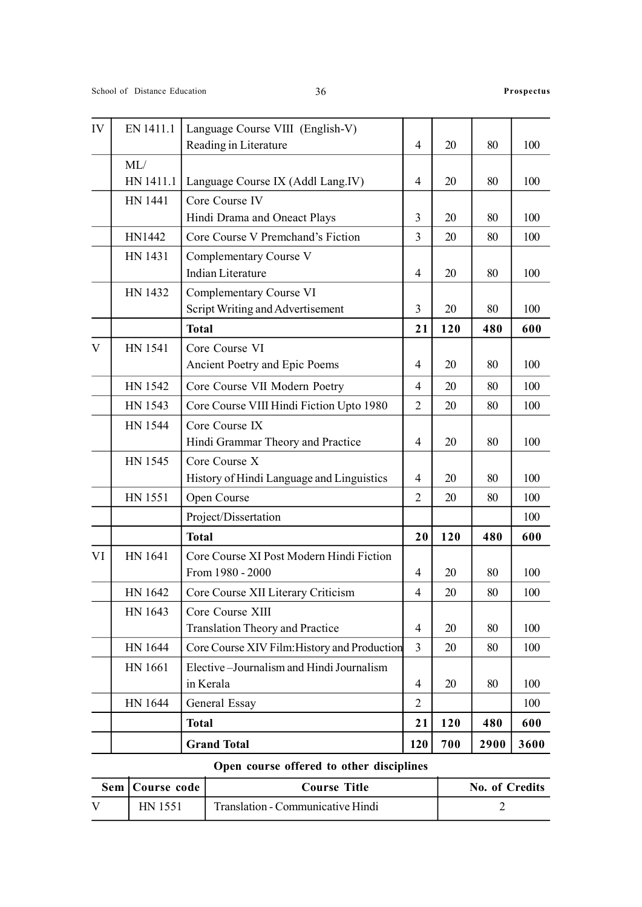| | | | | | | |
|---|---|---|---|---|---|---|
| IV | EN 1411.1 | Language Course VIII (English-V) Reading in Literature | 4 | 20 | 80 | 100 |
| | ML/ HN 1411.1 | Language Course IX (Addl Lang.IV) | 4 | 20 | 80 | 100 |
| | HN 1441 | Core Course IV Hindi Drama and Oneact Plays | 3 | 20 | 80 | 100 |
| | HN1442 | Core Course V Premchand's Fiction | 3 | 20 | 80 | 100 |
| | HN 1431 | Complementary Course V Indian Literature | 4 | 20 | 80 | 100 |
| | HN 1432 | Complementary Course VI Script Writing and Advertisement | 3 | 20 | 80 | 100 |
| | | **Total** | **21** | **120** | **480** | **600** |
| V | HN 1541 | Core Course VI Ancient Poetry and Epic Poems | 4 | 20 | 80 | 100 |
| | HN 1542 | Core Course VII Modern Poetry | 4 | 20 | 80 | 100 |
| | HN 1543 | Core Course VIII Hindi Fiction Upto 1980 | 2 | 20 | 80 | 100 |
| | HN 1544 | Core Course IX Hindi Grammar Theory and Practice | 4 | 20 | 80 | 100 |
| | HN 1545 | Core Course X History of Hindi Language and Linguistics | 4 | 20 | 80 | 100 |
| | HN 1551 | Open Course | 2 | 20 | 80 | 100 |
| | | Project/Dissertation | | | | 100 |
| | | **Total** | **20** | **120** | **480** | **600** |
| VI | HN 1641 | Core Course XI Post Modern Hindi Fiction From 1980 - 2000 | 4 | 20 | 80 | 100 |
| | HN 1642 | Core Course XII Literary Criticism | 4 | 20 | 80 | 100 |
| | HN 1643 | Core Course XIII Translation Theory and Practice | 4 | 20 | 80 | 100 |
| | HN 1644 | Core Course XIV Film:History and Production | 3 | 20 | 80 | 100 |
| | HN 1661 | Elective –Journalism and Hindi Journalism in Kerala | 4 | 20 | 80 | 100 |
| | HN 1644 | General Essay | 2 | | | 100 |
| | | **Total** | **21** | **120** | **480** | **600** |
| | | **Grand Total** | **120** | **700** | **2900** | **3600** |

**Open course offered to other disciplines**

| Sem | Course code | Course Title | No. of Credits |
|---|---|---|---|
| V | HN 1551 | Translation - Communicative Hindi | 2 |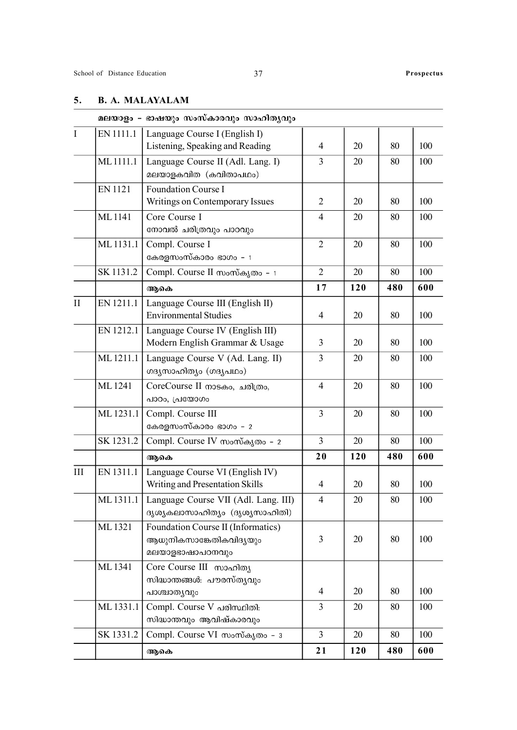## 5. B. A. MALAYALAM

**മലയാളം – ഭാഷയും സംസ്കാരവും സാഹിത്യവും**

| | | | | | | |
|---|---|---|---|---|---|---|
| I | EN 1111.1 | Language Course I (English I) Listening, Speaking and Reading | 4 | 20 | 80 | 100 |
| | ML 1111.1 | Language Course II (Adl. Lang. I) മലയാളകവിത (കവിതാപഠം) | 3 | 20 | 80 | 100 |
| | EN 1121 | Foundation Course I Writings on Contemporary Issues | 2 | 20 | 80 | 100 |
| | ML 1141 | Core Course I നോവൽ ചരിത്രവും പാഠവും | 4 | 20 | 80 | 100 |
| | ML 1131.1 | Compl. Course I കേരളസംസ്കാരം ഭാഗം - 1 | 2 | 20 | 80 | 100 |
| | SK 1131.2 | Compl. Course II സംസ്കൃതം - 1 | 2 | 20 | 80 | 100 |
| | | **ആകെ** | **17** | **120** | **480** | **600** |
| II | EN 1211.1 | Language Course III (English II) Environmental Studies | 4 | 20 | 80 | 100 |
| | EN 1212.1 | Language Course IV (English III) Modern English Grammar & Usage | 3 | 20 | 80 | 100 |
| | ML 1211.1 | Language Course V (Ad. Lang. II) ഗദ്യസാഹിത്യം (ഗദ്യപഠം) | 3 | 20 | 80 | 100 |
| | ML 1241 | CoreCourse II നാടകം, ചരിത്രം, പാഠം, പ്രയോഗം | 4 | 20 | 80 | 100 |
| | ML 1231.1 | Compl. Course III കേരളസംസ്കാരം ഭാഗം - 2 | 3 | 20 | 80 | 100 |
| | SK 1231.2 | Compl. Course IV സംസ്കൃതം - 2 | 3 | 20 | 80 | 100 |
| | | **ആകെ** | **20** | **120** | **480** | **600** |
| III | EN 1311.1 | Language Course VI (English IV) Writing and Presentation Skills | 4 | 20 | 80 | 100 |
| | ML 1311.1 | Language Course VII (Adl. Lang. III) ദൃശ്യകലാസാഹിത്യം (ദൃശ്യസാഹിതി) | 4 | 20 | 80 | 100 |
| | ML 1321 | Foundation Course II (Informatics) ആധുനികസാങ്കേതികവിദ്യയും മലയാളഭാഷാപഠനവും | 3 | 20 | 80 | 100 |
| | ML 1341 | Core Course III സാഹിത്യ സിദ്ധാന്തങ്ങൾ: പൗരസ്ത്യവും പാശ്ചാത്യവും | 4 | 20 | 80 | 100 |
| | ML 1331.1 | Compl. Course V പരിസ്ഥിതി: സിദ്ധാന്തവും ആവിഷ്കാരവും | 3 | 20 | 80 | 100 |
| | SK 1331.2 | Compl. Course VI സംസ്കൃതം - 3 | 3 | 20 | 80 | 100 |
| | | **ആകെ** | **21** | **120** | **480** | **600** |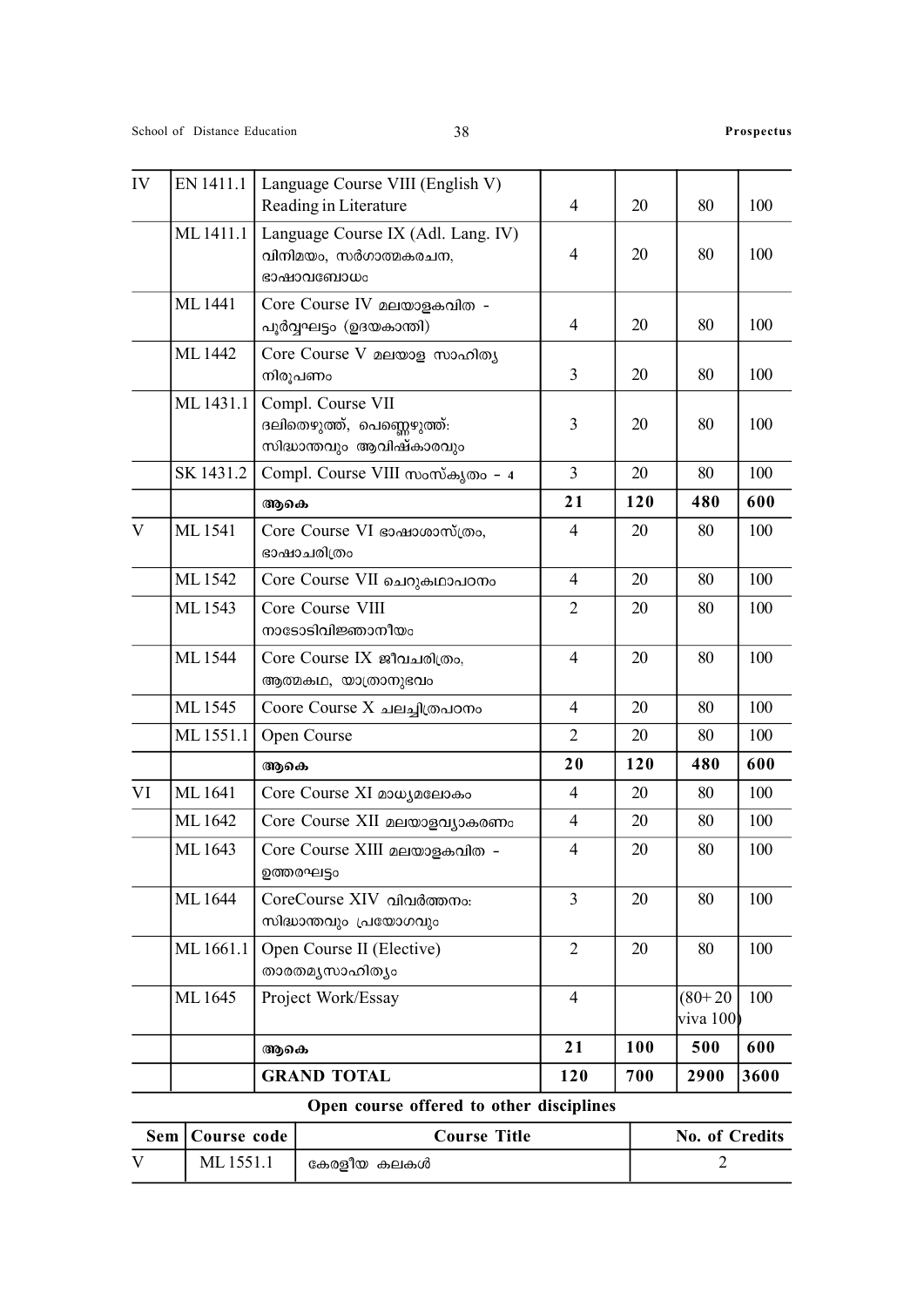| IV | EN 1411.1 | Language Course VIII (English V) Reading in Literature | 4 | 20 | 80 | 100 |
|---|---|---|---|---|---|---|
| | ML 1411.1 | Language Course IX (Adl. Lang. IV) വിനിമയം, സർഗാത്മകരചന, ഭാഷാവബോധം | 4 | 20 | 80 | 100 |
| | ML 1441 | Core Course IV മലയാളകവിത - പൂർവ്വഘട്ടം (ഉദയകാന്തി) | 4 | 20 | 80 | 100 |
| | ML 1442 | Core Course V മലയാള സാഹിത്യ നിരൂപണം | 3 | 20 | 80 | 100 |
| | ML 1431.1 | Compl. Course VII ദലിതെഴുത്ത്, പെണ്ണെഴുത്ത്: സിദ്ധാന്തവും ആവിഷ്കാരവും | 3 | 20 | 80 | 100 |
| | SK 1431.2 | Compl. Course VIII സംസ്കൃതം - 4 | 3 | 20 | 80 | 100 |
| | | **ആകെ** | **21** | **120** | **480** | **600** |
| V | ML 1541 | Core Course VI ഭാഷാശാസ്ത്രം, ഭാഷാചരിത്രം | 4 | 20 | 80 | 100 |
| | ML 1542 | Core Course VII ചെറുകഥാപഠനം | 4 | 20 | 80 | 100 |
| | ML 1543 | Core Course VIII നാടോടിവിജ്ഞാനീയം | 2 | 20 | 80 | 100 |
| | ML 1544 | Core Course IX ജീവചരിത്രം, ആത്മകഥ, യാത്രാനുഭവം | 4 | 20 | 80 | 100 |
| | ML 1545 | Coore Course X ചലച്ചിത്രപഠനം | 4 | 20 | 80 | 100 |
| | ML 1551.1 | Open Course | 2 | 20 | 80 | 100 |
| | | **ആകെ** | **20** | **120** | **480** | **600** |
| VI | ML 1641 | Core Course XI മാധ്യമലോകം | 4 | 20 | 80 | 100 |
| | ML 1642 | Core Course XII മലയാളവ്യാകരണം | 4 | 20 | 80 | 100 |
| | ML 1643 | Core Course XIII മലയാളകവിത - ഉത്തരഘട്ടം | 4 | 20 | 80 | 100 |
| | ML 1644 | CoreCourse XIV വിവർത്തനം: സിദ്ധാന്തവും പ്രയോഗവും | 3 | 20 | 80 | 100 |
| | ML 1661.1 | Open Course II (Elective) താരതമ്യസാഹിത്യം | 2 | 20 | 80 | 100 |
| | ML 1645 | Project Work/Essay | 4 | | (80+20 viva 100) | 100 |
| | | **ആകെ** | **21** | **100** | **500** | **600** |
| | | **GRAND TOTAL** | **120** | **700** | **2900** | **3600** |

**Open course offered to other disciplines**

| Sem | Course code | Course Title | No. of Credits |
|---|---|---|---|
| V | ML 1551.1 | കേരളീയ കലകൾ | 2 |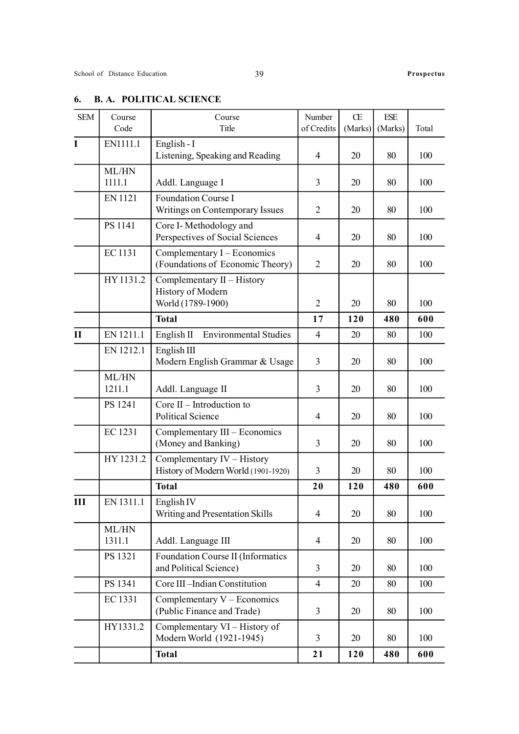### 6. B. A. POLITICAL SCIENCE

| SEM | Course Code | Course Title | Number of Credits | CE (Marks) | ESE (Marks) | Total |
|---|---|---|---|---|---|---|
| **I** | EN1111.1 | English - I<br>Listening, Speaking and Reading | 4 | 20 | 80 | 100 |
| | ML/HN 1111.1 | Addl. Language I | 3 | 20 | 80 | 100 |
| | EN 1121 | Foundation Course I<br>Writings on Contemporary Issues | 2 | 20 | 80 | 100 |
| | PS 1141 | Core I- Methodology and Perspectives of Social Sciences | 4 | 20 | 80 | 100 |
| | EC 1131 | Complementary I – Economics (Foundations of Economic Theory) | 2 | 20 | 80 | 100 |
| | HY 1131.2 | Complementary II – History<br>History of Modern World (1789-1900) | 2 | 20 | 80 | 100 |
| | | **Total** | **17** | **120** | **480** | **600** |
| **II** | EN 1211.1 | English II Environmental Studies | 4 | 20 | 80 | 100 |
| | EN 1212.1 | English III<br>Modern English Grammar & Usage | 3 | 20 | 80 | 100 |
| | ML/HN 1211.1 | Addl. Language II | 3 | 20 | 80 | 100 |
| | PS 1241 | Core II – Introduction to Political Science | 4 | 20 | 80 | 100 |
| | EC 1231 | Complementary III – Economics (Money and Banking) | 3 | 20 | 80 | 100 |
| | HY 1231.2 | Complementary IV – History<br>History of Modern World (1901-1920) | 3 | 20 | 80 | 100 |
| | | **Total** | **20** | **120** | **480** | **600** |
| **III** | EN 1311.1 | English IV<br>Writing and Presentation Skills | 4 | 20 | 80 | 100 |
| | ML/HN 1311.1 | Addl. Language III | 4 | 20 | 80 | 100 |
| | PS 1321 | Foundation Course II (Informatics and Political Science) | 3 | 20 | 80 | 100 |
| | PS 1341 | Core III –Indian Constitution | 4 | 20 | 80 | 100 |
| | EC 1331 | Complementary V – Economics (Public Finance and Trade) | 3 | 20 | 80 | 100 |
| | HY1331.2 | Complementary VI – History of Modern World (1921-1945) | 3 | 20 | 80 | 100 |
| | | **Total** | **21** | **120** | **480** | **600** |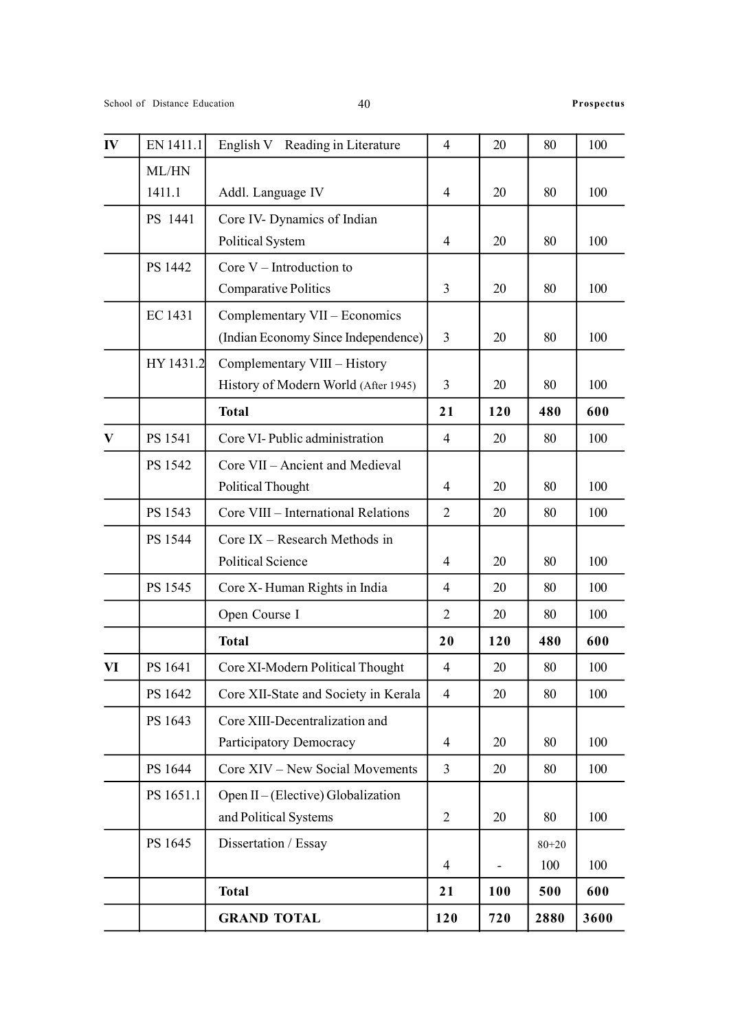| IV | EN 1411.1 | English V Reading in Literature | 4 | 20 | 80 | 100 |
|---|---|---|---|---|---|---|
| | ML/HN 1411.1 | Addl. Language IV | 4 | 20 | 80 | 100 |
| | PS 1441 | Core IV- Dynamics of Indian Political System | 4 | 20 | 80 | 100 |
| | PS 1442 | Core V – Introduction to Comparative Politics | 3 | 20 | 80 | 100 |
| | EC 1431 | Complementary VII – Economics (Indian Economy Since Independence) | 3 | 20 | 80 | 100 |
| | HY 1431.2 | Complementary VIII – History History of Modern World (After 1945) | 3 | 20 | 80 | 100 |
| | | **Total** | **21** | **120** | **480** | **600** |
| V | PS 1541 | Core VI- Public administration | 4 | 20 | 80 | 100 |
| | PS 1542 | Core VII – Ancient and Medieval Political Thought | 4 | 20 | 80 | 100 |
| | PS 1543 | Core VIII – International Relations | 2 | 20 | 80 | 100 |
| | PS 1544 | Core IX – Research Methods in Political Science | 4 | 20 | 80 | 100 |
| | PS 1545 | Core X- Human Rights in India | 4 | 20 | 80 | 100 |
| | | Open Course I | 2 | 20 | 80 | 100 |
| | | **Total** | **20** | **120** | **480** | **600** |
| VI | PS 1641 | Core XI-Modern Political Thought | 4 | 20 | 80 | 100 |
| | PS 1642 | Core XII-State and Society in Kerala | 4 | 20 | 80 | 100 |
| | PS 1643 | Core XIII-Decentralization and Participatory Democracy | 4 | 20 | 80 | 100 |
| | PS 1644 | Core XIV – New Social Movements | 3 | 20 | 80 | 100 |
| | PS 1651.1 | Open II – (Elective) Globalization and Political Systems | 2 | 20 | 80 | 100 |
| | PS 1645 | Dissertation / Essay | 4 | - | 80+20 100 | 100 |
| | | **Total** | **21** | **100** | **500** | **600** |
| | | **GRAND TOTAL** | **120** | **720** | **2880** | **3600** |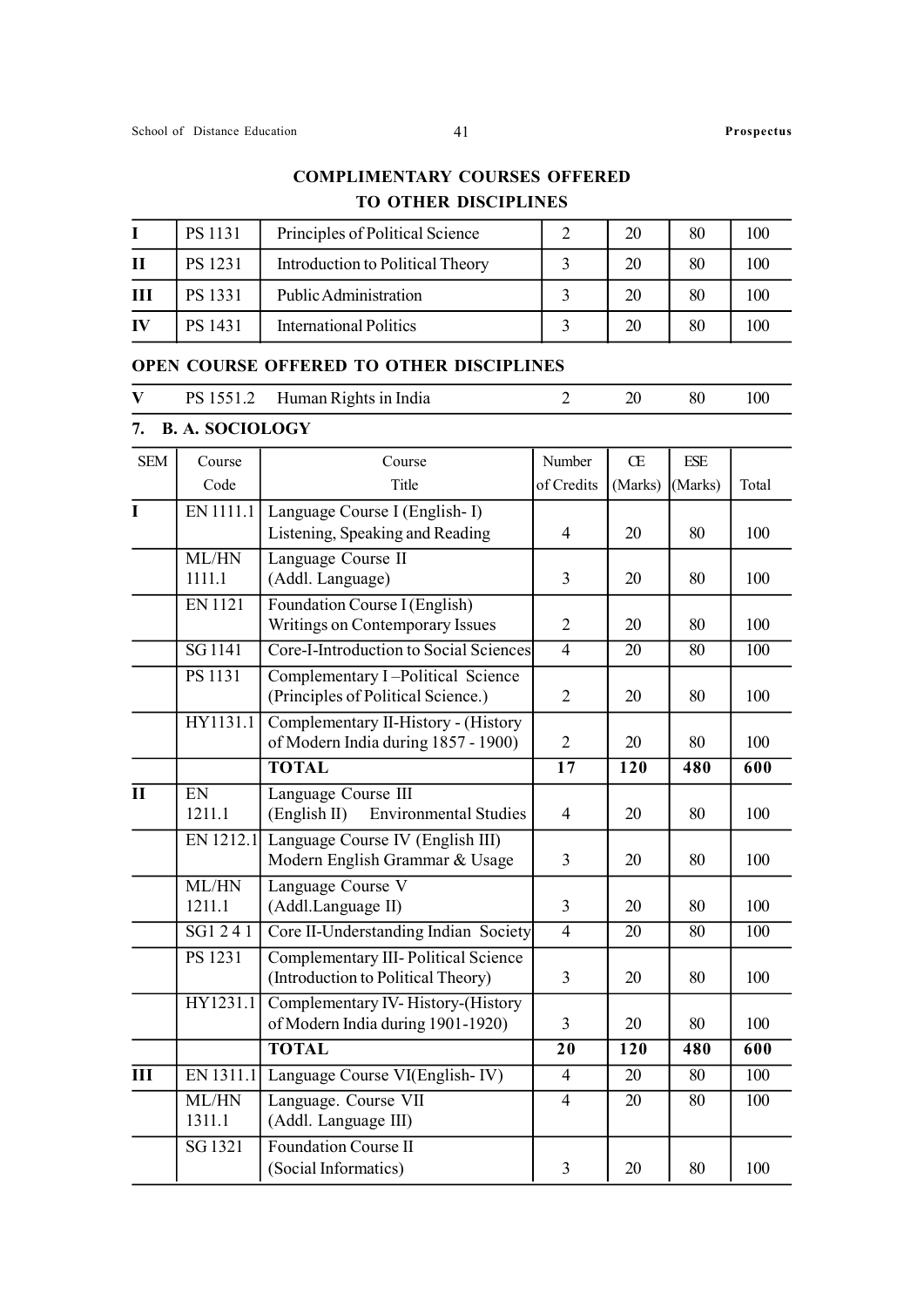## COMPLIMENTARY COURSES OFFERED TO OTHER DISCIPLINES

| | | | | | | |
|---|---|---|---|---|---|---|
| I | PS 1131 | Principles of Political Science | 2 | 20 | 80 | 100 |
| II | PS 1231 | Introduction to Political Theory | 3 | 20 | 80 | 100 |
| III | PS 1331 | Public Administration | 3 | 20 | 80 | 100 |
| IV | PS 1431 | International Politics | 3 | 20 | 80 | 100 |

## OPEN COURSE OFFERED TO OTHER DISCIPLINES

| | | | | | | |
|---|---|---|---|---|---|---|
| V | PS 1551.2 | Human Rights in India | 2 | 20 | 80 | 100 |

## 7. B. A. SOCIOLOGY

| SEM | Course Code | Course Title | Number of Credits | CE (Marks) | ESE (Marks) | Total |
|---|---|---|---|---|---|---|
| I | EN 1111.1 | Language Course I (English- I) Listening, Speaking and Reading | 4 | 20 | 80 | 100 |
| | ML/HN 1111.1 | Language Course II (Addl. Language) | 3 | 20 | 80 | 100 |
| | EN 1121 | Foundation Course I (English) Writings on Contemporary Issues | 2 | 20 | 80 | 100 |
| | SG 1141 | Core-I-Introduction to Social Sciences | 4 | 20 | 80 | 100 |
| | PS 1131 | Complementary I –Political Science (Principles of Political Science.) | 2 | 20 | 80 | 100 |
| | HY1131.1 | Complementary II-History - (History of Modern India during 1857 - 1900) | 2 | 20 | 80 | 100 |
| | | **TOTAL** | **17** | **120** | **480** | **600** |
| II | EN 1211.1 | Language Course III (English II) Environmental Studies | 4 | 20 | 80 | 100 |
| | EN 1212.1 | Language Course IV (English III) Modern English Grammar & Usage | 3 | 20 | 80 | 100 |
| | ML/HN 1211.1 | Language Course V (Addl.Language II) | 3 | 20 | 80 | 100 |
| | SG1 2 4 1 | Core II-Understanding Indian Society | 4 | 20 | 80 | 100 |
| | PS 1231 | Complementary III- Political Science (Introduction to Political Theory) | 3 | 20 | 80 | 100 |
| | HY1231.1 | Complementary IV- History-(History of Modern India during 1901-1920) | 3 | 20 | 80 | 100 |
| | | **TOTAL** | **20** | **120** | **480** | **600** |
| III | EN 1311.1 | Language Course VI(English- IV) | 4 | 20 | 80 | 100 |
| | ML/HN 1311.1 | Language. Course VII (Addl. Language III) | 4 | 20 | 80 | 100 |
| | SG 1321 | Foundation Course II (Social Informatics) | 3 | 20 | 80 | 100 |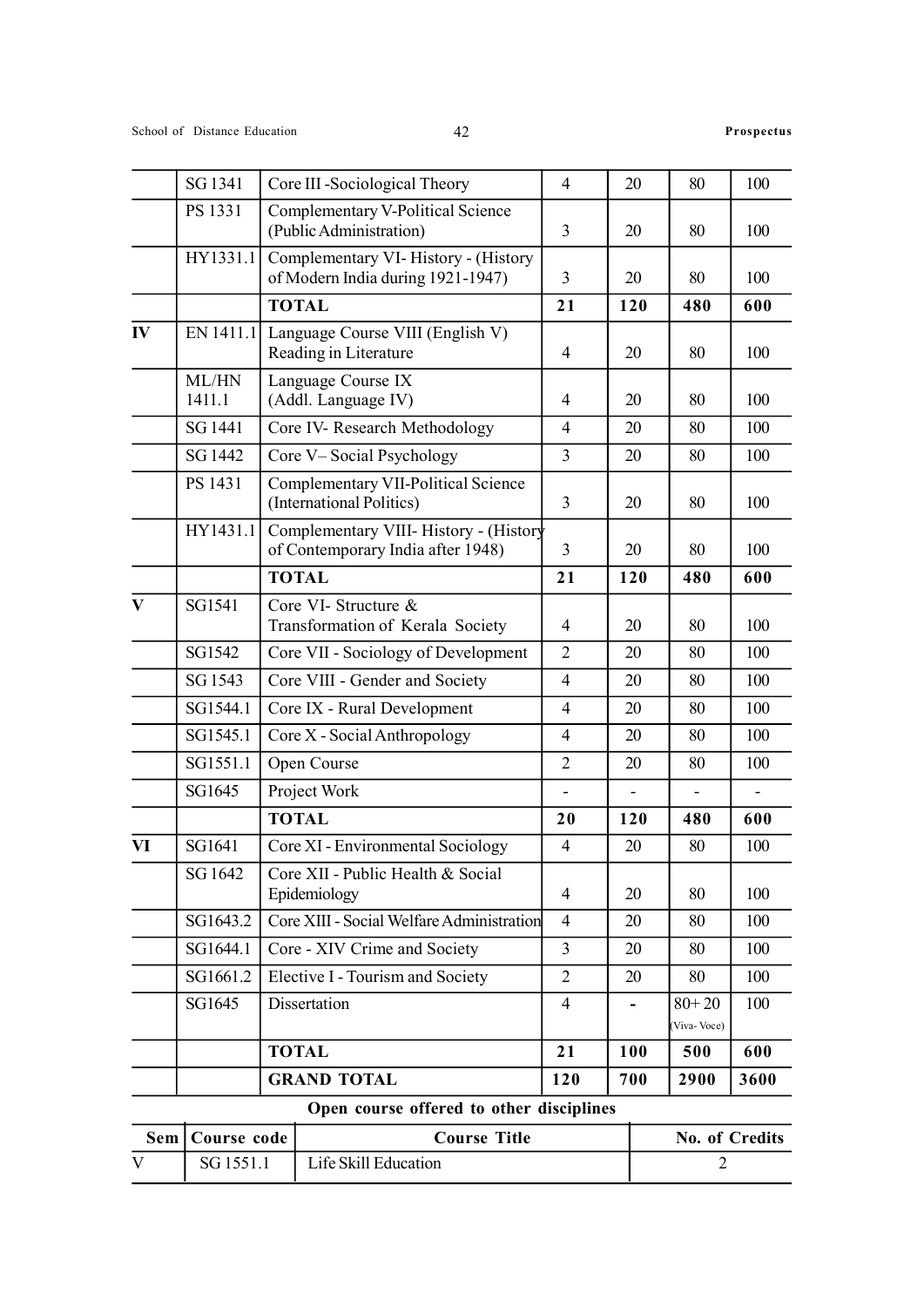| | SG 1341 | Core III -Sociological Theory | 4 | 20 | 80 | 100 |
|---|---|---|---|---|---|---|
| | PS 1331 | Complementary V-Political Science (Public Administration) | 3 | 20 | 80 | 100 |
| | HY1331.1 | Complementary VI- History - (History of Modern India during 1921-1947) | 3 | 20 | 80 | 100 |
| | | **TOTAL** | **21** | **120** | **480** | **600** |
| **IV** | EN 1411.1 | Language Course VIII (English V) Reading in Literature | 4 | 20 | 80 | 100 |
| | ML/HN 1411.1 | Language Course IX (Addl. Language IV) | 4 | 20 | 80 | 100 |
| | SG 1441 | Core IV- Research Methodology | 4 | 20 | 80 | 100 |
| | SG 1442 | Core V– Social Psychology | 3 | 20 | 80 | 100 |
| | PS 1431 | Complementary VII-Political Science (International Politics) | 3 | 20 | 80 | 100 |
| | HY1431.1 | Complementary VIII- History - (History of Contemporary India after 1948) | 3 | 20 | 80 | 100 |
| | | **TOTAL** | **21** | **120** | **480** | **600** |
| **V** | SG1541 | Core VI- Structure & Transformation of Kerala Society | 4 | 20 | 80 | 100 |
| | SG1542 | Core VII - Sociology of Development | 2 | 20 | 80 | 100 |
| | SG 1543 | Core VIII - Gender and Society | 4 | 20 | 80 | 100 |
| | SG1544.1 | Core IX - Rural Development | 4 | 20 | 80 | 100 |
| | SG1545.1 | Core X - Social Anthropology | 4 | 20 | 80 | 100 |
| | SG1551.1 | Open Course | 2 | 20 | 80 | 100 |
| | SG1645 | Project Work | - | - | - | - |
| | | **TOTAL** | **20** | **120** | **480** | **600** |
| **VI** | SG1641 | Core XI - Environmental Sociology | 4 | 20 | 80 | 100 |
| | SG 1642 | Core XII - Public Health & Social Epidemiology | 4 | 20 | 80 | 100 |
| | SG1643.2 | Core XIII - Social Welfare Administration | 4 | 20 | 80 | 100 |
| | SG1644.1 | Core - XIV Crime and Society | 3 | 20 | 80 | 100 |
| | SG1661.2 | Elective I - Tourism and Society | 2 | 20 | 80 | 100 |
| | SG1645 | Dissertation | 4 | - | 80+ 20 (Viva- Voce) | 100 |
| | | **TOTAL** | **21** | **100** | **500** | **600** |
| | | **GRAND TOTAL** | **120** | **700** | **2900** | **3600** |

**Open course offered to other disciplines**

| Sem | Course code | Course Title | No. of Credits |
|---|---|---|---|
| V | SG 1551.1 | Life Skill Education | 2 |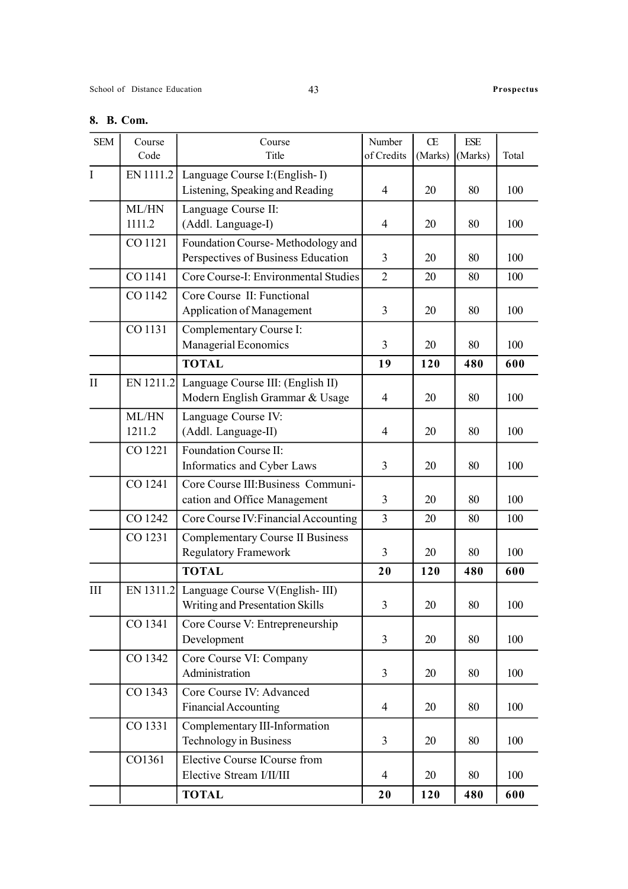## 8. B. Com.

| SEM | Course Code | Course Title | Number of Credits | CE (Marks) | ESE (Marks) | Total |
|---|---|---|---|---|---|---|
| I | EN 1111.2 | Language Course I:(English- I) Listening, Speaking and Reading | 4 | 20 | 80 | 100 |
| | ML/HN 1111.2 | Language Course II: (Addl. Language-I) | 4 | 20 | 80 | 100 |
| | CO 1121 | Foundation Course- Methodology and Perspectives of Business Education | 3 | 20 | 80 | 100 |
| | CO 1141 | Core Course-I: Environmental Studies | 2 | 20 | 80 | 100 |
| | CO 1142 | Core Course II: Functional Application of Management | 3 | 20 | 80 | 100 |
| | CO 1131 | Complementary Course I: Managerial Economics | 3 | 20 | 80 | 100 |
| | | **TOTAL** | **19** | **120** | **480** | **600** |
| II | EN 1211.2 | Language Course III: (English II) Modern English Grammar & Usage | 4 | 20 | 80 | 100 |
| | ML/HN 1211.2 | Language Course IV: (Addl. Language-II) | 4 | 20 | 80 | 100 |
| | CO 1221 | Foundation Course II: Informatics and Cyber Laws | 3 | 20 | 80 | 100 |
| | CO 1241 | Core Course III:Business Communi-cation and Office Management | 3 | 20 | 80 | 100 |
| | CO 1242 | Core Course IV:Financial Accounting | 3 | 20 | 80 | 100 |
| | CO 1231 | Complementary Course II Business Regulatory Framework | 3 | 20 | 80 | 100 |
| | | **TOTAL** | **20** | **120** | **480** | **600** |
| III | EN 1311.2 | Language Course V(English- III) Writing and Presentation Skills | 3 | 20 | 80 | 100 |
| | CO 1341 | Core Course V: Entrepreneurship Development | 3 | 20 | 80 | 100 |
| | CO 1342 | Core Course VI: Company Administration | 3 | 20 | 80 | 100 |
| | CO 1343 | Core Course IV: Advanced Financial Accounting | 4 | 20 | 80 | 100 |
| | CO 1331 | Complementary III-Information Technology in Business | 3 | 20 | 80 | 100 |
| | CO1361 | Elective Course ICourse from Elective Stream I/II/III | 4 | 20 | 80 | 100 |
| | | **TOTAL** | **20** | **120** | **480** | **600** |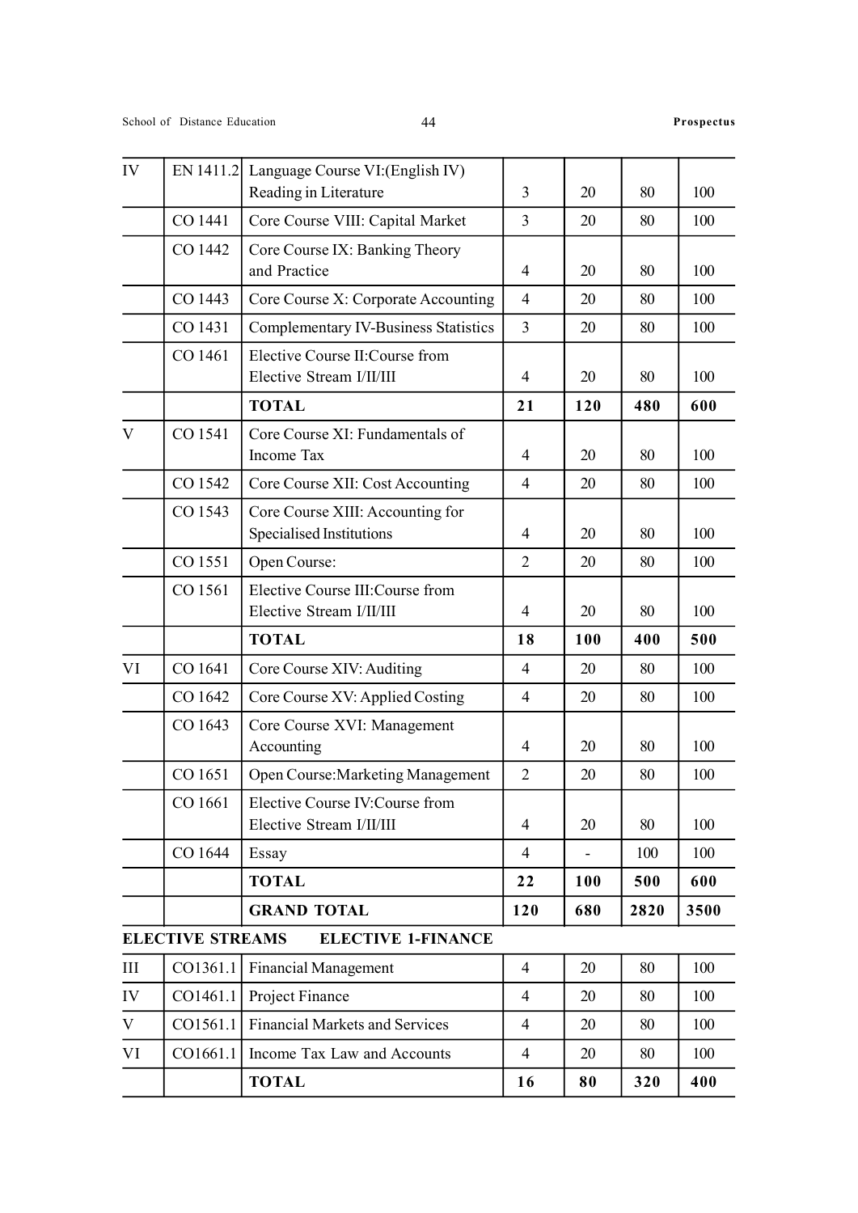| | | | | | | |
|---|---|---|---|---|---|---|
| IV | EN 1411.2 | Language Course VI:(English IV) Reading in Literature | 3 | 20 | 80 | 100 |
| | CO 1441 | Core Course VIII: Capital Market | 3 | 20 | 80 | 100 |
| | CO 1442 | Core Course IX: Banking Theory and Practice | 4 | 20 | 80 | 100 |
| | CO 1443 | Core Course X: Corporate Accounting | 4 | 20 | 80 | 100 |
| | CO 1431 | Complementary IV-Business Statistics | 3 | 20 | 80 | 100 |
| | CO 1461 | Elective Course II:Course from Elective Stream I/II/III | 4 | 20 | 80 | 100 |
| | | **TOTAL** | **21** | **120** | **480** | **600** |
| V | CO 1541 | Core Course XI: Fundamentals of Income Tax | 4 | 20 | 80 | 100 |
| | CO 1542 | Core Course XII: Cost Accounting | 4 | 20 | 80 | 100 |
| | CO 1543 | Core Course XIII: Accounting for Specialised Institutions | 4 | 20 | 80 | 100 |
| | CO 1551 | Open Course: | 2 | 20 | 80 | 100 |
| | CO 1561 | Elective Course III:Course from Elective Stream I/II/III | 4 | 20 | 80 | 100 |
| | | **TOTAL** | **18** | **100** | **400** | **500** |
| VI | CO 1641 | Core Course XIV: Auditing | 4 | 20 | 80 | 100 |
| | CO 1642 | Core Course XV: Applied Costing | 4 | 20 | 80 | 100 |
| | CO 1643 | Core Course XVI: Management Accounting | 4 | 20 | 80 | 100 |
| | CO 1651 | Open Course:Marketing Management | 2 | 20 | 80 | 100 |
| | CO 1661 | Elective Course IV:Course from Elective Stream I/II/III | 4 | 20 | 80 | 100 |
| | CO 1644 | Essay | 4 | - | 100 | 100 |
| | | **TOTAL** | **22** | **100** | **500** | **600** |
| | | **GRAND TOTAL** | **120** | **680** | **2820** | **3500** |

**ELECTIVE STREAMS ELECTIVE 1-FINANCE**

| | | | | | | |
|---|---|---|---|---|---|---|
| III | CO1361.1 | Financial Management | 4 | 20 | 80 | 100 |
| IV | CO1461.1 | Project Finance | 4 | 20 | 80 | 100 |
| V | CO1561.1 | Financial Markets and Services | 4 | 20 | 80 | 100 |
| VI | CO1661.1 | Income Tax Law and Accounts | 4 | 20 | 80 | 100 |
| | | **TOTAL** | **16** | **80** | **320** | **400** |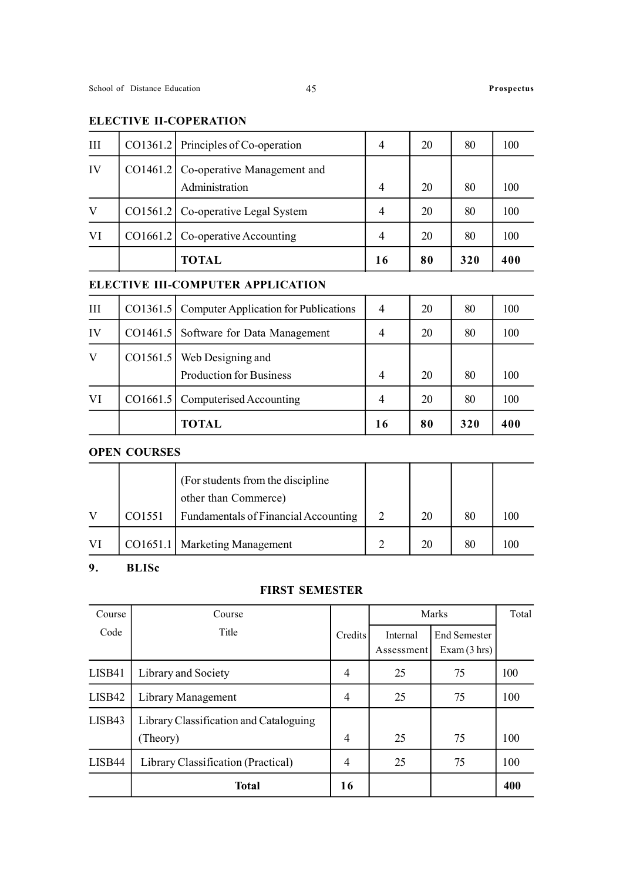**ELECTIVE II-COPERATION**

| | | | | | | |
|---|---|---|---|---|---|---|
| III | CO1361.2 | Principles of Co-operation | 4 | 20 | 80 | 100 |
| IV | CO1461.2 | Co-operative Management and Administration | 4 | 20 | 80 | 100 |
| V | CO1561.2 | Co-operative Legal System | 4 | 20 | 80 | 100 |
| VI | CO1661.2 | Co-operative Accounting | 4 | 20 | 80 | 100 |
| | | **TOTAL** | **16** | **80** | **320** | **400** |

**ELECTIVE III-COMPUTER APPLICATION**

| | | | | | | |
|---|---|---|---|---|---|---|
| III | CO1361.5 | Computer Application for Publications | 4 | 20 | 80 | 100 |
| IV | CO1461.5 | Software for Data Management | 4 | 20 | 80 | 100 |
| V | CO1561.5 | Web Designing and Production for Business | 4 | 20 | 80 | 100 |
| VI | CO1661.5 | Computerised Accounting | 4 | 20 | 80 | 100 |
| | | **TOTAL** | **16** | **80** | **320** | **400** |

**OPEN COURSES**

| | | | | | | |
|---|---|---|---|---|---|---|
| V | CO1551 | (For students from the discipline other than Commerce) Fundamentals of Financial Accounting | 2 | 20 | 80 | 100 |
| VI | CO1651.1 | Marketing Management | 2 | 20 | 80 | 100 |

## 9. BLISc

### FIRST SEMESTER

| Course Code | Course Title | Credits | Marks | | Total |
|---|---|---|---|---|---|
| | | | Internal Assessment | End Semester Exam (3 hrs) | |
| LISB41 | Library and Society | 4 | 25 | 75 | 100 |
| LISB42 | Library Management | 4 | 25 | 75 | 100 |
| LISB43 | Library Classification and Cataloguing (Theory) | 4 | 25 | 75 | 100 |
| LISB44 | Library Classification (Practical) | 4 | 25 | 75 | 100 |
| | **Total** | **16** | | | **400** |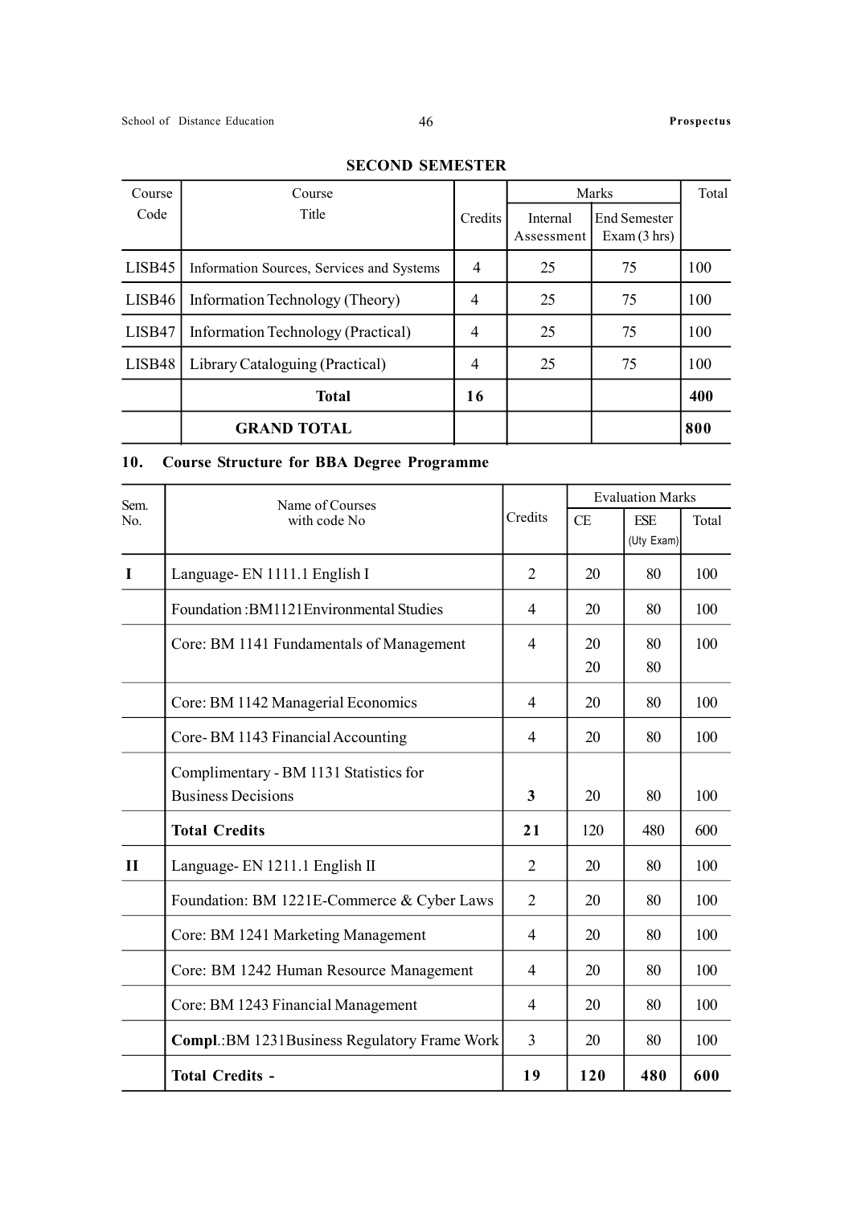**SECOND SEMESTER**

| Course Code | Course Title | Credits | Marks | | Total |
|---|---|---|---|---|---|
| | | | Internal Assessment | End Semester Exam (3 hrs) | |
| LISB45 | Information Sources, Services and Systems | 4 | 25 | 75 | 100 |
| LISB46 | Information Technology (Theory) | 4 | 25 | 75 | 100 |
| LISB47 | Information Technology (Practical) | 4 | 25 | 75 | 100 |
| LISB48 | Library Cataloguing (Practical) | 4 | 25 | 75 | 100 |
| | **Total** | **16** | | | **400** |
| | **GRAND TOTAL** | | | | **800** |

## 10. Course Structure for BBA Degree Programme

| Sem. No. | Name of Courses with code No | Credits | Evaluation Marks | | |
|---|---|---|---|---|---|
| | | | CE | ESE (Uty Exam) | Total |
| **I** | Language- EN 1111.1 English I | 2 | 20 | 80 | 100 |
| | Foundation :BM1121Environmental Studies | 4 | 20 | 80 | 100 |
| | Core: BM 1141 Fundamentals of Management | 4 | 20<br>20 | 80<br>80 | 100 |
| | Core: BM 1142 Managerial Economics | 4 | 20 | 80 | 100 |
| | Core- BM 1143 Financial Accounting | 4 | 20 | 80 | 100 |
| | Complimentary - BM 1131 Statistics for Business Decisions | **3** | 20 | 80 | 100 |
| | **Total Credits** | **21** | 120 | 480 | 600 |
| **II** | Language- EN 1211.1 English II | 2 | 20 | 80 | 100 |
| | Foundation: BM 1221E-Commerce & Cyber Laws | 2 | 20 | 80 | 100 |
| | Core: BM 1241 Marketing Management | 4 | 20 | 80 | 100 |
| | Core: BM 1242 Human Resource Management | 4 | 20 | 80 | 100 |
| | Core: BM 1243 Financial Management | 4 | 20 | 80 | 100 |
| | **Compl**.:BM 1231Business Regulatory Frame Work | 3 | 20 | 80 | 100 |
| | **Total Credits -** | **19** | **120** | **480** | **600** |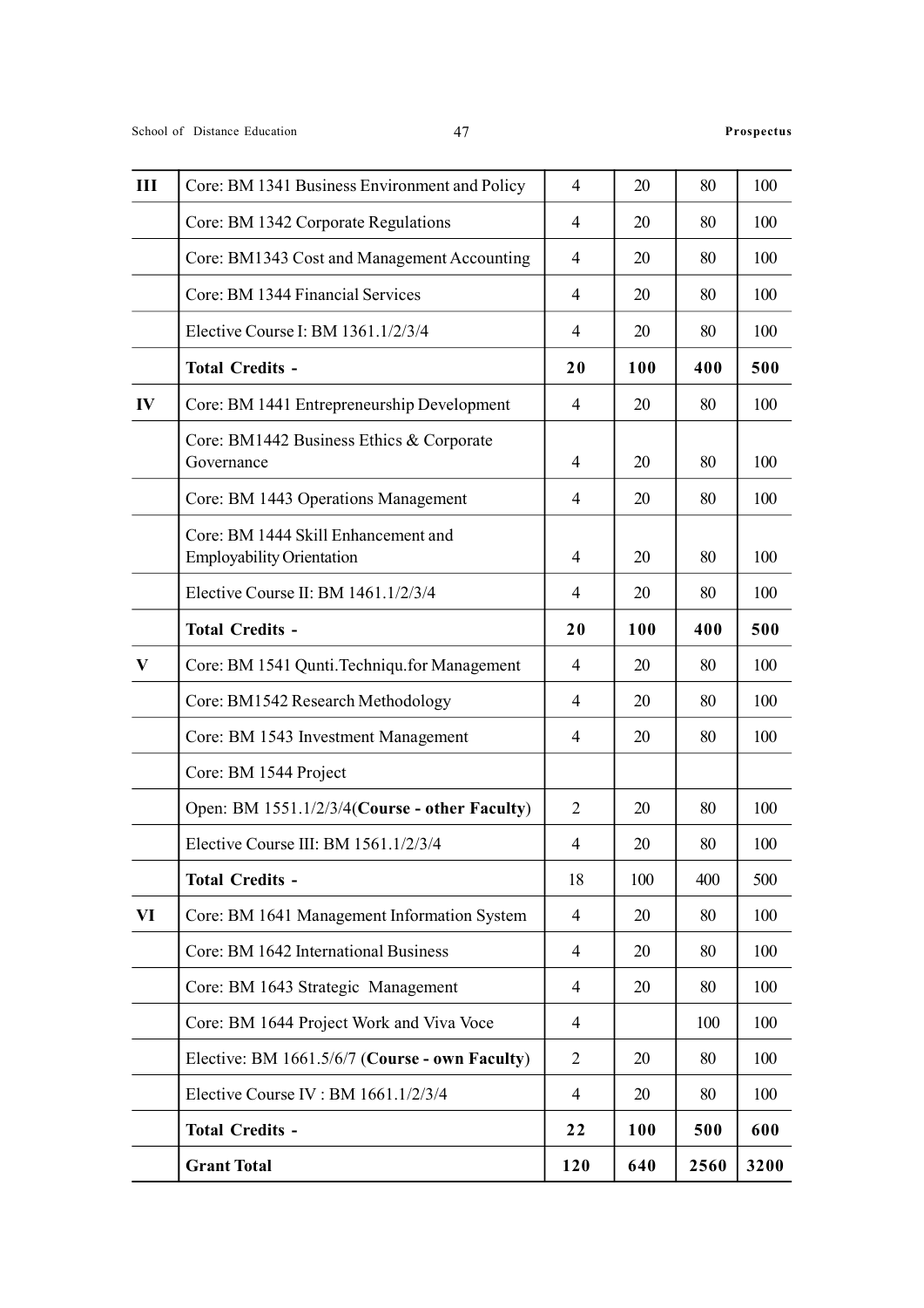| III | Core: BM 1341 Business Environment and Policy | 4 | 20 | 80 | 100 |
|---|---|---|---|---|---|
| | Core: BM 1342 Corporate Regulations | 4 | 20 | 80 | 100 |
| | Core: BM1343 Cost and Management Accounting | 4 | 20 | 80 | 100 |
| | Core: BM 1344 Financial Services | 4 | 20 | 80 | 100 |
| | Elective Course I: BM 1361.1/2/3/4 | 4 | 20 | 80 | 100 |
| | **Total Credits -** | **20** | **100** | **400** | **500** |
| IV | Core: BM 1441 Entrepreneurship Development | 4 | 20 | 80 | 100 |
| | Core: BM1442 Business Ethics & Corporate Governance | 4 | 20 | 80 | 100 |
| | Core: BM 1443 Operations Management | 4 | 20 | 80 | 100 |
| | Core: BM 1444 Skill Enhancement and Employability Orientation | 4 | 20 | 80 | 100 |
| | Elective Course II: BM 1461.1/2/3/4 | 4 | 20 | 80 | 100 |
| | **Total Credits -** | **20** | **100** | **400** | **500** |
| V | Core: BM 1541 Qunti.Techniqu.for Management | 4 | 20 | 80 | 100 |
| | Core: BM1542 Research Methodology | 4 | 20 | 80 | 100 |
| | Core: BM 1543 Investment Management | 4 | 20 | 80 | 100 |
| | Core: BM 1544 Project | | | | |
| | Open: BM 1551.1/2/3/4(**Course - other Faculty**) | 2 | 20 | 80 | 100 |
| | Elective Course III: BM 1561.1/2/3/4 | 4 | 20 | 80 | 100 |
| | **Total Credits -** | 18 | 100 | 400 | 500 |
| VI | Core: BM 1641 Management Information System | 4 | 20 | 80 | 100 |
| | Core: BM 1642 International Business | 4 | 20 | 80 | 100 |
| | Core: BM 1643 Strategic Management | 4 | 20 | 80 | 100 |
| | Core: BM 1644 Project Work and Viva Voce | 4 | | 100 | 100 |
| | Elective: BM 1661.5/6/7 (**Course - own Faculty**) | 2 | 20 | 80 | 100 |
| | Elective Course IV : BM 1661.1/2/3/4 | 4 | 20 | 80 | 100 |
| | **Total Credits -** | **22** | **100** | **500** | **600** |
| | **Grant Total** | **120** | **640** | **2560** | **3200** |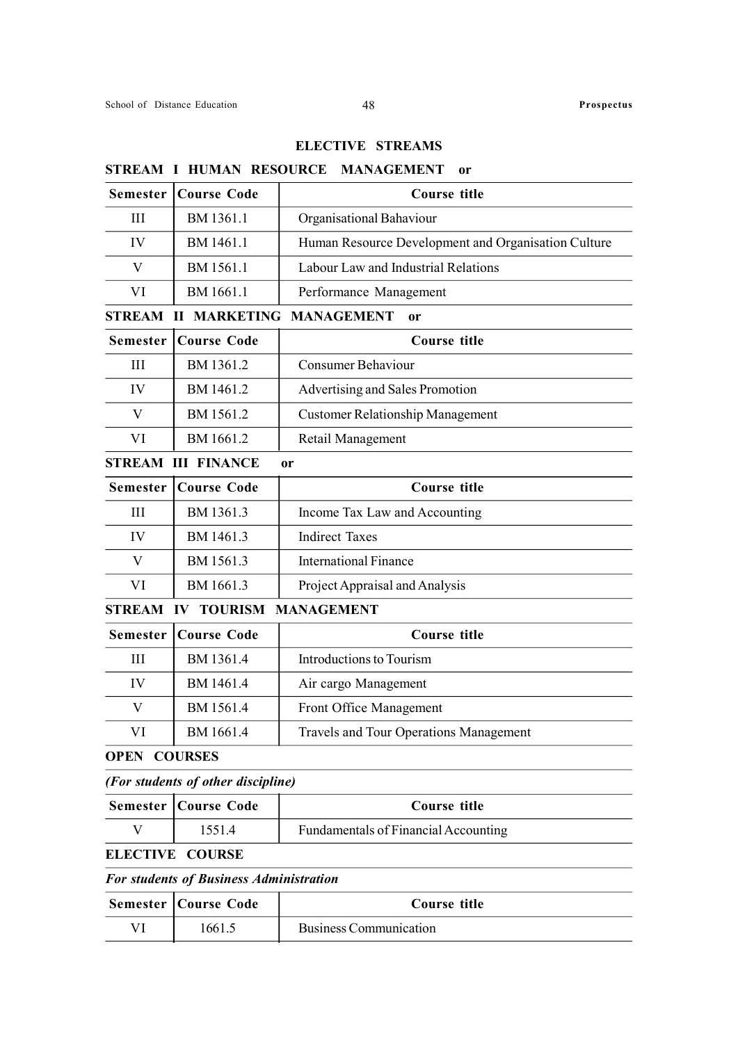## ELECTIVE STREAMS

**STREAM I HUMAN RESOURCE MANAGEMENT or**

| Semester | Course Code | Course title |
|---|---|---|
| III | BM 1361.1 | Organisational Bahaviour |
| IV | BM 1461.1 | Human Resource Development and Organisation Culture |
| V | BM 1561.1 | Labour Law and Industrial Relations |
| VI | BM 1661.1 | Performance Management |

**STREAM II MARKETING MANAGEMENT or**

| Semester | Course Code | Course title |
|---|---|---|
| III | BM 1361.2 | Consumer Behaviour |
| IV | BM 1461.2 | Advertising and Sales Promotion |
| V | BM 1561.2 | Customer Relationship Management |
| VI | BM 1661.2 | Retail Management |

**STREAM III FINANCE or**

| Semester | Course Code | Course title |
|---|---|---|
| III | BM 1361.3 | Income Tax Law and Accounting |
| IV | BM 1461.3 | Indirect Taxes |
| V | BM 1561.3 | International Finance |
| VI | BM 1661.3 | Project Appraisal and Analysis |

**STREAM IV TOURISM MANAGEMENT**

| Semester | Course Code | Course title |
|---|---|---|
| III | BM 1361.4 | Introductions to Tourism |
| IV | BM 1461.4 | Air cargo Management |
| V | BM 1561.4 | Front Office Management |
| VI | BM 1661.4 | Travels and Tour Operations Management |

**OPEN COURSES**

***(For students of other discipline)***

| Semester | Course Code | Course title |
|---|---|---|
| V | 1551.4 | Fundamentals of Financial Accounting |

**ELECTIVE COURSE**

***For students of Business Administration***

| Semester | Course Code | Course title |
|---|---|---|
| VI | 1661.5 | Business Communication |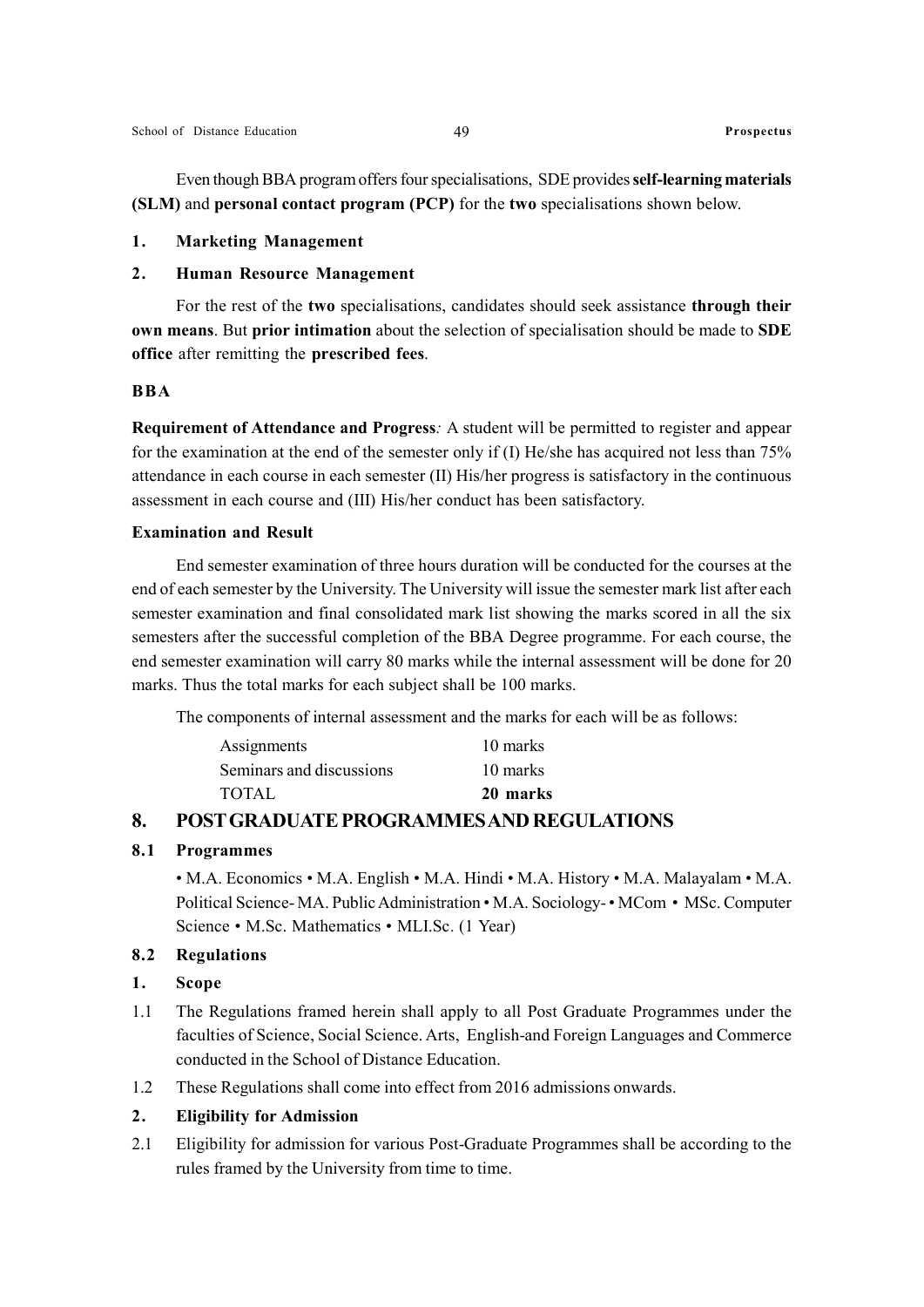Even though BBA program offers four specialisations, SDE provides **self-learning materials (SLM)** and **personal contact program (PCP)** for the **two** specialisations shown below.

1. **Marketing Management**
2. **Human Resource Management**

For the rest of the **two** specialisations, candidates should seek assistance **through their own means**. But **prior intimation** about the selection of specialisation should be made to **SDE office** after remitting the **prescribed fees**.

**BBA**

**Requirement of Attendance and Progress***:* A student will be permitted to register and appear for the examination at the end of the semester only if (I) He/she has acquired not less than 75% attendance in each course in each semester (II) His/her progress is satisfactory in the continuous assessment in each course and (III) His/her conduct has been satisfactory.

**Examination and Result**

End semester examination of three hours duration will be conducted for the courses at the end of each semester by the University. The University will issue the semester mark list after each semester examination and final consolidated mark list showing the marks scored in all the six semesters after the successful completion of the BBA Degree programme. For each course, the end semester examination will carry 80 marks while the internal assessment will be done for 20 marks. Thus the total marks for each subject shall be 100 marks.

The components of internal assessment and the marks for each will be as follows:

| | |
|---|---|
| Assignments | 10 marks |
| Seminars and discussions | 10 marks |
| TOTAL | **20 marks** |

## 8. POST GRADUATE PROGRAMMES AND REGULATIONS

### 8.1 Programmes

• M.A. Economics • M.A. English • M.A. Hindi • M.A. History • M.A. Malayalam • M.A. Political Science- MA. Public Administration • M.A. Sociology- • MCom • MSc. Computer Science • M.Sc. Mathematics • MLI.Sc. (1 Year)

### 8.2 Regulations

**1. Scope**

1.1 The Regulations framed herein shall apply to all Post Graduate Programmes under the faculties of Science, Social Science. Arts, English-and Foreign Languages and Commerce conducted in the School of Distance Education.

1.2 These Regulations shall come into effect from 2016 admissions onwards.

**2. Eligibility for Admission**

2.1 Eligibility for admission for various Post-Graduate Programmes shall be according to the rules framed by the University from time to time.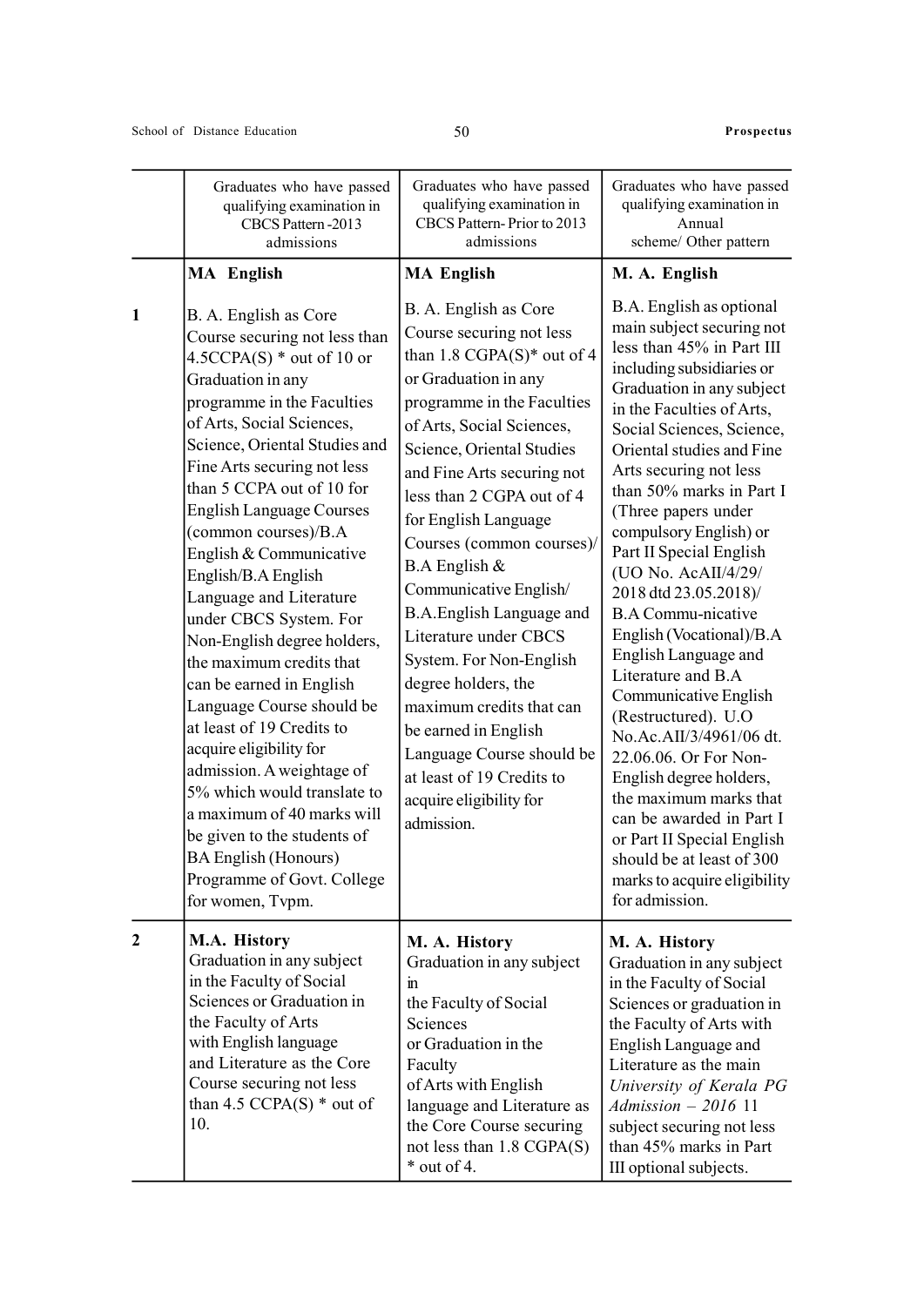| | Graduates who have passed qualifying examination in CBCS Pattern -2013 admissions | Graduates who have passed qualifying examination in CBCS Pattern- Prior to 2013 admissions | Graduates who have passed qualifying examination in Annual scheme/ Other pattern |
|---|---|---|---|
| 1 | **MA English** B. A. English as Core Course securing not less than 4.5CCPA(S) * out of 10 or Graduation in any programme in the Faculties of Arts, Social Sciences, Science, Oriental Studies and Fine Arts securing not less than 5 CCPA out of 10 for English Language Courses (common courses)/B.A English & Communicative English/B.A English Language and Literature under CBCS System. For Non-English degree holders, the maximum credits that can be earned in English Language Course should be at least of 19 Credits to acquire eligibility for admission. A weightage of 5% which would translate to a maximum of 40 marks will be given to the students of BA English (Honours) Programme of Govt. College for women, Tvpm. | **MA English** B. A. English as Core Course securing not less than 1.8 CGPA(S)* out of 4 or Graduation in any programme in the Faculties of Arts, Social Sciences, Science, Oriental Studies and Fine Arts securing not less than 2 CGPA out of 4 for English Language Courses (common courses)/ B.A English & Communicative English/ B.A.English Language and Literature under CBCS System. For Non-English degree holders, the maximum credits that can be earned in English Language Course should be at least of 19 Credits to acquire eligibility for admission. | **M. A. English** B.A. English as optional main subject securing not less than 45% in Part III including subsidiaries or Graduation in any subject in the Faculties of Arts, Social Sciences, Science, Oriental studies and Fine Arts securing not less than 50% marks in Part I (Three papers under compulsory English) or Part II Special English (UO No. AcAII/4/29/ 2018 dtd 23.05.2018)/ B.A Commu-nicative English (Vocational)/B.A English Language and Literature and B.A Communicative English (Restructured). U.O No.Ac.AII/3/4961/06 dt. 22.06.06. Or For Non-English degree holders, the maximum marks that can be awarded in Part I or Part II Special English should be at least of 300 marks to acquire eligibility for admission. |
| 2 | **M.A. History** Graduation in any subject in the Faculty of Social Sciences or Graduation in the Faculty of Arts with English language and Literature as the Core Course securing not less than 4.5 CCPA(S) * out of 10. | **M. A. History** Graduation in any subject in the Faculty of Social Sciences or Graduation in the Faculty of Arts with English language and Literature as the Core Course securing not less than 1.8 CGPA(S) * out of 4. | **M. A. History** Graduation in any subject in the Faculty of Social Sciences or graduation in the Faculty of Arts with English Language and Literature as the main *University of Kerala PG Admission – 2016* 11 subject securing not less than 45% marks in Part III optional subjects. |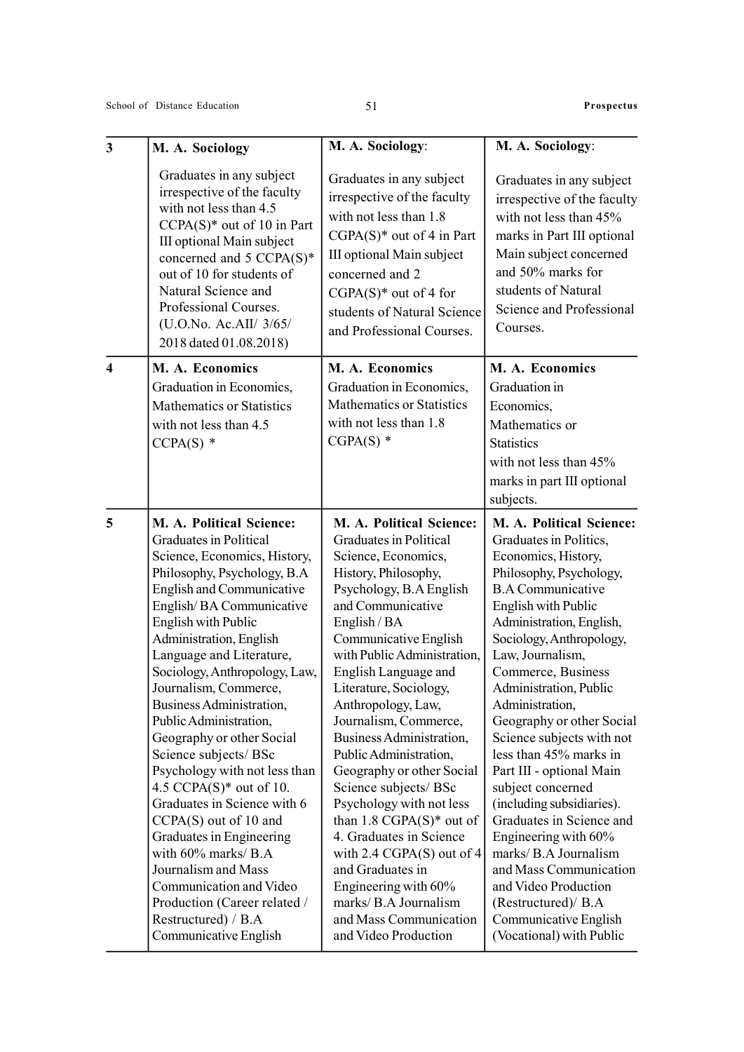| 3 | **M. A. Sociology** Graduates in any subject irrespective of the faculty with not less than 4.5 CCPA(S)* out of 10 in Part III optional Main subject concerned and 5 CCPA(S)* out of 10 for students of Natural Science and Professional Courses. (U.O.No. Ac.AII/ 3/65/ 2018 dated 01.08.2018) | **M. A. Sociology**: Graduates in any subject irrespective of the faculty with not less than 1.8 CGPA(S)* out of 4 in Part III optional Main subject concerned and 2 CGPA(S)* out of 4 for students of Natural Science and Professional Courses. | **M. A. Sociology**: Graduates in any subject irrespective of the faculty with not less than 45% marks in Part III optional Main subject concerned and 50% marks for students of Natural Science and Professional Courses. |
|---|---|---|---|
| 4 | **M. A. Economics** Graduation in Economics, Mathematics or Statistics with not less than 4.5 CCPA(S) * | **M. A. Economics** Graduation in Economics, Mathematics or Statistics with not less than 1.8 CGPA(S) * | **M. A. Economics** Graduation in Economics, Mathematics or Statistics with not less than 45% marks in part III optional subjects. |
| 5 | **M. A. Political Science:** Graduates in Political Science, Economics, History, Philosophy, Psychology, B.A English and Communicative English/ BA Communicative English with Public Administration, English Language and Literature, Sociology, Anthropology, Law, Journalism, Commerce, Business Administration, Public Administration, Geography or other Social Science subjects/ BSc Psychology with not less than 4.5 CCPA(S)* out of 10. Graduates in Science with 6 CCPA(S) out of 10 and Graduates in Engineering with 60% marks/ B.A Journalism and Mass Communication and Video Production (Career related / Restructured) / B.A Communicative English | **M. A. Political Science:** Graduates in Political Science, Economics, History, Philosophy, Psychology, B.A English and Communicative English / BA Communicative English with Public Administration, English Language and Literature, Sociology, Anthropology, Law, Journalism, Commerce, Business Administration, Public Administration, Geography or other Social Science subjects/ BSc Psychology with not less than 1.8 CGPA(S)* out of 4. Graduates in Science with 2.4 CGPA(S) out of 4 and Graduates in Engineering with 60% marks/ B.A Journalism and Mass Communication and Video Production | **M. A. Political Science:** Graduates in Politics, Economics, History, Philosophy, Psychology, B.A Communicative English with Public Administration, English, Sociology, Anthropology, Law, Journalism, Commerce, Business Administration, Public Administration, Geography or other Social Science subjects with not less than 45% marks in Part III - optional Main subject concerned (including subsidiaries). Graduates in Science and Engineering with 60% marks/ B.A Journalism and Mass Communication and Video Production (Restructured)/ B.A Communicative English (Vocational) with Public |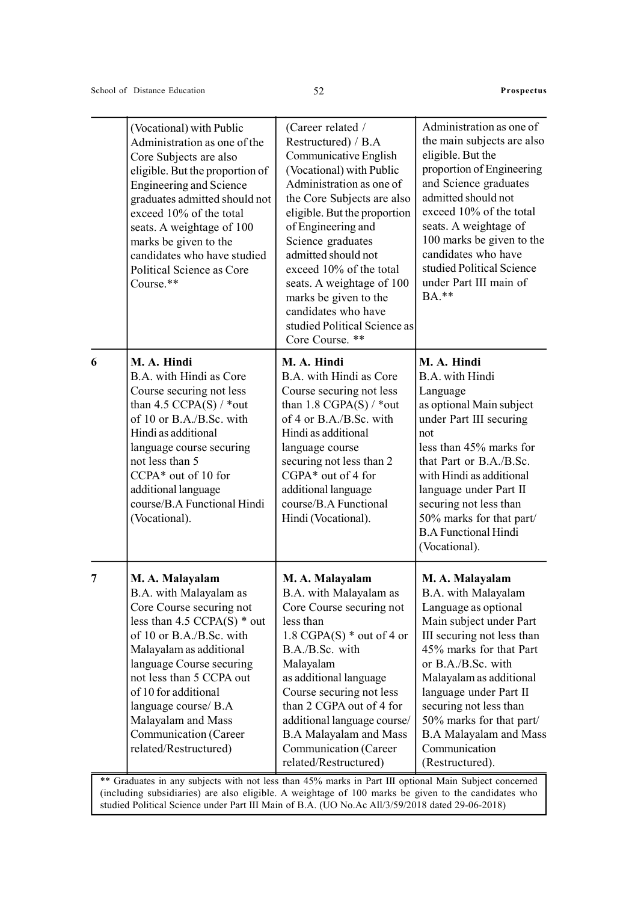| | | | |
|---|---|---|---|
| | (Vocational) with Public Administration as one of the Core Subjects are also eligible. But the proportion of Engineering and Science graduates admitted should not exceed 10% of the total seats. A weightage of 100 marks be given to the candidates who have studied Political Science as Core Course.** | (Career related / Restructured) / B.A Communicative English (Vocational) with Public Administration as one of the Core Subjects are also eligible. But the proportion of Engineering and Science graduates admitted should not exceed 10% of the total seats. A weightage of 100 marks be given to the candidates who have studied Political Science as Core Course. ** | Administration as one of the main subjects are also eligible. But the proportion of Engineering and Science graduates admitted should not exceed 10% of the total seats. A weightage of 100 marks be given to the candidates who have studied Political Science under Part III main of BA.** |
| 6 | **M. A. Hindi** B.A. with Hindi as Core Course securing not less than 4.5 CCPA(S) / *out of 10 or B.A./B.Sc. with Hindi as additional language course securing not less than 5 CCPA* out of 10 for additional language course/B.A Functional Hindi (Vocational). | **M. A. Hindi** B.A. with Hindi as Core Course securing not less than 1.8 CGPA(S) / *out of 4 or B.A./B.Sc. with Hindi as additional language course securing not less than 2 CGPA* out of 4 for additional language course/B.A Functional Hindi (Vocational). | **M. A. Hindi** B.A. with Hindi Language as optional Main subject under Part III securing not less than 45% marks for that Part or B.A./B.Sc. with Hindi as additional language under Part II securing not less than 50% marks for that part/ B.A Functional Hindi (Vocational). |
| 7 | **M. A. Malayalam** B.A. with Malayalam as Core Course securing not less than 4.5 CCPA(S) * out of 10 or B.A./B.Sc. with Malayalam as additional language Course securing not less than 5 CCPA out of 10 for additional language course/ B.A Malayalam and Mass Communication (Career related/Restructured) | **M. A. Malayalam** B.A. with Malayalam as Core Course securing not less than 1.8 CGPA(S) * out of 4 or B.A./B.Sc. with Malayalam as additional language Course securing not less than 2 CGPA out of 4 for additional language course/ B.A Malayalam and Mass Communication (Career related/Restructured) | **M. A. Malayalam** B.A. with Malayalam Language as optional Main subject under Part III securing not less than 45% marks for that Part or B.A./B.Sc. with Malayalam as additional language under Part II securing not less than 50% marks for that part/ B.A Malayalam and Mass Communication (Restructured). |

** Graduates in any subjects with not less than 45% marks in Part III optional Main Subject concerned (including subsidiaries) are also eligible. A weightage of 100 marks be given to the candidates who studied Political Science under Part III Main of B.A. (UO No.Ac All/3/59/2018 dated 29-06-2018)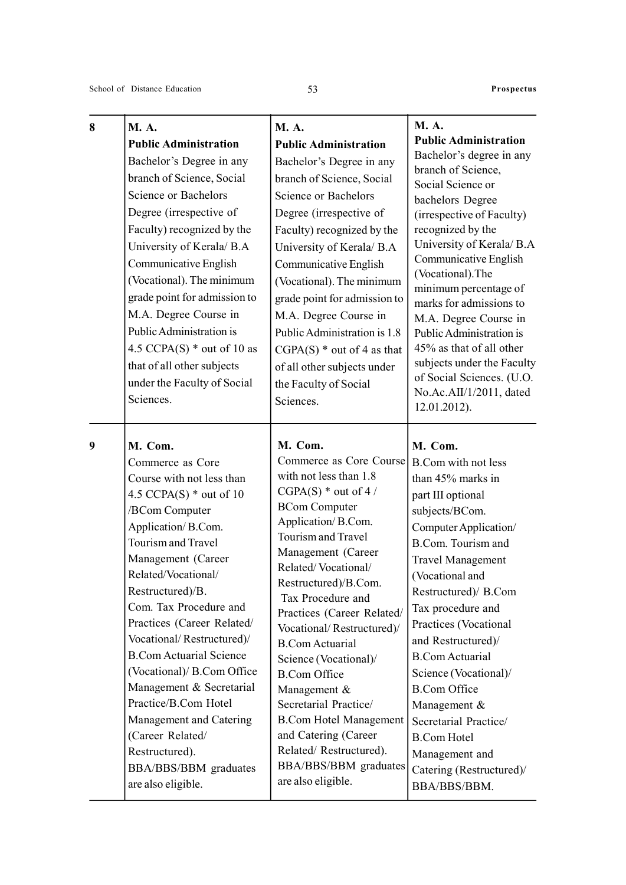| 8 | **M. A.**<br>**Public Administration**<br>Bachelor's Degree in any branch of Science, Social Science or Bachelors Degree (irrespective of Faculty) recognized by the University of Kerala/ B.A Communicative English (Vocational). The minimum grade point for admission to M.A. Degree Course in Public Administration is 4.5 CCPA(S) * out of 10 as that of all other subjects under the Faculty of Social Sciences. | **M. A.**<br>**Public Administration**<br>Bachelor's Degree in any branch of Science, Social Science or Bachelors Degree (irrespective of Faculty) recognized by the University of Kerala/ B.A Communicative English (Vocational). The minimum grade point for admission to M.A. Degree Course in Public Administration is 1.8 CGPA(S) * out of 4 as that of all other subjects under the Faculty of Social Sciences. | **M. A.**<br>**Public Administration**<br>Bachelor's degree in any branch of Science, Social Science or bachelors Degree (irrespective of Faculty) recognized by the University of Kerala/ B.A Communicative English (Vocational).The minimum percentage of marks for admissions to M.A. Degree Course in Public Administration is 45% as that of all other subjects under the Faculty of Social Sciences. (U.O. No.Ac.AII/1/2011, dated 12.01.2012). |
|---|---|---|---|
| 9 | **M. Com.**<br>Commerce as Core Course with not less than 4.5 CCPA(S) * out of 10 /BCom Computer Application/ B.Com. Tourism and Travel Management (Career Related/Vocational/ Restructured)/B. Com. Tax Procedure and Practices (Career Related/ Vocational/ Restructured)/ B.Com Actuarial Science (Vocational)/ B.Com Office Management & Secretarial Practice/B.Com Hotel Management and Catering (Career Related/ Restructured). BBA/BBS/BBM graduates are also eligible. | **M. Com.**<br>Commerce as Core Course with not less than 1.8 CGPA(S) * out of 4 / BCom Computer Application/ B.Com. Tourism and Travel Management (Career Related/ Vocational/ Restructured)/B.Com. Tax Procedure and Practices (Career Related/ Vocational/ Restructured)/ B.Com Actuarial Science (Vocational)/ B.Com Office Management & Secretarial Practice/ B.Com Hotel Management and Catering (Career Related/ Restructured). BBA/BBS/BBM graduates are also eligible. | **M. Com.**<br>B.Com with not less than 45% marks in part III optional subjects/BCom. Computer Application/ B.Com. Tourism and Travel Management (Vocational and Restructured)/ B.Com Tax procedure and Practices (Vocational and Restructured)/ B.Com Actuarial Science (Vocational)/ B.Com Office Management & Secretarial Practice/ B.Com Hotel Management and Catering (Restructured)/ BBA/BBS/BBM. |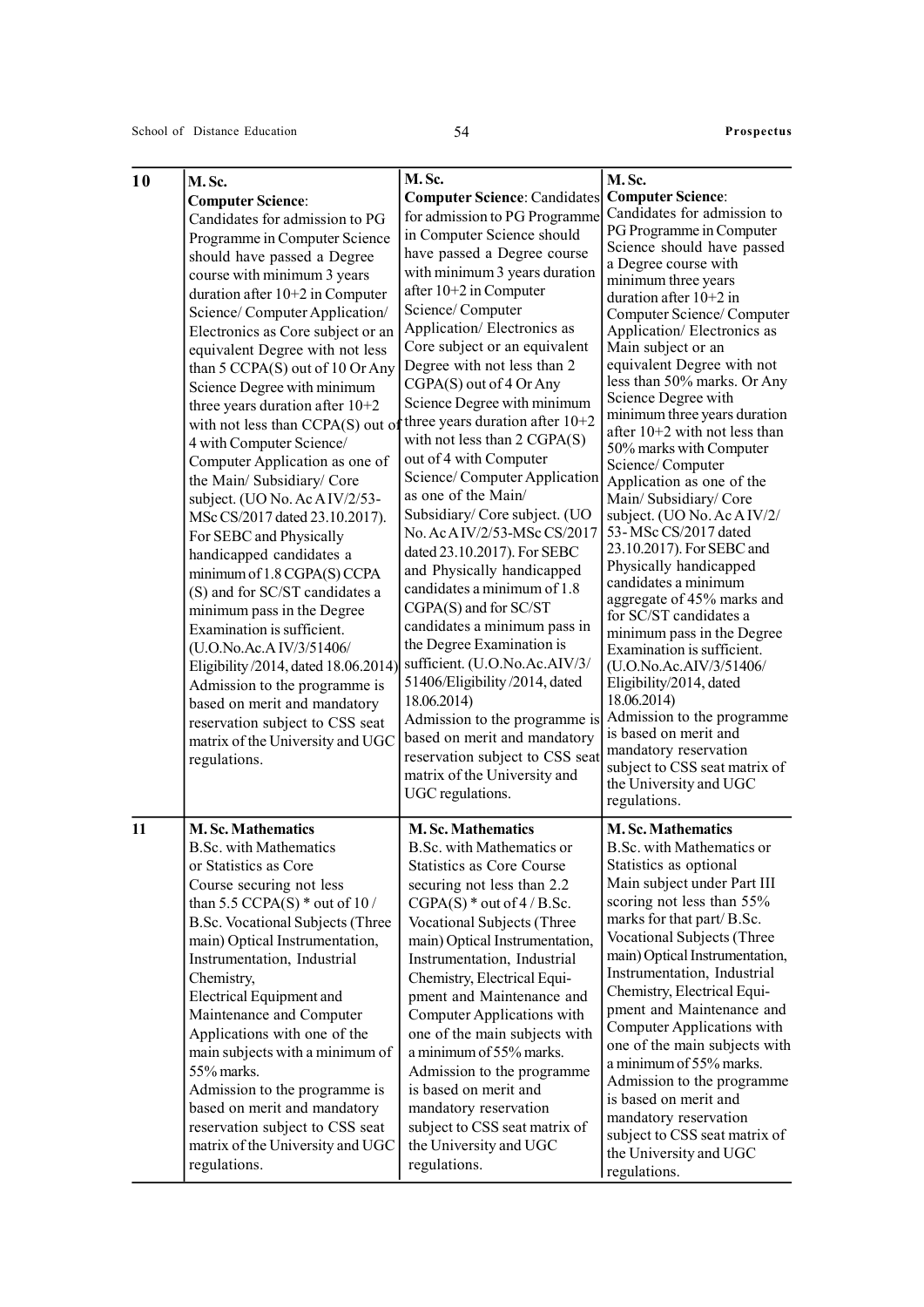| 10 | **M. Sc.**<br>**Computer Science**:<br>Candidates for admission to PG Programme in Computer Science should have passed a Degree course with minimum 3 years duration after 10+2 in Computer Science/ Computer Application/ Electronics as Core subject or an equivalent Degree with not less than 5 CCPA(S) out of 10 Or Any Science Degree with minimum three years duration after 10+2 with not less than CCPA(S) out of 4 with Computer Science/ Computer Application as one of the Main/ Subsidiary/ Core subject. (UO No. Ac A IV/2/53-MSc CS/2017 dated 23.10.2017). For SEBC and Physically handicapped candidates a minimum of 1.8 CGPA(S) CCPA (S) and for SC/ST candidates a minimum pass in the Degree Examination is sufficient. (U.O.No.Ac.A IV/3/51406/ Eligibility /2014, dated 18.06.2014) Admission to the programme is based on merit and mandatory reservation subject to CSS seat matrix of the University and UGC regulations. | **M. Sc.**<br>**Computer Science**: Candidates for admission to PG Programme in Computer Science should have passed a Degree course with minimum 3 years duration after 10+2 in Computer Science/ Computer Application/ Electronics as Core subject or an equivalent Degree with not less than 2 CGPA(S) out of 4 Or Any Science Degree with minimum three years duration after 10+2 with not less than 2 CGPA(S) out of 4 with Computer Science/ Computer Application as one of the Main/ Subsidiary/ Core subject. (UO No. Ac A IV/2/53-MSc CS/2017 dated 23.10.2017). For SEBC and Physically handicapped candidates a minimum of 1.8 CGPA(S) and for SC/ST candidates a minimum pass in the Degree Examination is sufficient. (U.O.No.Ac.AIV/3/ 51406/Eligibility /2014, dated 18.06.2014)<br>Admission to the programme is based on merit and mandatory reservation subject to CSS seat matrix of the University and UGC regulations. | **M. Sc.**<br>**Computer Science**:<br>Candidates for admission to PG Programme in Computer Science should have passed a Degree course with minimum three years duration after 10+2 in Computer Science/ Computer Application/ Electronics as Main subject or an equivalent Degree with not less than 50% marks. Or Any Science Degree with minimum three years duration after 10+2 with not less than 50% marks with Computer Science/ Computer Application as one of the Main/ Subsidiary/ Core subject. (UO No. Ac A IV/2/ 53- MSc CS/2017 dated 23.10.2017). For SEBC and Physically handicapped candidates a minimum aggregate of 45% marks and for SC/ST candidates a minimum pass in the Degree Examination is sufficient. (U.O.No.Ac.AIV/3/51406/ Eligibility/2014, dated 18.06.2014)<br>Admission to the programme is based on merit and mandatory reservation subject to CSS seat matrix of the University and UGC regulations. |
|---|---|---|---|
| 11 | **M. Sc. Mathematics**<br>B.Sc. with Mathematics or Statistics as Core Course securing not less than 5.5 CCPA(S) * out of 10 / B.Sc. Vocational Subjects (Three main) Optical Instrumentation, Instrumentation, Industrial Chemistry, Electrical Equipment and Maintenance and Computer Applications with one of the main subjects with a minimum of 55% marks.<br>Admission to the programme is based on merit and mandatory reservation subject to CSS seat matrix of the University and UGC regulations. | **M. Sc. Mathematics**<br>B.Sc. with Mathematics or Statistics as Core Course securing not less than 2.2 CGPA(S) * out of 4 / B.Sc. Vocational Subjects (Three main) Optical Instrumentation, Instrumentation, Industrial Chemistry, Electrical Equipment and Maintenance and Computer Applications with one of the main subjects with a minimum of 55% marks.<br>Admission to the programme is based on merit and mandatory reservation subject to CSS seat matrix of the University and UGC regulations. | **M. Sc. Mathematics**<br>B.Sc. with Mathematics or Statistics as optional Main subject under Part III scoring not less than 55% marks for that part/ B.Sc. Vocational Subjects (Three main) Optical Instrumentation, Instrumentation, Industrial Chemistry, Electrical Equipment and Maintenance and Computer Applications with one of the main subjects with a minimum of 55% marks.<br>Admission to the programme is based on merit and mandatory reservation subject to CSS seat matrix of the University and UGC regulations. |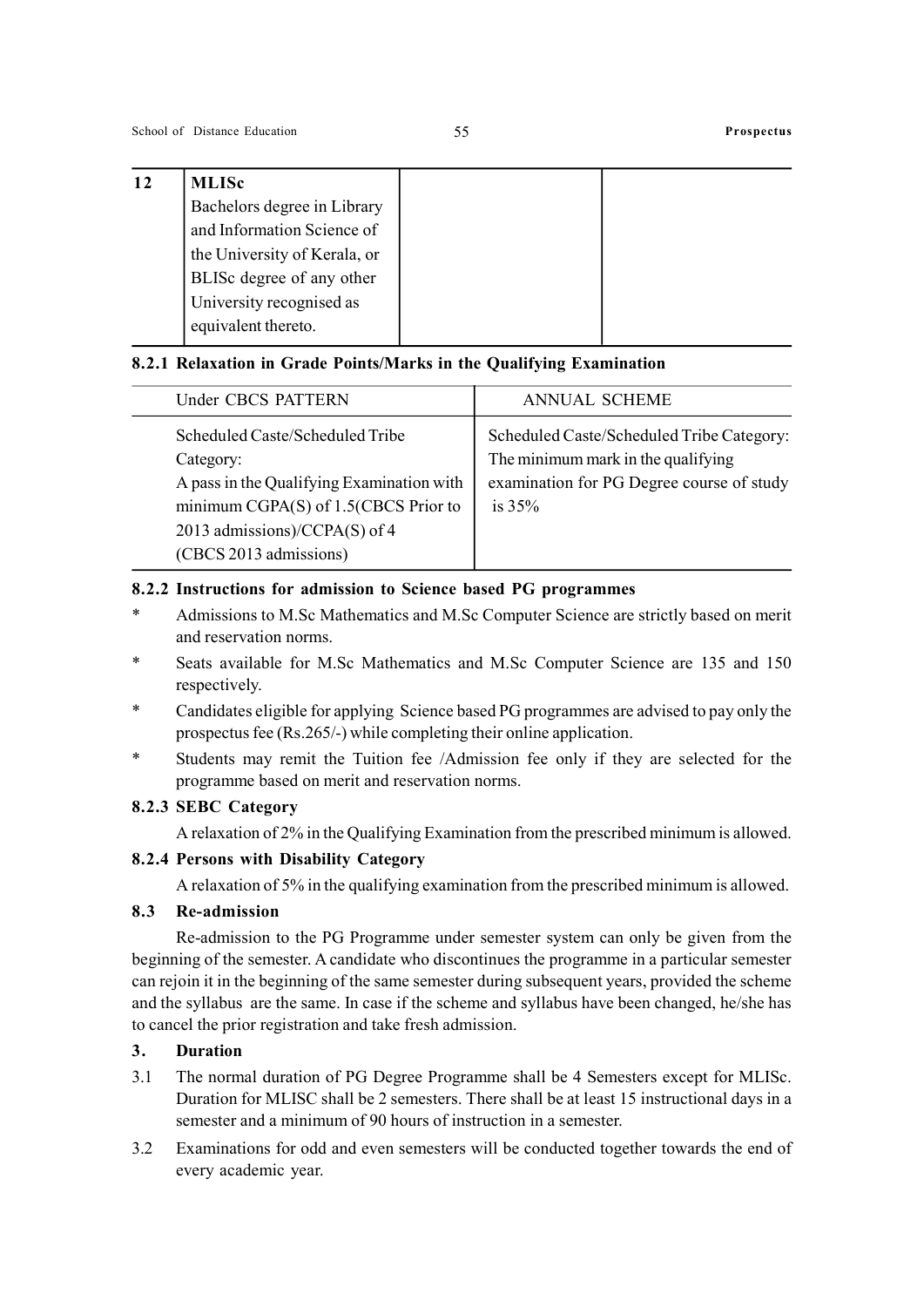| 12 | **MLISc**<br>Bachelors degree in Library and Information Science of the University of Kerala, or BLISc degree of any other University recognised as equivalent thereto. | | |
|---|---|---|---|

### 8.2.1 Relaxation in Grade Points/Marks in the Qualifying Examination

| Under CBCS PATTERN | ANNUAL SCHEME |
|---|---|
| Scheduled Caste/Scheduled Tribe Category:<br>A pass in the Qualifying Examination with minimum CGPA(S) of 1.5(CBCS Prior to 2013 admissions)/CCPA(S) of 4 (CBCS 2013 admissions) | Scheduled Caste/Scheduled Tribe Category:<br>The minimum mark in the qualifying examination for PG Degree course of study is 35% |

### 8.2.2 Instructions for admission to Science based PG programmes

* Admissions to M.Sc Mathematics and M.Sc Computer Science are strictly based on merit and reservation norms.
* Seats available for M.Sc Mathematics and M.Sc Computer Science are 135 and 150 respectively.
* Candidates eligible for applying Science based PG programmes are advised to pay only the prospectus fee (Rs.265/-) while completing their online application.
* Students may remit the Tuition fee /Admission fee only if they are selected for the programme based on merit and reservation norms.

### 8.2.3 SEBC Category

A relaxation of 2% in the Qualifying Examination from the prescribed minimum is allowed.

### 8.2.4 Persons with Disability Category

A relaxation of 5% in the qualifying examination from the prescribed minimum is allowed.

### 8.3 Re-admission

Re-admission to the PG Programme under semester system can only be given from the beginning of the semester. A candidate who discontinues the programme in a particular semester can rejoin it in the beginning of the same semester during subsequent years, provided the scheme and the syllabus are the same. In case if the scheme and syllabus have been changed, he/she has to cancel the prior registration and take fresh admission.

### 3. Duration

3.1 The normal duration of PG Degree Programme shall be 4 Semesters except for MLISc. Duration for MLISC shall be 2 semesters. There shall be at least 15 instructional days in a semester and a minimum of 90 hours of instruction in a semester.

3.2 Examinations for odd and even semesters will be conducted together towards the end of every academic year.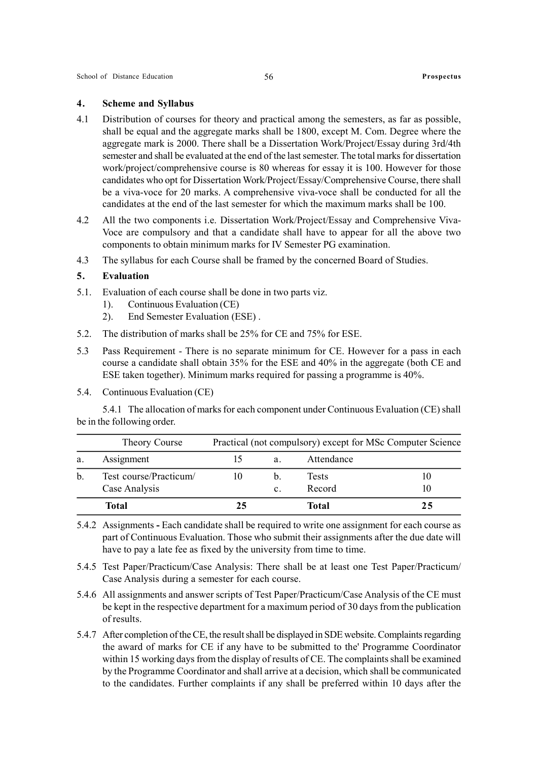## 4. Scheme and Syllabus

4.1 Distribution of courses for theory and practical among the semesters, as far as possible, shall be equal and the aggregate marks shall be 1800, except M. Com. Degree where the aggregate mark is 2000. There shall be a Dissertation Work/Project/Essay during 3rd/4th semester and shall be evaluated at the end of the last semester. The total marks for dissertation work/project/comprehensive course is 80 whereas for essay it is 100. However for those candidates who opt for Dissertation Work/Project/Essay/Comprehensive Course, there shall be a viva-voce for 20 marks. A comprehensive viva-voce shall be conducted for all the candidates at the end of the last semester for which the maximum marks shall be 100.

4.2 All the two components i.e. Dissertation Work/Project/Essay and Comprehensive Viva-Voce are compulsory and that a candidate shall have to appear for all the above two components to obtain minimum marks for IV Semester PG examination.

4.3 The syllabus for each Course shall be framed by the concerned Board of Studies.

## 5. Evaluation

5.1. Evaluation of each course shall be done in two parts viz.

1). Continuous Evaluation (CE)

2). End Semester Evaluation (ESE) .

5.2. The distribution of marks shall be 25% for CE and 75% for ESE.

5.3 Pass Requirement - There is no separate minimum for CE. However for a pass in each course a candidate shall obtain 35% for the ESE and 40% in the aggregate (both CE and ESE taken together). Minimum marks required for passing a programme is 40%.

5.4. Continuous Evaluation (CE)

5.4.1 The allocation of marks for each component under Continuous Evaluation (CE) shall be in the following order.

| | Theory Course | | Practical (not compulsory) except for MSc Computer Science | | |
|---|---|---|---|---|---|
| a. | Assignment | 15 | a. | Attendance | |
| b. | Test course/Practicum/ Case Analysis | 10 | b. | Tests | 10 |
| | | | c. | Record | 10 |
| | **Total** | **25** | | **Total** | **25** |

5.4.2 Assignments - Each candidate shall be required to write one assignment for each course as part of Continuous Evaluation. Those who submit their assignments after the due date will have to pay a late fee as fixed by the university from time to time.

5.4.5 Test Paper/Practicum/Case Analysis: There shall be at least one Test Paper/Practicum/ Case Analysis during a semester for each course.

5.4.6 All assignments and answer scripts of Test Paper/Practicum/Case Analysis of the CE must be kept in the respective department for a maximum period of 30 days from the publication of results.

5.4.7 After completion of the CE, the result shall be displayed in SDE website. Complaints regarding the award of marks for CE if any have to be submitted to the' Programme Coordinator within 15 working days from the display of results of CE. The complaints shall be examined by the Programme Coordinator and shall arrive at a decision, which shall be communicated to the candidates. Further complaints if any shall be preferred within 10 days after the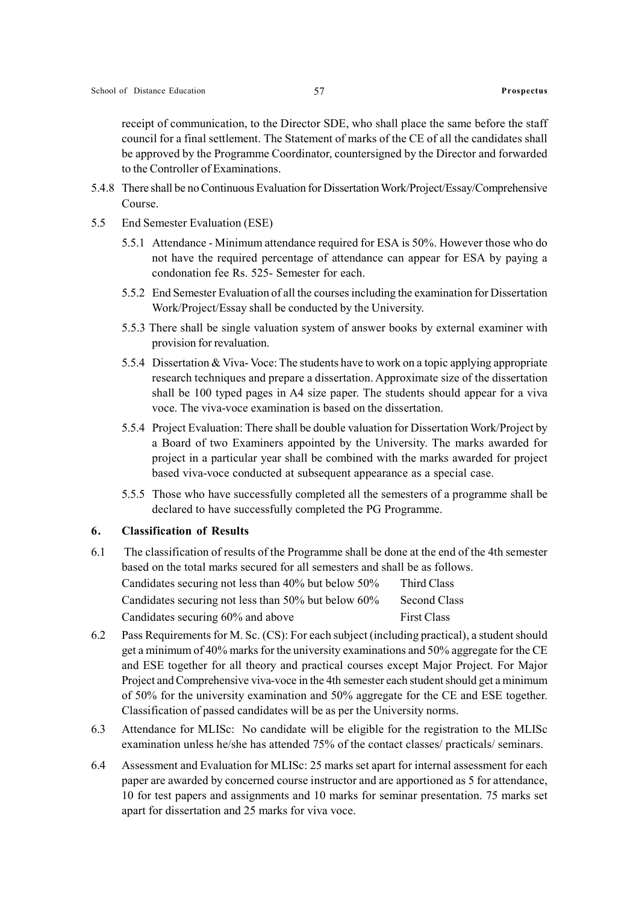receipt of communication, to the Director SDE, who shall place the same before the staff council for a final settlement. The Statement of marks of the CE of all the candidates shall be approved by the Programme Coordinator, countersigned by the Director and forwarded to the Controller of Examinations.

5.4.8 There shall be no Continuous Evaluation for Dissertation Work/Project/Essay/Comprehensive Course.

5.5 End Semester Evaluation (ESE)

5.5.1 Attendance - Minimum attendance required for ESA is 50%. However those who do not have the required percentage of attendance can appear for ESA by paying a condonation fee Rs. 525- Semester for each.

5.5.2 End Semester Evaluation of all the courses including the examination for Dissertation Work/Project/Essay shall be conducted by the University.

5.5.3 There shall be single valuation system of answer books by external examiner with provision for revaluation.

5.5.4 Dissertation & Viva- Voce: The students have to work on a topic applying appropriate research techniques and prepare a dissertation. Approximate size of the dissertation shall be 100 typed pages in A4 size paper. The students should appear for a viva voce. The viva-voce examination is based on the dissertation.

5.5.4 Project Evaluation: There shall be double valuation for Dissertation Work/Project by a Board of two Examiners appointed by the University. The marks awarded for project in a particular year shall be combined with the marks awarded for project based viva-voce conducted at subsequent appearance as a special case.

5.5.5 Those who have successfully completed all the semesters of a programme shall be declared to have successfully completed the PG Programme.

## 6. Classification of Results

6.1 The classification of results of the Programme shall be done at the end of the 4th semester based on the total marks secured for all semesters and shall be as follows.

| | |
|---|---|
| Candidates securing not less than 40% but below 50% | Third Class |
| Candidates securing not less than 50% but below 60% | Second Class |
| Candidates securing 60% and above | First Class |

6.2 Pass Requirements for M. Sc. (CS): For each subject (including practical), a student should get a minimum of 40% marks for the university examinations and 50% aggregate for the CE and ESE together for all theory and practical courses except Major Project. For Major Project and Comprehensive viva-voce in the 4th semester each student should get a minimum of 50% for the university examination and 50% aggregate for the CE and ESE together. Classification of passed candidates will be as per the University norms.

6.3 Attendance for MLISc: No candidate will be eligible for the registration to the MLISc examination unless he/she has attended 75% of the contact classes/ practicals/ seminars.

6.4 Assessment and Evaluation for MLISc: 25 marks set apart for internal assessment for each paper are awarded by concerned course instructor and are apportioned as 5 for attendance, 10 for test papers and assignments and 10 marks for seminar presentation. 75 marks set apart for dissertation and 25 marks for viva voce.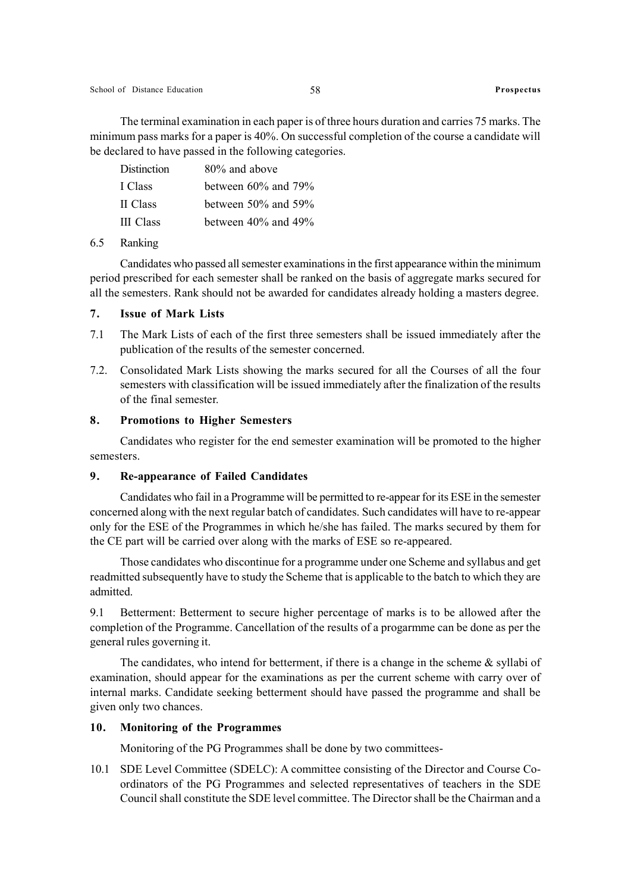The terminal examination in each paper is of three hours duration and carries 75 marks. The minimum pass marks for a paper is 40%. On successful completion of the course a candidate will be declared to have passed in the following categories.

| | |
|---|---|
| Distinction | 80% and above |
| I Class | between 60% and 79% |
| II Class | between 50% and 59% |
| III Class | between 40% and 49% |

6.5 Ranking

Candidates who passed all semester examinations in the first appearance within the minimum period prescribed for each semester shall be ranked on the basis of aggregate marks secured for all the semesters. Rank should not be awarded for candidates already holding a masters degree.

## 7. Issue of Mark Lists

7.1 The Mark Lists of each of the first three semesters shall be issued immediately after the publication of the results of the semester concerned.

7.2. Consolidated Mark Lists showing the marks secured for all the Courses of all the four semesters with classification will be issued immediately after the finalization of the results of the final semester.

## 8. Promotions to Higher Semesters

Candidates who register for the end semester examination will be promoted to the higher semesters.

## 9. Re-appearance of Failed Candidates

Candidates who fail in a Programme will be permitted to re-appear for its ESE in the semester concerned along with the next regular batch of candidates. Such candidates will have to re-appear only for the ESE of the Programmes in which he/she has failed. The marks secured by them for the CE part will be carried over along with the marks of ESE so re-appeared.

Those candidates who discontinue for a programme under one Scheme and syllabus and get readmitted subsequently have to study the Scheme that is applicable to the batch to which they are admitted.

9.1 Betterment: Betterment to secure higher percentage of marks is to be allowed after the completion of the Programme. Cancellation of the results of a progarmme can be done as per the general rules governing it.

The candidates, who intend for betterment, if there is a change in the scheme & syllabi of examination, should appear for the examinations as per the current scheme with carry over of internal marks. Candidate seeking betterment should have passed the programme and shall be given only two chances.

## 10. Monitoring of the Programmes

Monitoring of the PG Programmes shall be done by two committees-

10.1 SDE Level Committee (SDELC): A committee consisting of the Director and Course Co-ordinators of the PG Programmes and selected representatives of teachers in the SDE Council shall constitute the SDE level committee. The Director shall be the Chairman and a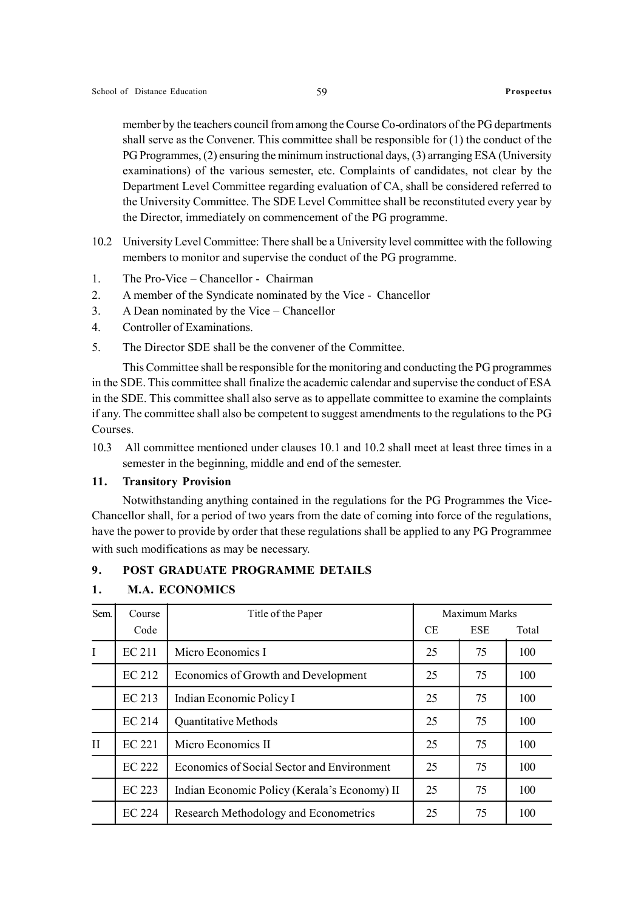member by the teachers council from among the Course Co-ordinators of the PG departments shall serve as the Convener. This committee shall be responsible for (1) the conduct of the PG Programmes, (2) ensuring the minimum instructional days, (3) arranging ESA (University examinations) of the various semester, etc. Complaints of candidates, not clear by the Department Level Committee regarding evaluation of CA, shall be considered referred to the University Committee. The SDE Level Committee shall be reconstituted every year by the Director, immediately on commencement of the PG programme.

10.2 University Level Committee: There shall be a University level committee with the following members to monitor and supervise the conduct of the PG programme.

1. The Pro-Vice – Chancellor - Chairman
2. A member of the Syndicate nominated by the Vice - Chancellor
3. A Dean nominated by the Vice – Chancellor
4. Controller of Examinations.
5. The Director SDE shall be the convener of the Committee.

This Committee shall be responsible for the monitoring and conducting the PG programmes in the SDE. This committee shall finalize the academic calendar and supervise the conduct of ESA in the SDE. This committee shall also serve as to appellate committee to examine the complaints if any. The committee shall also be competent to suggest amendments to the regulations to the PG Courses.

10.3 All committee mentioned under clauses 10.1 and 10.2 shall meet at least three times in a semester in the beginning, middle and end of the semester.

## 11. Transitory Provision

Notwithstanding anything contained in the regulations for the PG Programmes the Vice-Chancellor shall, for a period of two years from the date of coming into force of the regulations, have the power to provide by order that these regulations shall be applied to any PG Programmee with such modifications as may be necessary.

## 9. POST GRADUATE PROGRAMME DETAILS

### 1. M.A. ECONOMICS

| Sem. | Course Code | Title of the Paper | Maximum Marks | | |
|---|---|---|---|---|---|
| | | | CE | ESE | Total |
| I | EC 211 | Micro Economics I | 25 | 75 | 100 |
| | EC 212 | Economics of Growth and Development | 25 | 75 | 100 |
| | EC 213 | Indian Economic Policy I | 25 | 75 | 100 |
| | EC 214 | Quantitative Methods | 25 | 75 | 100 |
| II | EC 221 | Micro Economics II | 25 | 75 | 100 |
| | EC 222 | Economics of Social Sector and Environment | 25 | 75 | 100 |
| | EC 223 | Indian Economic Policy (Kerala's Economy) II | 25 | 75 | 100 |
| | EC 224 | Research Methodology and Econometrics | 25 | 75 | 100 |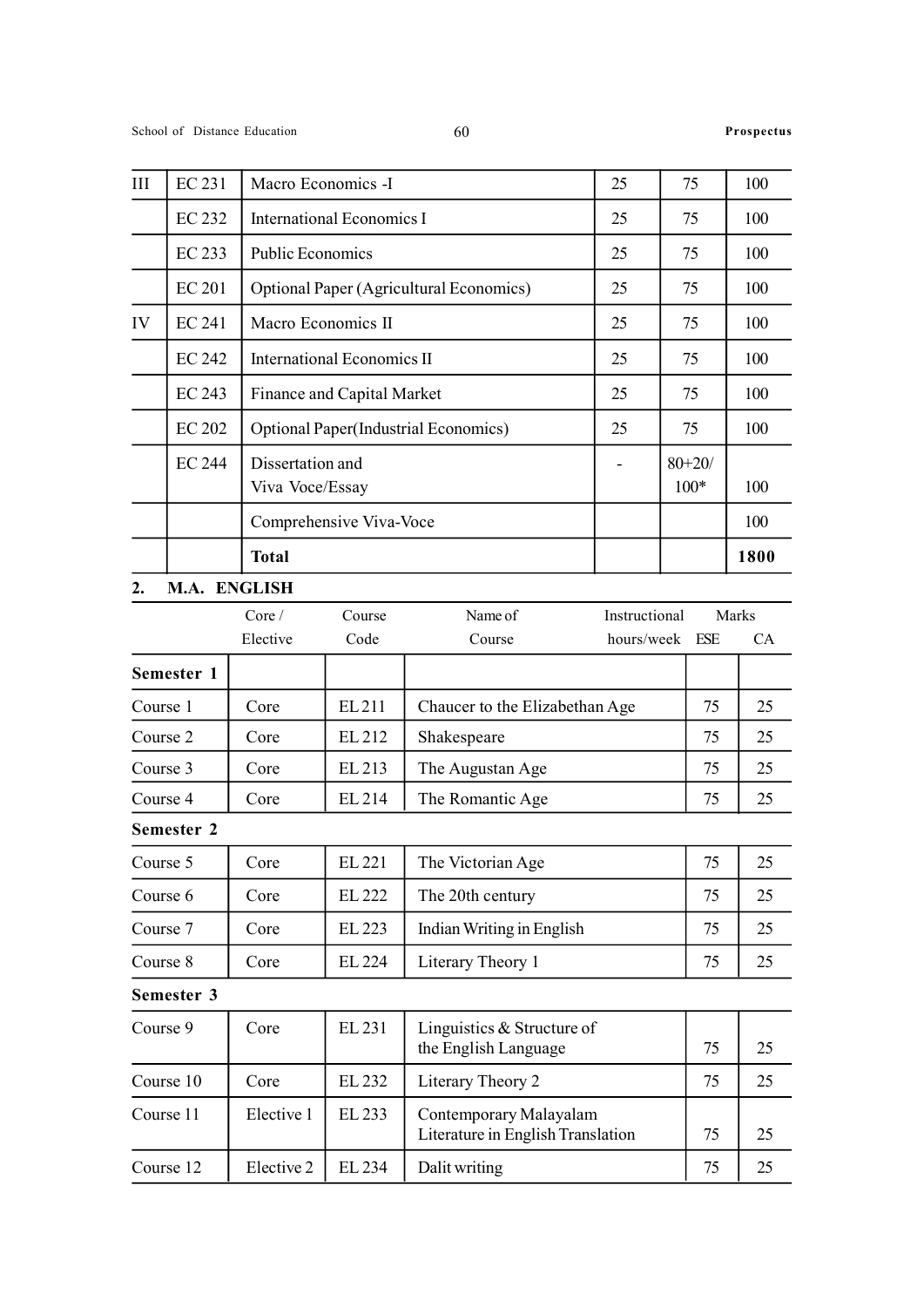| III | EC 231 | Macro Economics -I | 25 | 75 | 100 |
|---|---|---|---|---|---|
| | EC 232 | International Economics I | 25 | 75 | 100 |
| | EC 233 | Public Economics | 25 | 75 | 100 |
| | EC 201 | Optional Paper (Agricultural Economics) | 25 | 75 | 100 |
| IV | EC 241 | Macro Economics II | 25 | 75 | 100 |
| | EC 242 | International Economics II | 25 | 75 | 100 |
| | EC 243 | Finance and Capital Market | 25 | 75 | 100 |
| | EC 202 | Optional Paper(Industrial Economics) | 25 | 75 | 100 |
| | EC 244 | Dissertation and Viva Voce/Essay | - | 80+20/ 100* | 100 |
| | | Comprehensive Viva-Voce | | | 100 |
| | | **Total** | | | **1800** |

## 2. M.A. ENGLISH

| | Core / Elective | Course Code | Name of Course | Instructional hours/week | Marks ESE | CA |
|---|---|---|---|---|---|---|
| **Semester 1** | | | | | | |
| Course 1 | Core | EL 211 | Chaucer to the Elizabethan Age | | 75 | 25 |
| Course 2 | Core | EL 212 | Shakespeare | | 75 | 25 |
| Course 3 | Core | EL 213 | The Augustan Age | | 75 | 25 |
| Course 4 | Core | EL 214 | The Romantic Age | | 75 | 25 |
| **Semester 2** | | | | | | |
| Course 5 | Core | EL 221 | The Victorian Age | | 75 | 25 |
| Course 6 | Core | EL 222 | The 20th century | | 75 | 25 |
| Course 7 | Core | EL 223 | Indian Writing in English | | 75 | 25 |
| Course 8 | Core | EL 224 | Literary Theory 1 | | 75 | 25 |
| **Semester 3** | | | | | | |
| Course 9 | Core | EL 231 | Linguistics & Structure of the English Language | | 75 | 25 |
| Course 10 | Core | EL 232 | Literary Theory 2 | | 75 | 25 |
| Course 11 | Elective 1 | EL 233 | Contemporary Malayalam Literature in English Translation | | 75 | 25 |
| Course 12 | Elective 2 | EL 234 | Dalit writing | | 75 | 25 |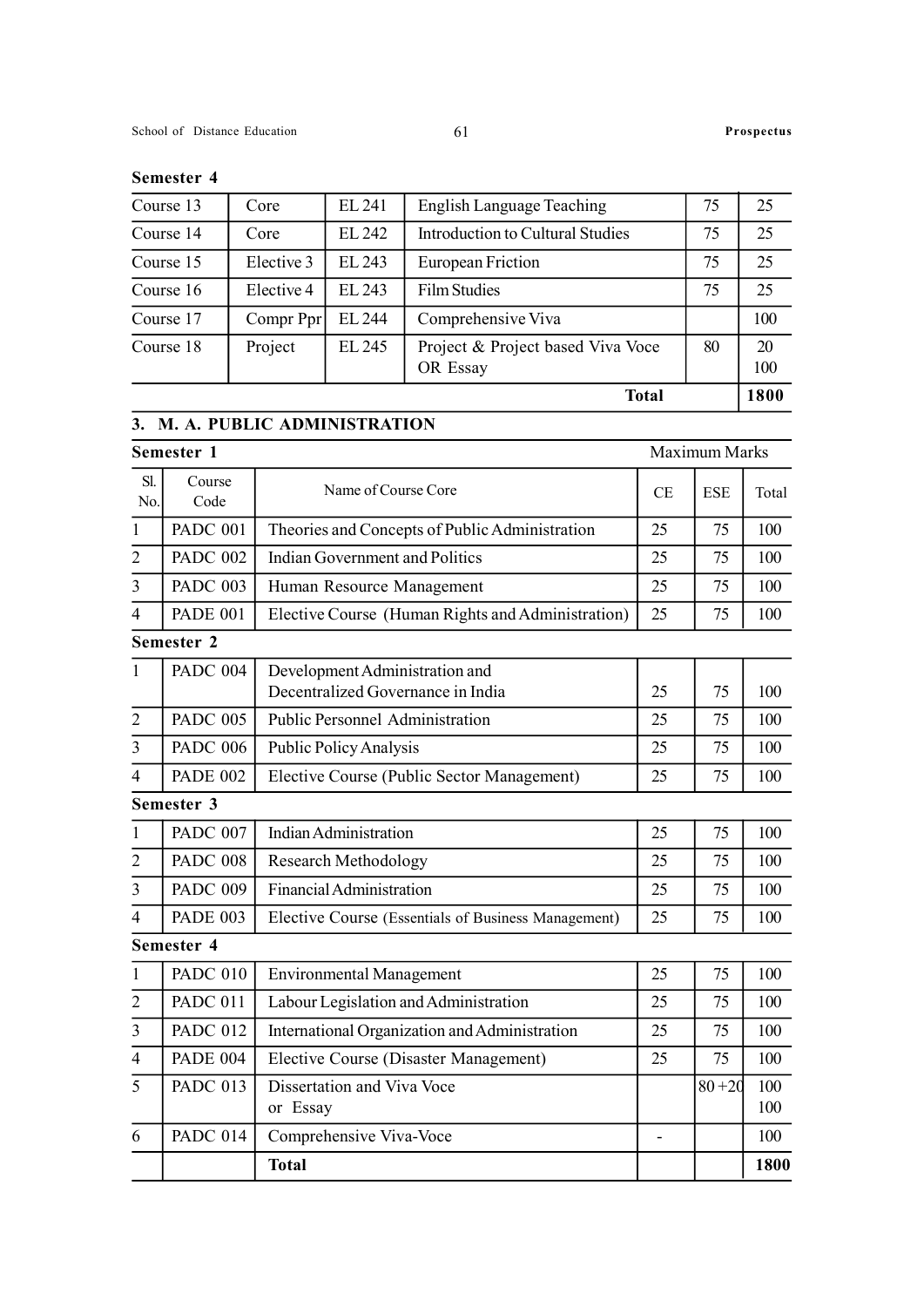**Semester 4**

| | | | | | |
|---|---|---|---|---|---|
| Course 13 | Core | EL 241 | English Language Teaching | 75 | 25 |
| Course 14 | Core | EL 242 | Introduction to Cultural Studies | 75 | 25 |
| Course 15 | Elective 3 | EL 243 | European Friction | 75 | 25 |
| Course 16 | Elective 4 | EL 243 | Film Studies | 75 | 25 |
| Course 17 | Compr Ppr | EL 244 | Comprehensive Viva | | 100 |
| Course 18 | Project | EL 245 | Project & Project based Viva Voce OR Essay | 80 | 20 100 |
| | | | **Total** | | **1800** |

## 3. M. A. PUBLIC ADMINISTRATION

**Semester 1** Maximum Marks

| Sl. No. | Course Code | Name of Course Core | CE | ESE | Total |
|---|---|---|---|---|---|
| 1 | PADC 001 | Theories and Concepts of Public Administration | 25 | 75 | 100 |
| 2 | PADC 002 | Indian Government and Politics | 25 | 75 | 100 |
| 3 | PADC 003 | Human Resource Management | 25 | 75 | 100 |
| 4 | PADE 001 | Elective Course (Human Rights and Administration) | 25 | 75 | 100 |
| **Semester 2** | | | | | |
| 1 | PADC 004 | Development Administration and Decentralized Governance in India | 25 | 75 | 100 |
| 2 | PADC 005 | Public Personnel Administration | 25 | 75 | 100 |
| 3 | PADC 006 | Public Policy Analysis | 25 | 75 | 100 |
| 4 | PADE 002 | Elective Course (Public Sector Management) | 25 | 75 | 100 |
| **Semester 3** | | | | | |
| 1 | PADC 007 | Indian Administration | 25 | 75 | 100 |
| 2 | PADC 008 | Research Methodology | 25 | 75 | 100 |
| 3 | PADC 009 | Financial Administration | 25 | 75 | 100 |
| 4 | PADE 003 | Elective Course (Essentials of Business Management) | 25 | 75 | 100 |
| **Semester 4** | | | | | |
| 1 | PADC 010 | Environmental Management | 25 | 75 | 100 |
| 2 | PADC 011 | Labour Legislation and Administration | 25 | 75 | 100 |
| 3 | PADC 012 | International Organization and Administration | 25 | 75 | 100 |
| 4 | PADE 004 | Elective Course (Disaster Management) | 25 | 75 | 100 |
| 5 | PADC 013 | Dissertation and Viva Voce or Essay | | 80 +20 | 100 100 |
| 6 | PADC 014 | Comprehensive Viva-Voce | - | | 100 |
| | | **Total** | | | **1800** |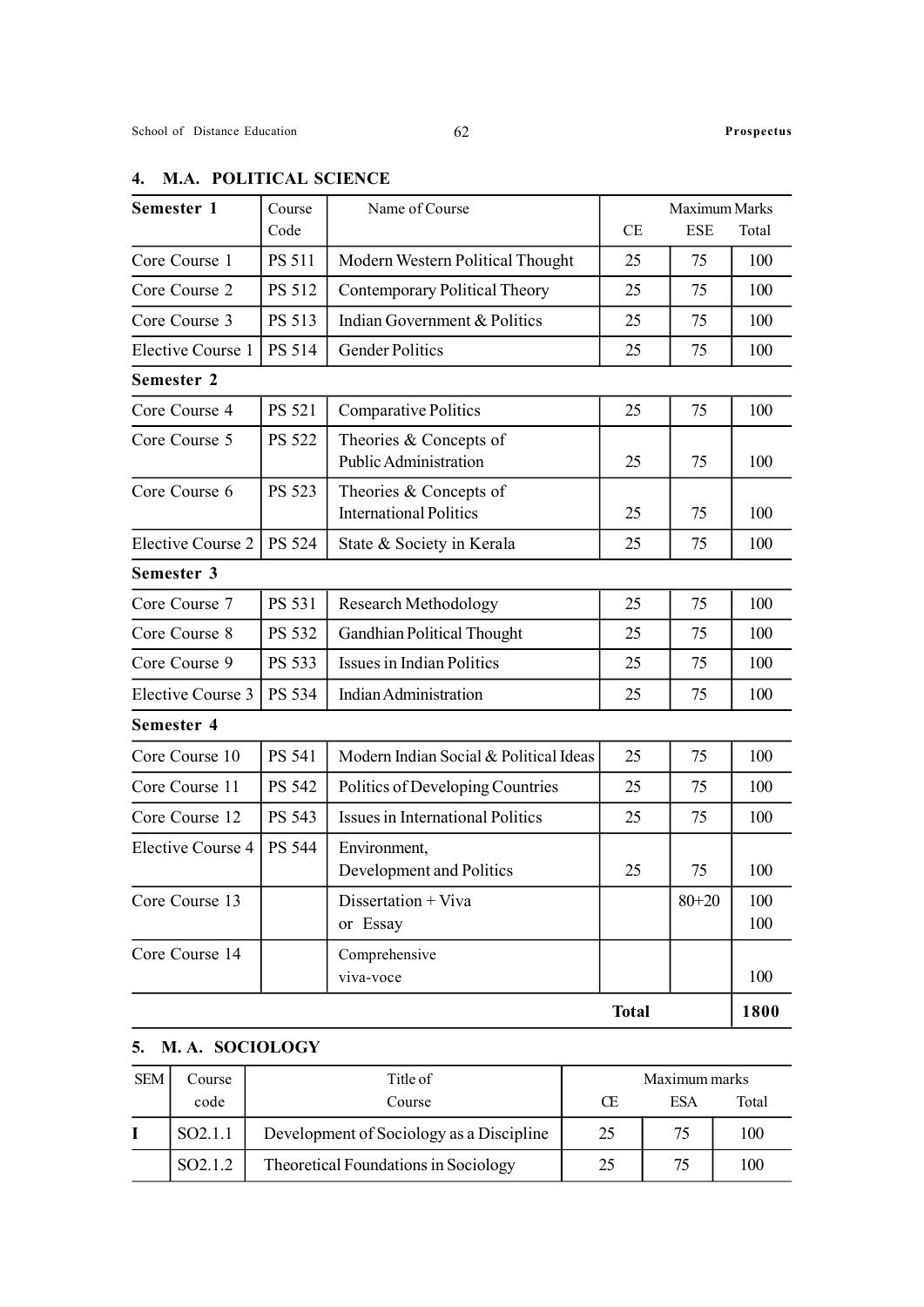## 4. M.A. POLITICAL SCIENCE

| Semester 1 | Course Code | Name of Course | Maximum Marks CE | ESE | Total |
|---|---|---|---|---|---|
| Core Course 1 | PS 511 | Modern Western Political Thought | 25 | 75 | 100 |
| Core Course 2 | PS 512 | Contemporary Political Theory | 25 | 75 | 100 |
| Core Course 3 | PS 513 | Indian Government & Politics | 25 | 75 | 100 |
| Elective Course 1 | PS 514 | Gender Politics | 25 | 75 | 100 |
| **Semester 2** | | | | | |
| Core Course 4 | PS 521 | Comparative Politics | 25 | 75 | 100 |
| Core Course 5 | PS 522 | Theories & Concepts of Public Administration | 25 | 75 | 100 |
| Core Course 6 | PS 523 | Theories & Concepts of International Politics | 25 | 75 | 100 |
| Elective Course 2 | PS 524 | State & Society in Kerala | 25 | 75 | 100 |
| **Semester 3** | | | | | |
| Core Course 7 | PS 531 | Research Methodology | 25 | 75 | 100 |
| Core Course 8 | PS 532 | Gandhian Political Thought | 25 | 75 | 100 |
| Core Course 9 | PS 533 | Issues in Indian Politics | 25 | 75 | 100 |
| Elective Course 3 | PS 534 | Indian Administration | 25 | 75 | 100 |
| **Semester 4** | | | | | |
| Core Course 10 | PS 541 | Modern Indian Social & Political Ideas | 25 | 75 | 100 |
| Core Course 11 | PS 542 | Politics of Developing Countries | 25 | 75 | 100 |
| Core Course 12 | PS 543 | Issues in International Politics | 25 | 75 | 100 |
| Elective Course 4 | PS 544 | Environment, Development and Politics | 25 | 75 | 100 |
| Core Course 13 | | Dissertation + Viva or Essay | | 80+20 | 100 100 |
| Core Course 14 | | Comprehensive viva-voce | | | 100 |
| | | | **Total** | | **1800** |

## 5. M. A. SOCIOLOGY

| SEM | Course code | Title of Course | Maximum marks CE | ESA | Total |
|---|---|---|---|---|---|
| **I** | SO2.1.1 | Development of Sociology as a Discipline | 25 | 75 | 100 |
| | SO2.1.2 | Theoretical Foundations in Sociology | 25 | 75 | 100 |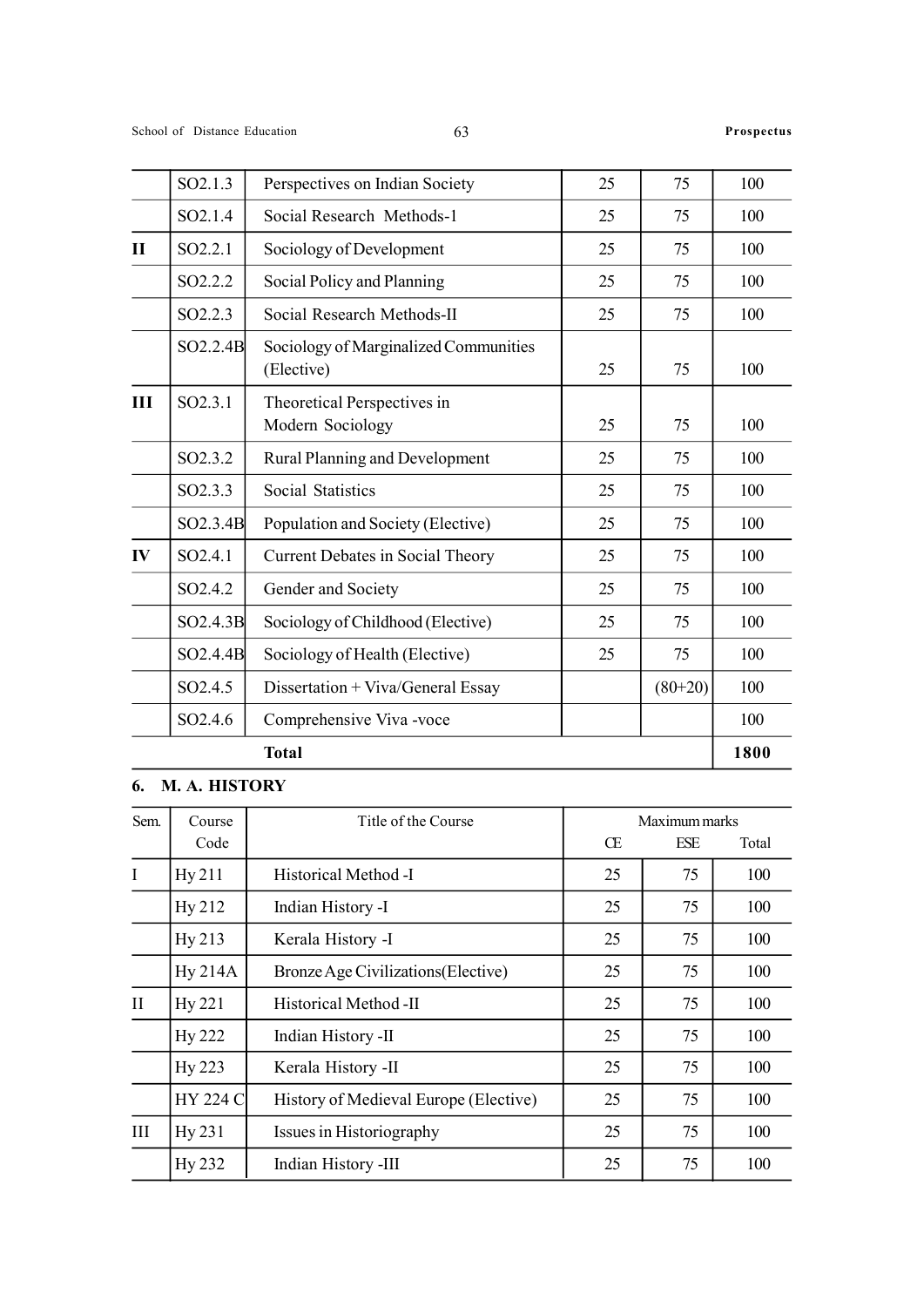| | | | | | |
|---|---|---|---|---|---|
| | SO2.1.3 | Perspectives on Indian Society | 25 | 75 | 100 |
| | SO2.1.4 | Social Research Methods-1 | 25 | 75 | 100 |
| **II** | SO2.2.1 | Sociology of Development | 25 | 75 | 100 |
| | SO2.2.2 | Social Policy and Planning | 25 | 75 | 100 |
| | SO2.2.3 | Social Research Methods-II | 25 | 75 | 100 |
| | SO2.2.4B | Sociology of Marginalized Communities (Elective) | 25 | 75 | 100 |
| **III** | SO2.3.1 | Theoretical Perspectives in Modern Sociology | 25 | 75 | 100 |
| | SO2.3.2 | Rural Planning and Development | 25 | 75 | 100 |
| | SO2.3.3 | Social Statistics | 25 | 75 | 100 |
| | SO2.3.4B | Population and Society (Elective) | 25 | 75 | 100 |
| **IV** | SO2.4.1 | Current Debates in Social Theory | 25 | 75 | 100 |
| | SO2.4.2 | Gender and Society | 25 | 75 | 100 |
| | SO2.4.3B | Sociology of Childhood (Elective) | 25 | 75 | 100 |
| | SO2.4.4B | Sociology of Health (Elective) | 25 | 75 | 100 |
| | SO2.4.5 | Dissertation + Viva/General Essay | | (80+20) | 100 |
| | SO2.4.6 | Comprehensive Viva -voce | | | 100 |
| | | **Total** | | | **1800** |

### 6. M. A. HISTORY

| Sem. | Course Code | Title of the Course | Maximum marks | | |
|---|---|---|---|---|---|
| | | | CE | ESE | Total |
| I | Hy 211 | Historical Method -I | 25 | 75 | 100 |
| | Hy 212 | Indian History -I | 25 | 75 | 100 |
| | Hy 213 | Kerala History -I | 25 | 75 | 100 |
| | Hy 214A | Bronze Age Civilizations(Elective) | 25 | 75 | 100 |
| II | Hy 221 | Historical Method -II | 25 | 75 | 100 |
| | Hy 222 | Indian History -II | 25 | 75 | 100 |
| | Hy 223 | Kerala History -II | 25 | 75 | 100 |
| | HY 224 C | History of Medieval Europe (Elective) | 25 | 75 | 100 |
| III | Hy 231 | Issues in Historiography | 25 | 75 | 100 |
| | Hy 232 | Indian History -III | 25 | 75 | 100 |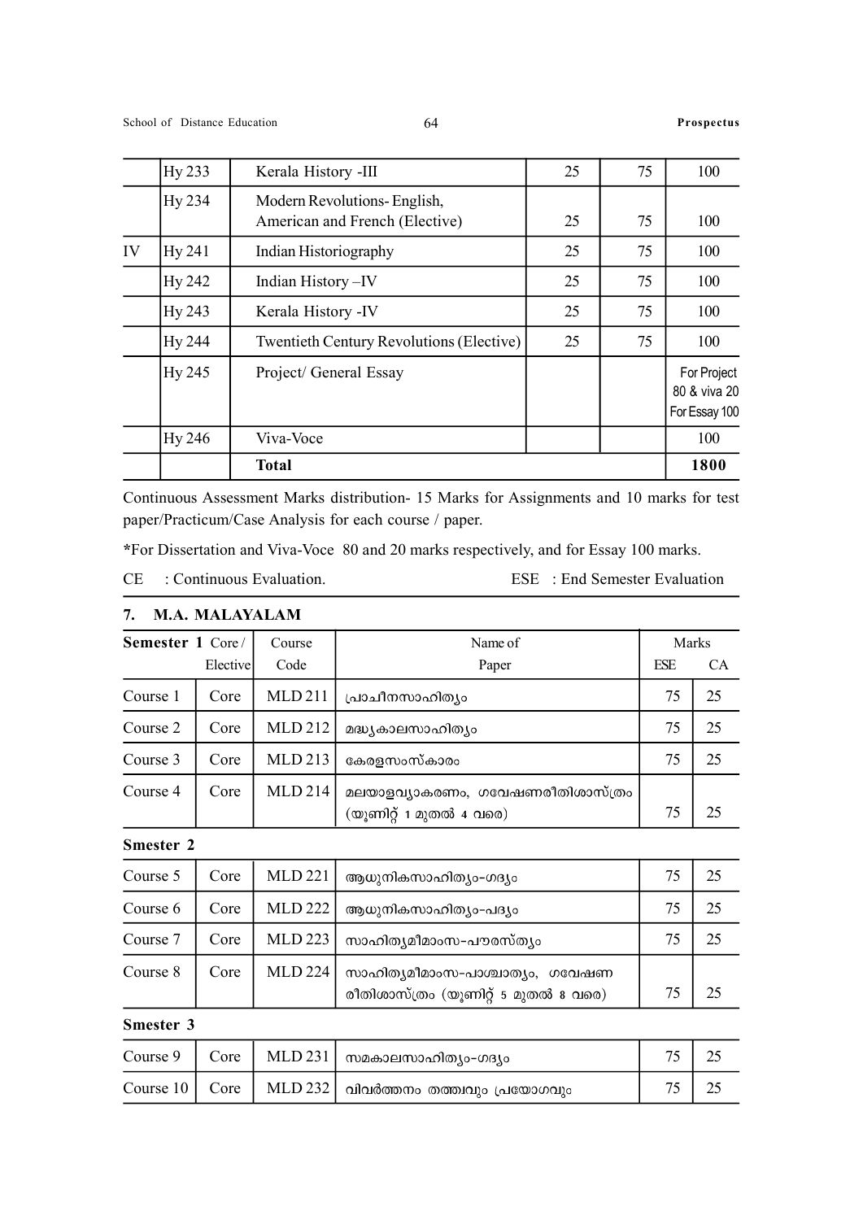|  | Hy 233 | Kerala History -III | 25 | 75 | 100 |
|---|---|---|---|---|---|
|  | Hy 234 | Modern Revolutions- English, American and French (Elective) | 25 | 75 | 100 |
| IV | Hy 241 | Indian Historiography | 25 | 75 | 100 |
|  | Hy 242 | Indian History –IV | 25 | 75 | 100 |
|  | Hy 243 | Kerala History -IV | 25 | 75 | 100 |
|  | Hy 244 | Twentieth Century Revolutions (Elective) | 25 | 75 | 100 |
|  | Hy 245 | Project/ General Essay |  |  | For Project 80 & viva 20 For Essay 100 |
|  | Hy 246 | Viva-Voce |  |  | 100 |
|  |  | **Total** |  |  | **1800** |

Continuous Assessment Marks distribution- 15 Marks for Assignments and 10 marks for test paper/Practicum/Case Analysis for each course / paper.

*For Dissertation and Viva-Voce 80 and 20 marks respectively, and for Essay 100 marks.

CE : Continuous Evaluation. ESE : End Semester Evaluation

## 7. M.A. MALAYALAM

| Semester 1 | Core / Elective | Course Code | Name of Paper | Marks ESE | Marks CA |
|---|---|---|---|---|---|
| Course 1 | Core | MLD 211 | പ്രാചീനസാഹിത്യം | 75 | 25 |
| Course 2 | Core | MLD 212 | മദ്ധ്യകാലസാഹിത്യം | 75 | 25 |
| Course 3 | Core | MLD 213 | കേരളസംസ്കാരം | 75 | 25 |
| Course 4 | Core | MLD 214 | മലയാളവ്യാകരണം, ഗവേഷണരീതിശാസ്ത്രം (യൂണിറ്റ് 1 മുതൽ 4 വരെ) | 75 | 25 |
| **Smester 2** |  |  |  |  |  |
| Course 5 | Core | MLD 221 | ആധുനികസാഹിത്യം-ഗദ്യം | 75 | 25 |
| Course 6 | Core | MLD 222 | ആധുനികസാഹിത്യം-പദ്യം | 75 | 25 |
| Course 7 | Core | MLD 223 | സാഹിത്യമീമാംസ-പൗരസ്ത്യം | 75 | 25 |
| Course 8 | Core | MLD 224 | സാഹിത്യമീമാംസ-പാശ്ചാത്യം, ഗവേഷണ രീതിശാസ്ത്രം (യൂണിറ്റ് 5 മുതൽ 8 വരെ) | 75 | 25 |
| **Smester 3** |  |  |  |  |  |
| Course 9 | Core | MLD 231 | സമകാലസാഹിത്യം-ഗദ്യം | 75 | 25 |
| Course 10 | Core | MLD 232 | വിവർത്തനം തത്ത്വവും പ്രയോഗവും | 75 | 25 |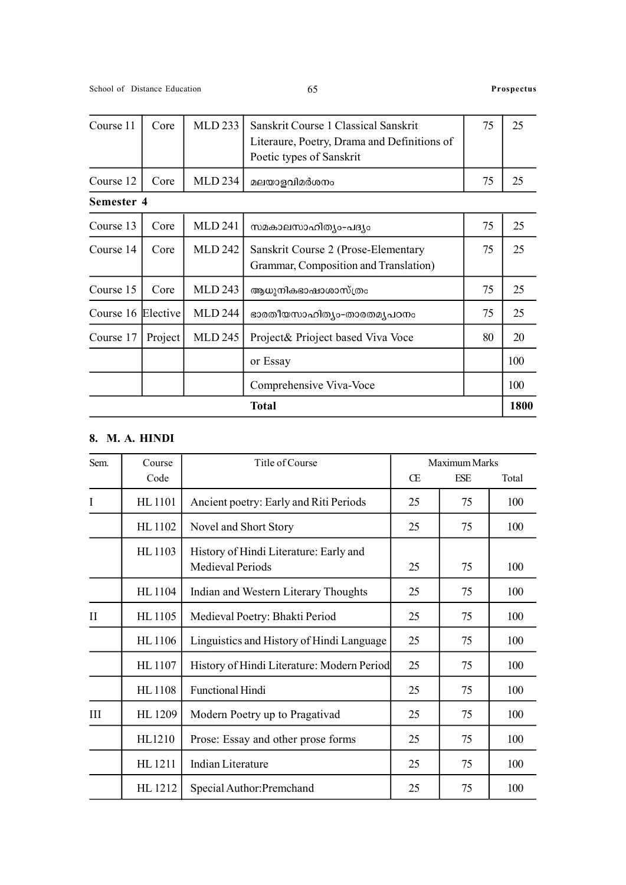| Course 11 | Core | MLD 233 | Sanskrit Course 1 Classical Sanskrit Literaure, Poetry, Drama and Definitions of Poetic types of Sanskrit | 75 | 25 |
|---|---|---|---|---|---|
| Course 12 | Core | MLD 234 | മലയാളവിമർശനം | 75 | 25 |
| **Semester 4** | | | | | |
| Course 13 | Core | MLD 241 | സമകാലസാഹിത്യം-പദ്യം | 75 | 25 |
| Course 14 | Core | MLD 242 | Sanskrit Course 2 (Prose-Elementary Grammar, Composition and Translation) | 75 | 25 |
| Course 15 | Core | MLD 243 | ആധുനികഭാഷാശാസ്ത്രം | 75 | 25 |
| Course 16 | Elective | MLD 244 | ഭാരതീയസാഹിത്യം-താരതമ്യപഠനം | 75 | 25 |
| Course 17 | Project | MLD 245 | Project& Prioject based Viva Voce | 80 | 20 |
| | | | or Essay | | 100 |
| | | | Comprehensive Viva-Voce | | 100 |
| | | | **Total** | | **1800** |

## 8. M. A. HINDI

| Sem. | Course Code | Title of Course | Maximum Marks | | |
|---|---|---|---|---|---|
| | | | CE | ESE | Total |
| I | HL 1101 | Ancient poetry: Early and Riti Periods | 25 | 75 | 100 |
| | HL 1102 | Novel and Short Story | 25 | 75 | 100 |
| | HL 1103 | History of Hindi Literature: Early and Medieval Periods | 25 | 75 | 100 |
| | HL 1104 | Indian and Western Literary Thoughts | 25 | 75 | 100 |
| II | HL 1105 | Medieval Poetry: Bhakti Period | 25 | 75 | 100 |
| | HL 1106 | Linguistics and History of Hindi Language | 25 | 75 | 100 |
| | HL 1107 | History of Hindi Literature: Modern Period | 25 | 75 | 100 |
| | HL 1108 | Functional Hindi | 25 | 75 | 100 |
| III | HL 1209 | Modern Poetry up to Pragativad | 25 | 75 | 100 |
| | HL1210 | Prose: Essay and other prose forms | 25 | 75 | 100 |
| | HL 1211 | Indian Literature | 25 | 75 | 100 |
| | HL 1212 | Special Author:Premchand | 25 | 75 | 100 |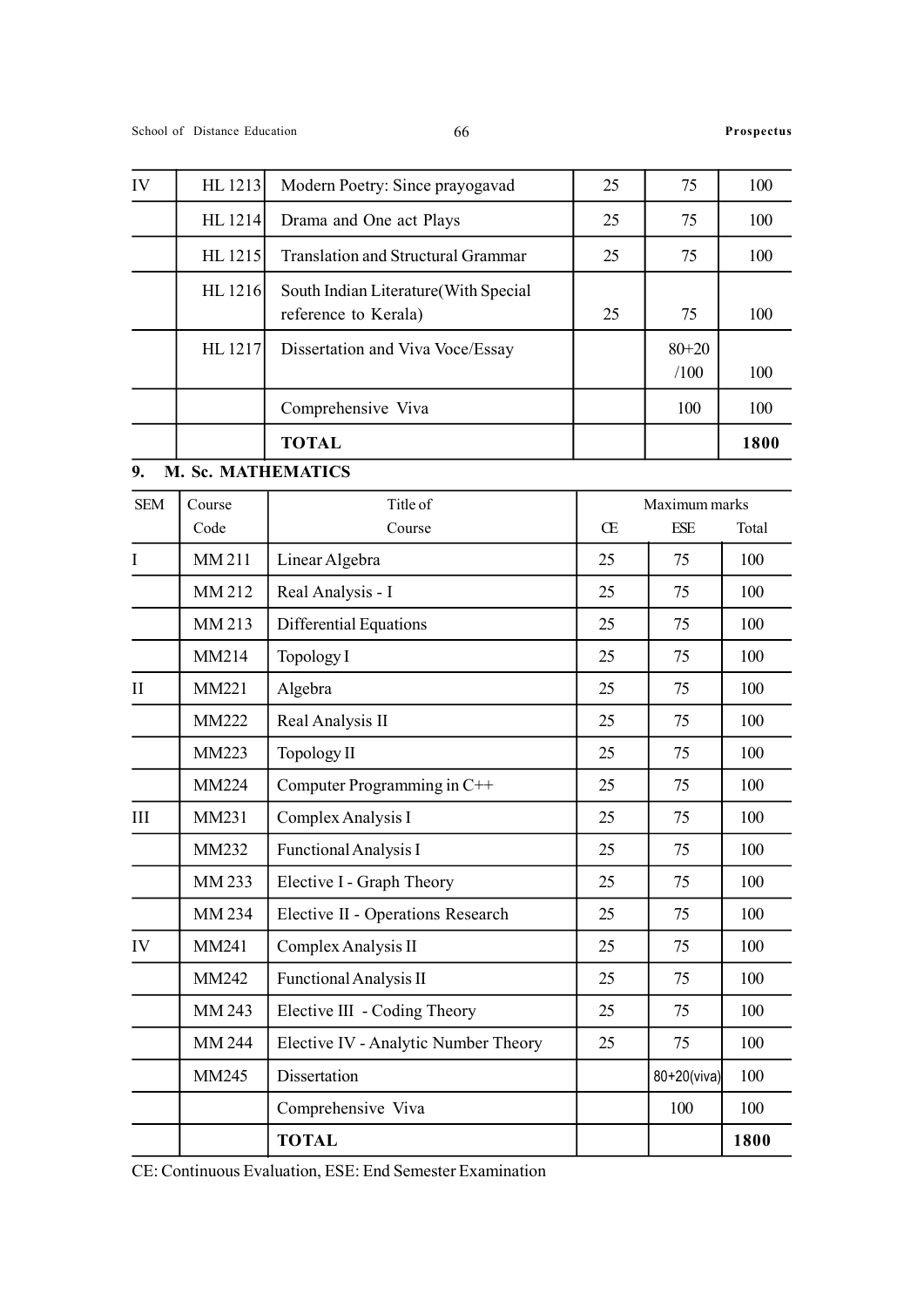| IV | HL 1213 | Modern Poetry: Since prayogavad | 25 | 75 | 100 |
|---|---|---|---|---|---|
| | HL 1214 | Drama and One act Plays | 25 | 75 | 100 |
| | HL 1215 | Translation and Structural Grammar | 25 | 75 | 100 |
| | HL 1216 | South Indian Literature(With Special reference to Kerala) | 25 | 75 | 100 |
| | HL 1217 | Dissertation and Viva Voce/Essay | | 80+20 /100 | 100 |
| | | Comprehensive Viva | | 100 | 100 |
| | | **TOTAL** | | | **1800** |

## 9. M. Sc. MATHEMATICS

| SEM | Course Code | Title of Course | Maximum marks | | |
|---|---|---|---|---|---|
| | | | CE | ESE | Total |
| I | MM 211 | Linear Algebra | 25 | 75 | 100 |
| | MM 212 | Real Analysis - I | 25 | 75 | 100 |
| | MM 213 | Differential Equations | 25 | 75 | 100 |
| | MM214 | Topology I | 25 | 75 | 100 |
| II | MM221 | Algebra | 25 | 75 | 100 |
| | MM222 | Real Analysis II | 25 | 75 | 100 |
| | MM223 | Topology II | 25 | 75 | 100 |
| | MM224 | Computer Programming in C++ | 25 | 75 | 100 |
| III | MM231 | Complex Analysis I | 25 | 75 | 100 |
| | MM232 | Functional Analysis I | 25 | 75 | 100 |
| | MM 233 | Elective I - Graph Theory | 25 | 75 | 100 |
| | MM 234 | Elective II - Operations Research | 25 | 75 | 100 |
| IV | MM241 | Complex Analysis II | 25 | 75 | 100 |
| | MM242 | Functional Analysis II | 25 | 75 | 100 |
| | MM 243 | Elective III - Coding Theory | 25 | 75 | 100 |
| | MM 244 | Elective IV - Analytic Number Theory | 25 | 75 | 100 |
| | MM245 | Dissertation | | 80+20(viva) | 100 |
| | | Comprehensive Viva | | 100 | 100 |
| | | **TOTAL** | | | **1800** |

CE: Continuous Evaluation, ESE: End Semester Examination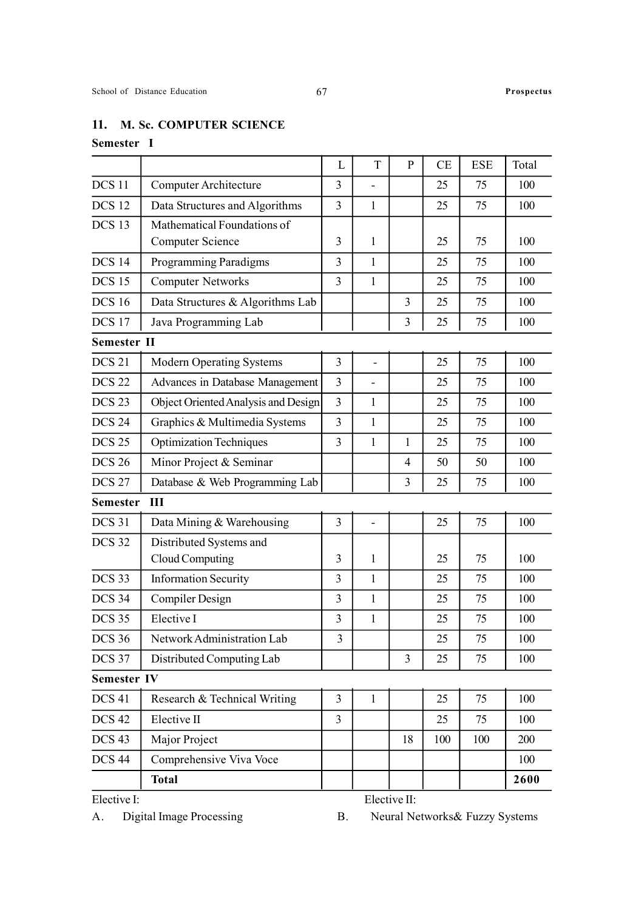## 11. M. Sc. COMPUTER SCIENCE

**Semester I**

| | | L | T | P | CE | ESE | Total |
|---|---|---|---|---|---|---|---|
| DCS 11 | Computer Architecture | 3 | - | | 25 | 75 | 100 |
| DCS 12 | Data Structures and Algorithms | 3 | 1 | | 25 | 75 | 100 |
| DCS 13 | Mathematical Foundations of Computer Science | 3 | 1 | | 25 | 75 | 100 |
| DCS 14 | Programming Paradigms | 3 | 1 | | 25 | 75 | 100 |
| DCS 15 | Computer Networks | 3 | 1 | | 25 | 75 | 100 |
| DCS 16 | Data Structures & Algorithms Lab | | | 3 | 25 | 75 | 100 |
| DCS 17 | Java Programming Lab | | | 3 | 25 | 75 | 100 |
| **Semester II** | | | | | | | |
| DCS 21 | Modern Operating Systems | 3 | - | | 25 | 75 | 100 |
| DCS 22 | Advances in Database Management | 3 | - | | 25 | 75 | 100 |
| DCS 23 | Object Oriented Analysis and Design | 3 | 1 | | 25 | 75 | 100 |
| DCS 24 | Graphics & Multimedia Systems | 3 | 1 | | 25 | 75 | 100 |
| DCS 25 | Optimization Techniques | 3 | 1 | 1 | 25 | 75 | 100 |
| DCS 26 | Minor Project & Seminar | | | 4 | 50 | 50 | 100 |
| DCS 27 | Database & Web Programming Lab | | | 3 | 25 | 75 | 100 |
| **Semester III** | | | | | | | |
| DCS 31 | Data Mining & Warehousing | 3 | - | | 25 | 75 | 100 |
| DCS 32 | Distributed Systems and Cloud Computing | 3 | 1 | | 25 | 75 | 100 |
| DCS 33 | Information Security | 3 | 1 | | 25 | 75 | 100 |
| DCS 34 | Compiler Design | 3 | 1 | | 25 | 75 | 100 |
| DCS 35 | Elective I | 3 | 1 | | 25 | 75 | 100 |
| DCS 36 | Network Administration Lab | 3 | | | 25 | 75 | 100 |
| DCS 37 | Distributed Computing Lab | | | 3 | 25 | 75 | 100 |
| **Semester IV** | | | | | | | |
| DCS 41 | Research & Technical Writing | 3 | 1 | | 25 | 75 | 100 |
| DCS 42 | Elective II | 3 | | | 25 | 75 | 100 |
| DCS 43 | Major Project | | | 18 | 100 | 100 | 200 |
| DCS 44 | Comprehensive Viva Voce | | | | | | 100 |
| | **Total** | | | | | | **2600** |

Elective I:

A. Digital Image Processing

Elective II:

B. Neural Networks& Fuzzy Systems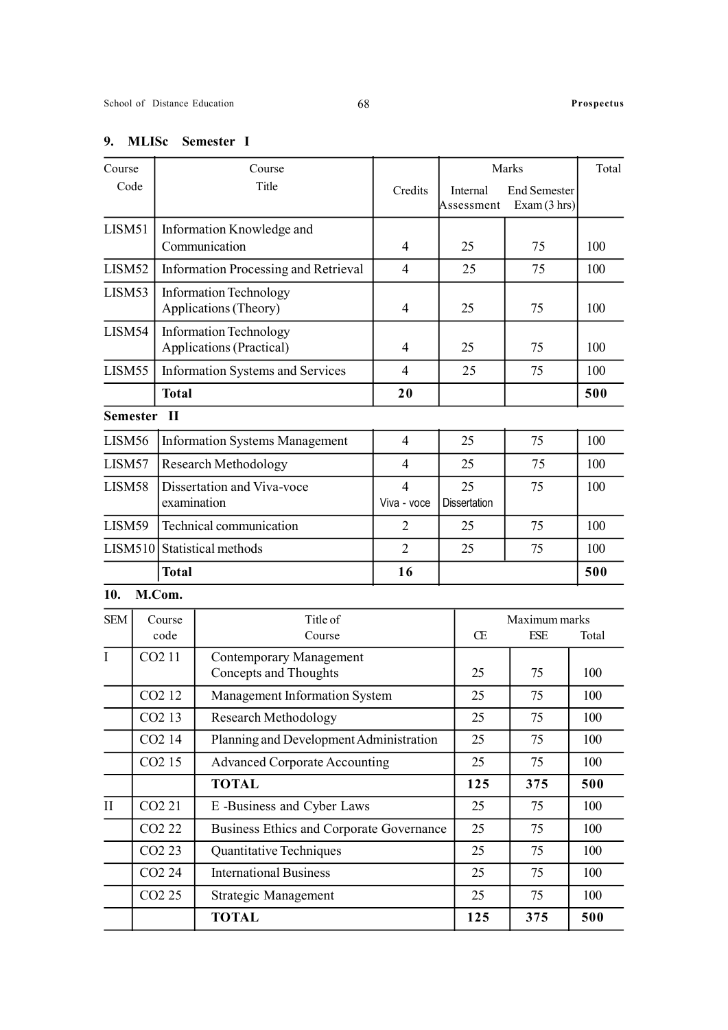## 9. MLISc Semester I

| Course Code | Course Title | Credits | Marks | | Total |
|---|---|---|---|---|---|
| | | | Internal Assessment | End Semester Exam (3 hrs) | |
| LISM51 | Information Knowledge and Communication | 4 | 25 | 75 | 100 |
| LISM52 | Information Processing and Retrieval | 4 | 25 | 75 | 100 |
| LISM53 | Information Technology Applications (Theory) | 4 | 25 | 75 | 100 |
| LISM54 | Information Technology Applications (Practical) | 4 | 25 | 75 | 100 |
| LISM55 | Information Systems and Services | 4 | 25 | 75 | 100 |
| | **Total** | **20** | | | **500** |

**Semester II**

| Course Code | Course Title | Credits | Internal Assessment | End Semester Exam (3 hrs) | Total |
|---|---|---|---|---|---|
| LISM56 | Information Systems Management | 4 | 25 | 75 | 100 |
| LISM57 | Research Methodology | 4 | 25 | 75 | 100 |
| LISM58 | Dissertation and Viva-voce examination | 4 Viva - voce | 25 Dissertation | 75 | 100 |
| LISM59 | Technical communication | 2 | 25 | 75 | 100 |
| LISM510 | Statistical methods | 2 | 25 | 75 | 100 |
| | **Total** | **16** | | | **500** |

## 10. M.Com.

| SEM | Course code | Title of Course | Maximum marks | | |
|---|---|---|---|---|---|
| | | | CE | ESE | Total |
| I | CO2 11 | Contemporary Management Concepts and Thoughts | 25 | 75 | 100 |
| | CO2 12 | Management Information System | 25 | 75 | 100 |
| | CO2 13 | Research Methodology | 25 | 75 | 100 |
| | CO2 14 | Planning and Development Administration | 25 | 75 | 100 |
| | CO2 15 | Advanced Corporate Accounting | 25 | 75 | 100 |
| | | **TOTAL** | **125** | **375** | **500** |
| II | CO2 21 | E -Business and Cyber Laws | 25 | 75 | 100 |
| | CO2 22 | Business Ethics and Corporate Governance | 25 | 75 | 100 |
| | CO2 23 | Quantitative Techniques | 25 | 75 | 100 |
| | CO2 24 | International Business | 25 | 75 | 100 |
| | CO2 25 | Strategic Management | 25 | 75 | 100 |
| | | **TOTAL** | **125** | **375** | **500** |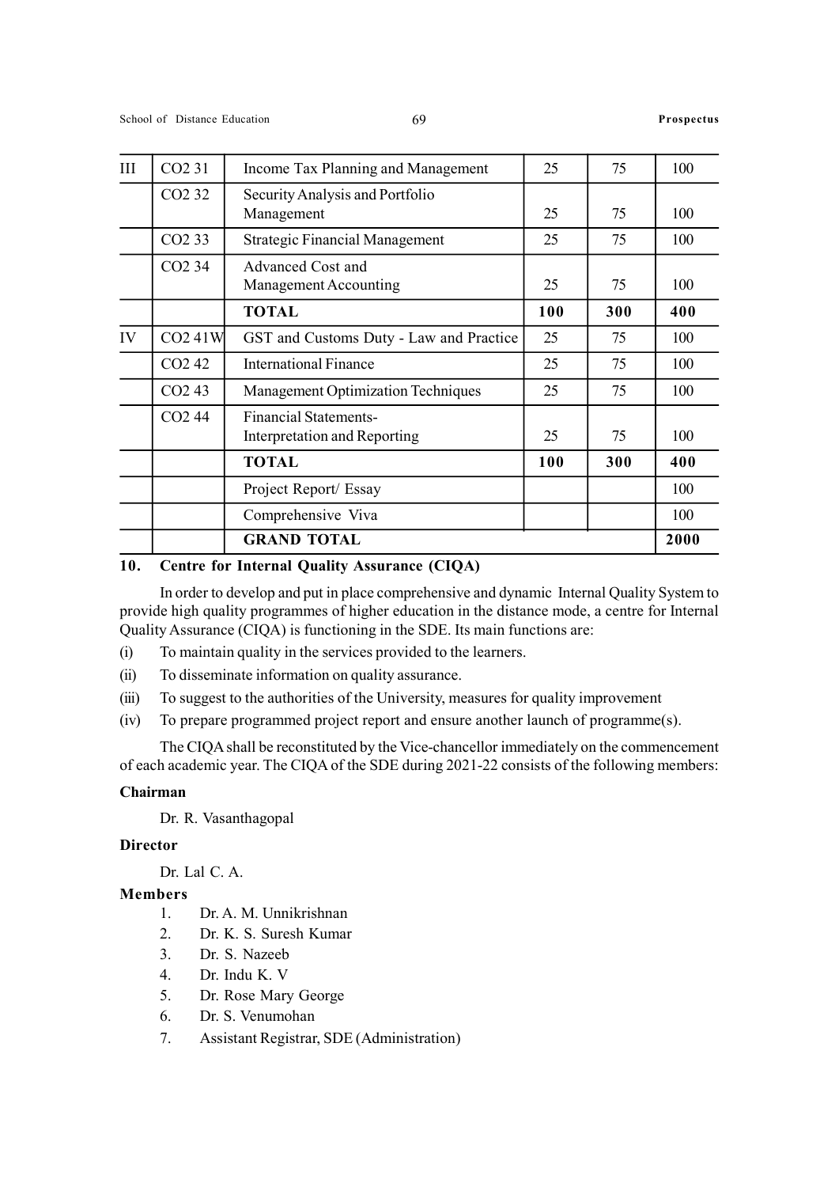| III | CO2 31 | Income Tax Planning and Management | 25 | 75 | 100 |
|---|---|---|---|---|---|
| | CO2 32 | Security Analysis and Portfolio Management | 25 | 75 | 100 |
| | CO2 33 | Strategic Financial Management | 25 | 75 | 100 |
| | CO2 34 | Advanced Cost and Management Accounting | 25 | 75 | 100 |
| | | **TOTAL** | **100** | **300** | **400** |
| IV | CO2 41W | GST and Customs Duty - Law and Practice | 25 | 75 | 100 |
| | CO2 42 | International Finance | 25 | 75 | 100 |
| | CO2 43 | Management Optimization Techniques | 25 | 75 | 100 |
| | CO2 44 | Financial Statements- Interpretation and Reporting | 25 | 75 | 100 |
| | | **TOTAL** | **100** | **300** | **400** |
| | | Project Report/ Essay | | | 100 |
| | | Comprehensive Viva | | | 100 |
| | | **GRAND TOTAL** | | | **2000** |

## 10. Centre for Internal Quality Assurance (CIQA)

In order to develop and put in place comprehensive and dynamic Internal Quality System to provide high quality programmes of higher education in the distance mode, a centre for Internal Quality Assurance (CIQA) is functioning in the SDE. Its main functions are:

(i) To maintain quality in the services provided to the learners.

(ii) To disseminate information on quality assurance.

(iii) To suggest to the authorities of the University, measures for quality improvement

(iv) To prepare programmed project report and ensure another launch of programme(s).

The CIQA shall be reconstituted by the Vice-chancellor immediately on the commencement of each academic year. The CIQA of the SDE during 2021-22 consists of the following members:

**Chairman**

Dr. R. Vasanthagopal

**Director**

Dr. Lal C. A.

**Members**

1. Dr. A. M. Unnikrishnan
2. Dr. K. S. Suresh Kumar
3. Dr. S. Nazeeb
4. Dr. Indu K. V
5. Dr. Rose Mary George
6. Dr. S. Venumohan
7. Assistant Registrar, SDE (Administration)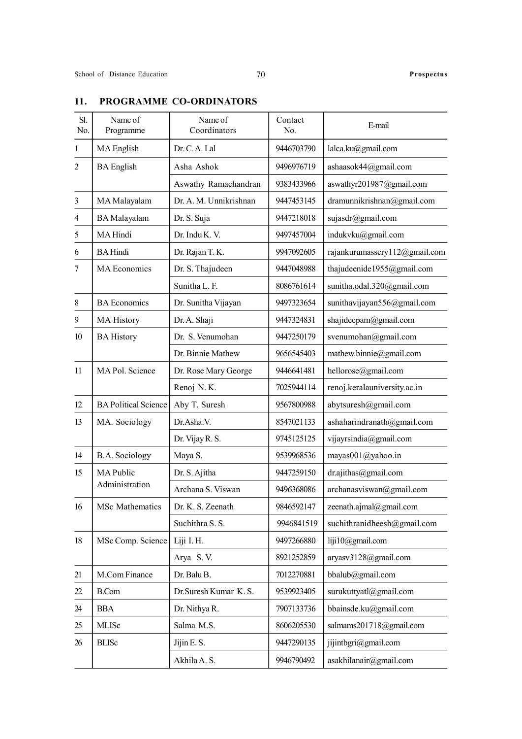## 11. PROGRAMME CO-ORDINATORS

| Sl. No. | Name of Programme | Name of Coordinators | Contact No. | E-mail |
|---|---|---|---|---|
| 1 | MA English | Dr. C. A. Lal | 9446703790 | lalca.ku@gmail.com |
| 2 | BA English | Asha Ashok | 9496976719 | ashaasok44@gmail.com |
| | | Aswathy Ramachandran | 9383433966 | aswathyr201987@gmail.com |
| 3 | MA Malayalam | Dr. A. M. Unnikrishnan | 9447453145 | dramunnikrishnan@gmail.com |
| 4 | BA Malayalam | Dr. S. Suja | 9447218018 | sujasdr@gmail.com |
| 5 | MA Hindi | Dr. Indu K. V. | 9497457004 | indukvku@gmail.com |
| 6 | BA Hindi | Dr. Rajan T. K. | 9947092605 | rajankurumassery112@gmail.com |
| 7 | MA Economics | Dr. S. Thajudeen | 9447048988 | thajudeenide1955@gmail.com |
| | | Sunitha L. F. | 8086761614 | sunitha.odal.320@gmail.com |
| 8 | BA Economics | Dr. Sunitha Vijayan | 9497323654 | sunithavijayan556@gmail.com |
| 9 | MA History | Dr. A. Shaji | 9447324831 | shajideepam@gmail.com |
| 10 | BA History | Dr. S. Venumohan | 9447250179 | svenumohan@gmail.com |
| | | Dr. Binnie Mathew | 9656545403 | mathew.binnie@gmail.com |
| 11 | MA Pol. Science | Dr. Rose Mary George | 9446641481 | hellorose@gmail.com |
| | | Renoj N. K. | 7025944114 | renoj.keralauniversity.ac.in |
| 12 | BA Political Science | Aby T. Suresh | 9567800988 | abytsuresh@gmail.com |
| 13 | MA. Sociology | Dr.Asha.V. | 8547021133 | ashaharindranath@gmail.com |
| | | Dr. Vijay R. S. | 9745125125 | vijayrsindia@gmail.com |
| 14 | B.A. Sociology | Maya S. | 9539968536 | mayas001@yahoo.in |
| 15 | MA Public Administration | Dr. S. Ajitha | 9447259150 | dr.ajithas@gmail.com |
| | | Archana S. Viswan | 9496368086 | archanasviswan@gmail.com |
| 16 | MSc Mathematics | Dr. K. S. Zeenath | 9846592147 | zeenath.ajmal@gmail.com |
| | | Suchithra S. S. | 9946841519 | suchithranidheesh@gmail.com |
| 18 | MSc Comp. Science | Liji I. H. | 9497266880 | liji10@gmail.com |
| | | Arya S. V. | 8921252859 | aryasv3128@gmail.com |
| 21 | M.Com Finance | Dr. Balu B. | 7012270881 | bbalub@gmail.com |
| 22 | B.Com | Dr.Suresh Kumar K. S. | 9539923405 | surukuttyatl@gmail.com |
| 24 | BBA | Dr. Nithya R. | 7907133736 | bbainsde.ku@gmail.com |
| 25 | MLISc | Salma M.S. | 8606205530 | salmams201718@gmail.com |
| 26 | BLISc | Jijin E. S. | 9447290135 | jijintbgri@gmail.com |
| | | Akhila A. S. | 9946790492 | asakhilanair@gmail.com |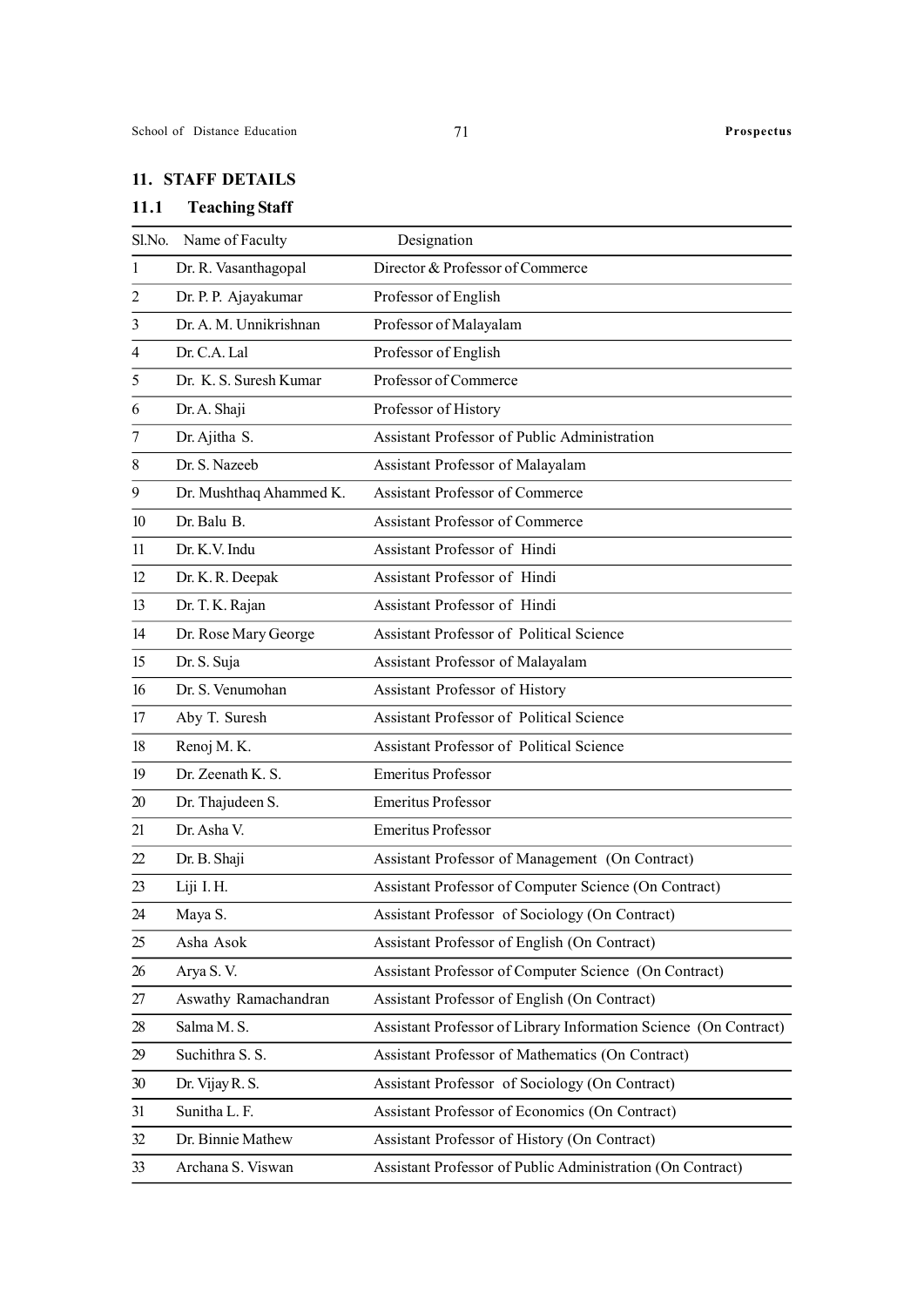## 11. STAFF DETAILS

### 11.1 Teaching Staff

| Sl.No. | Name of Faculty | Designation |
|---|---|---|
| 1 | Dr. R. Vasanthagopal | Director & Professor of Commerce |
| 2 | Dr. P. P. Ajayakumar | Professor of English |
| 3 | Dr. A. M. Unnikrishnan | Professor of Malayalam |
| 4 | Dr. C.A. Lal | Professor of English |
| 5 | Dr. K. S. Suresh Kumar | Professor of Commerce |
| 6 | Dr. A. Shaji | Professor of History |
| 7 | Dr. Ajitha S. | Assistant Professor of Public Administration |
| 8 | Dr. S. Nazeeb | Assistant Professor of Malayalam |
| 9 | Dr. Mushthaq Ahammed K. | Assistant Professor of Commerce |
| 10 | Dr. Balu B. | Assistant Professor of Commerce |
| 11 | Dr. K.V. Indu | Assistant Professor of Hindi |
| 12 | Dr. K. R. Deepak | Assistant Professor of Hindi |
| 13 | Dr. T. K. Rajan | Assistant Professor of Hindi |
| 14 | Dr. Rose Mary George | Assistant Professor of Political Science |
| 15 | Dr. S. Suja | Assistant Professor of Malayalam |
| 16 | Dr. S. Venumohan | Assistant Professor of History |
| 17 | Aby T. Suresh | Assistant Professor of Political Science |
| 18 | Renoj M. K. | Assistant Professor of Political Science |
| 19 | Dr. Zeenath K. S. | Emeritus Professor |
| 20 | Dr. Thajudeen S. | Emeritus Professor |
| 21 | Dr. Asha V. | Emeritus Professor |
| 22 | Dr. B. Shaji | Assistant Professor of Management (On Contract) |
| 23 | Liji I. H. | Assistant Professor of Computer Science (On Contract) |
| 24 | Maya S. | Assistant Professor of Sociology (On Contract) |
| 25 | Asha Asok | Assistant Professor of English (On Contract) |
| 26 | Arya S. V. | Assistant Professor of Computer Science (On Contract) |
| 27 | Aswathy Ramachandran | Assistant Professor of English (On Contract) |
| 28 | Salma M. S. | Assistant Professor of Library Information Science (On Contract) |
| 29 | Suchithra S. S. | Assistant Professor of Mathematics (On Contract) |
| 30 | Dr. Vijay R. S. | Assistant Professor of Sociology (On Contract) |
| 31 | Sunitha L. F. | Assistant Professor of Economics (On Contract) |
| 32 | Dr. Binnie Mathew | Assistant Professor of History (On Contract) |
| 33 | Archana S. Viswan | Assistant Professor of Public Administration (On Contract) |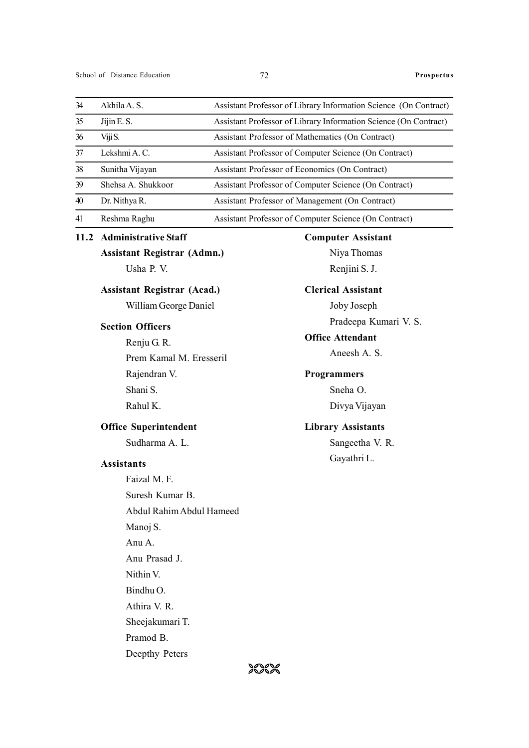| | | |
|---|---|---|
| 34 | Akhila A. S. | Assistant Professor of Library Information Science (On Contract) |
| 35 | Jijin E. S. | Assistant Professor of Library Information Science (On Contract) |
| 36 | Viji S. | Assistant Professor of Mathematics (On Contract) |
| 37 | Lekshmi A. C. | Assistant Professor of Computer Science (On Contract) |
| 38 | Sunitha Vijayan | Assistant Professor of Economics (On Contract) |
| 39 | Shehsa A. Shukkoor | Assistant Professor of Computer Science (On Contract) |
| 40 | Dr. Nithya R. | Assistant Professor of Management (On Contract) |
| 41 | Reshma Raghu | Assistant Professor of Computer Science (On Contract) |

## 11.2 Administrative Staff

**Assistant Registrar (Admn.)**

Usha P. V.

**Assistant Registrar (Acad.)**

William George Daniel

**Section Officers**

Renju G. R.
Prem Kamal M. Eresseril
Rajendran V.
Shani S.
Rahul K.

**Office Superintendent**

Sudharma A. L.

**Assistants**

Faizal M. F.
Suresh Kumar B.
Abdul Rahim Abdul Hameed
Manoj S.
Anu A.
Anu Prasad J.
Nithin V.
Bindhu O.
Athira V. R.
Sheejakumari T.
Pramod B.
Deepthy Peters

**Computer Assistant**

Niya Thomas
Renjini S. J.

**Clerical Assistant**

Joby Joseph
Pradeepa Kumari V. S.

**Office Attendant**

Aneesh A. S.

**Programmers**

Sneha O.
Divya Vijayan

**Library Assistants**

Sangeetha V. R.
Gayathri L.